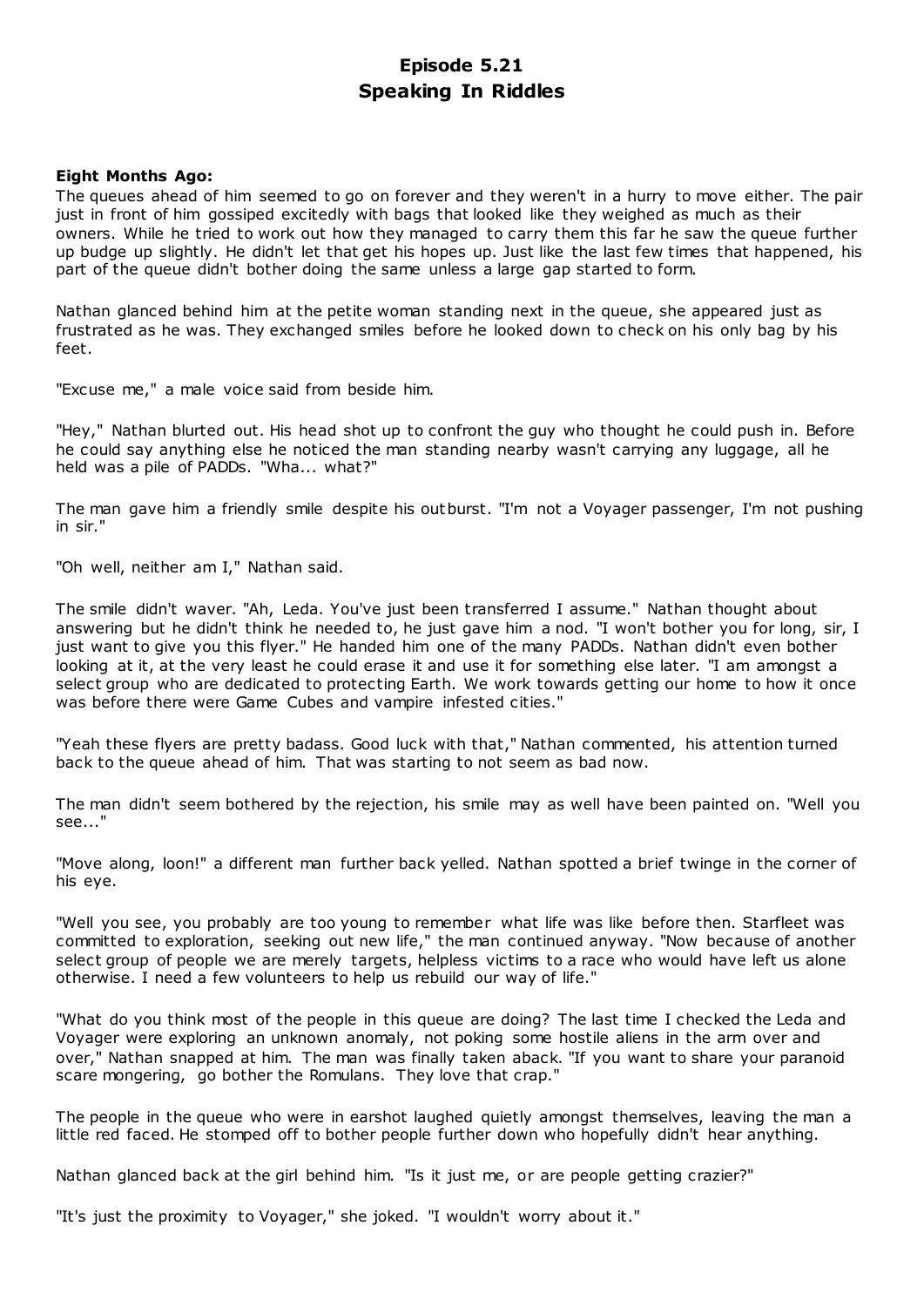# Episode 5.21
# Speaking In Riddles

**Eight Months Ago:**

The queues ahead of him seemed to go on forever and they weren't in a hurry to move either. The pair just in front of him gossiped excitedly with bags that looked like they weighed as much as their owners. While he tried to work out how they managed to carry them this far he saw the queue further up budge up slightly. He didn't let that get his hopes up. Just like the last few times that happened, his part of the queue didn't bother doing the same unless a large gap started to form.

Nathan glanced behind him at the petite woman standing next in the queue, she appeared just as frustrated as he was. They exchanged smiles before he looked down to check on his only bag by his feet.

"Excuse me," a male voice said from beside him.

"Hey," Nathan blurted out. His head shot up to confront the guy who thought he could push in. Before he could say anything else he noticed the man standing nearby wasn't carrying any luggage, all he held was a pile of PADDs. "Wha... what?"

The man gave him a friendly smile despite his outburst. "I'm not a Voyager passenger, I'm not pushing in sir."

"Oh well, neither am I," Nathan said.

The smile didn't waver. "Ah, Leda. You've just been transferred I assume." Nathan thought about answering but he didn't think he needed to, he just gave him a nod. "I won't bother you for long, sir, I just want to give you this flyer." He handed him one of the many PADDs. Nathan didn't even bother looking at it, at the very least he could erase it and use it for something else later. "I am amongst a select group who are dedicated to protecting Earth. We work towards getting our home to how it once was before there were Game Cubes and vampire infested cities."

"Yeah these flyers are pretty badass. Good luck with that," Nathan commented, his attention turned back to the queue ahead of him. That was starting to not seem as bad now.

The man didn't seem bothered by the rejection, his smile may as well have been painted on. "Well you see..."

"Move along, loon!" a different man further back yelled. Nathan spotted a brief twinge in the corner of his eye.

"Well you see, you probably are too young to remember what life was like before then. Starfleet was committed to exploration, seeking out new life," the man continued anyway. "Now because of another select group of people we are merely targets, helpless victims to a race who would have left us alone otherwise. I need a few volunteers to help us rebuild our way of life."

"What do you think most of the people in this queue are doing? The last time I checked the Leda and Voyager were exploring an unknown anomaly, not poking some hostile aliens in the arm over and over," Nathan snapped at him. The man was finally taken aback. "If you want to share your paranoid scare mongering, go bother the Romulans. They love that crap."

The people in the queue who were in earshot laughed quietly amongst themselves, leaving the man a little red faced. He stomped off to bother people further down who hopefully didn't hear anything.

Nathan glanced back at the girl behind him. "Is it just me, or are people getting crazier?"

"It's just the proximity to Voyager," she joked. "I wouldn't worry about it."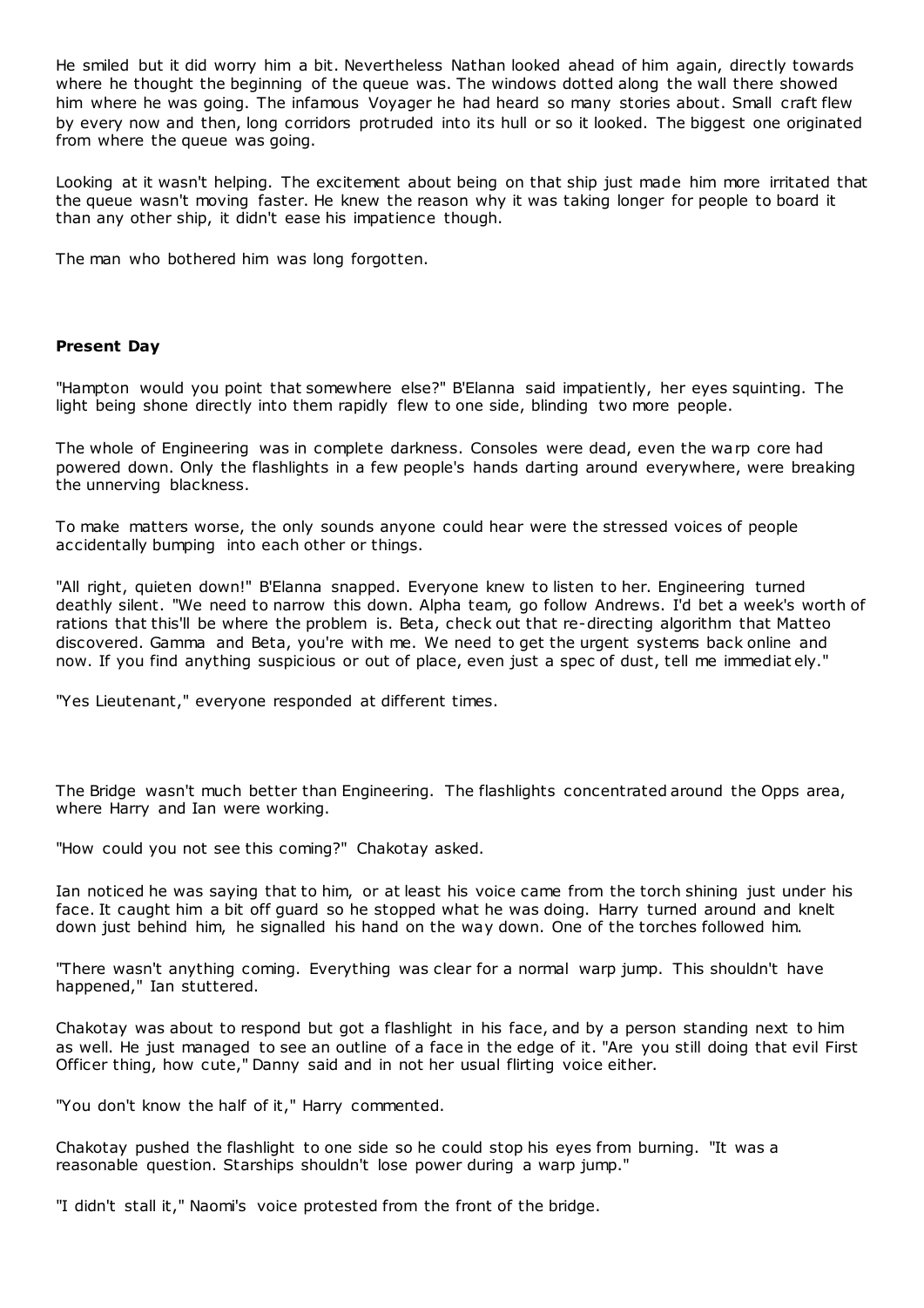He smiled but it did worry him a bit. Nevertheless Nathan looked ahead of him again, directly towards where he thought the beginning of the queue was. The windows dotted along the wall there showed him where he was going. The infamous Voyager he had heard so many stories about. Small craft flew by every now and then, long corridors protruded into its hull or so it looked. The biggest one originated from where the queue was going.

Looking at it wasn't helping. The excitement about being on that ship just made him more irritated that the queue wasn't moving faster. He knew the reason why it was taking longer for people to board it than any other ship, it didn't ease his impatience though.

The man who bothered him was long forgotten.

**Present Day**

"Hampton would you point that somewhere else?" B'Elanna said impatiently, her eyes squinting. The light being shone directly into them rapidly flew to one side, blinding two more people.

The whole of Engineering was in complete darkness. Consoles were dead, even the warp core had powered down. Only the flashlights in a few people's hands darting around everywhere, were breaking the unnerving blackness.

To make matters worse, the only sounds anyone could hear were the stressed voices of people accidentally bumping into each other or things.

"All right, quieten down!" B'Elanna snapped. Everyone knew to listen to her. Engineering turned deathly silent. "We need to narrow this down. Alpha team, go follow Andrews. I'd bet a week's worth of rations that this'll be where the problem is. Beta, check out that re-directing algorithm that Matteo discovered. Gamma and Beta, you're with me. We need to get the urgent systems back online and now. If you find anything suspicious or out of place, even just a spec of dust, tell me immediately."

"Yes Lieutenant," everyone responded at different times.

The Bridge wasn't much better than Engineering. The flashlights concentrated around the Opps area, where Harry and Ian were working.

"How could you not see this coming?" Chakotay asked.

Ian noticed he was saying that to him, or at least his voice came from the torch shining just under his face. It caught him a bit off guard so he stopped what he was doing. Harry turned around and knelt down just behind him, he signalled his hand on the way down. One of the torches followed him.

"There wasn't anything coming. Everything was clear for a normal warp jump. This shouldn't have happened," Ian stuttered.

Chakotay was about to respond but got a flashlight in his face, and by a person standing next to him as well. He just managed to see an outline of a face in the edge of it. "Are you still doing that evil First Officer thing, how cute," Danny said and in not her usual flirting voice either.

"You don't know the half of it," Harry commented.

Chakotay pushed the flashlight to one side so he could stop his eyes from burning. "It was a reasonable question. Starships shouldn't lose power during a warp jump."

"I didn't stall it," Naomi's voice protested from the front of the bridge.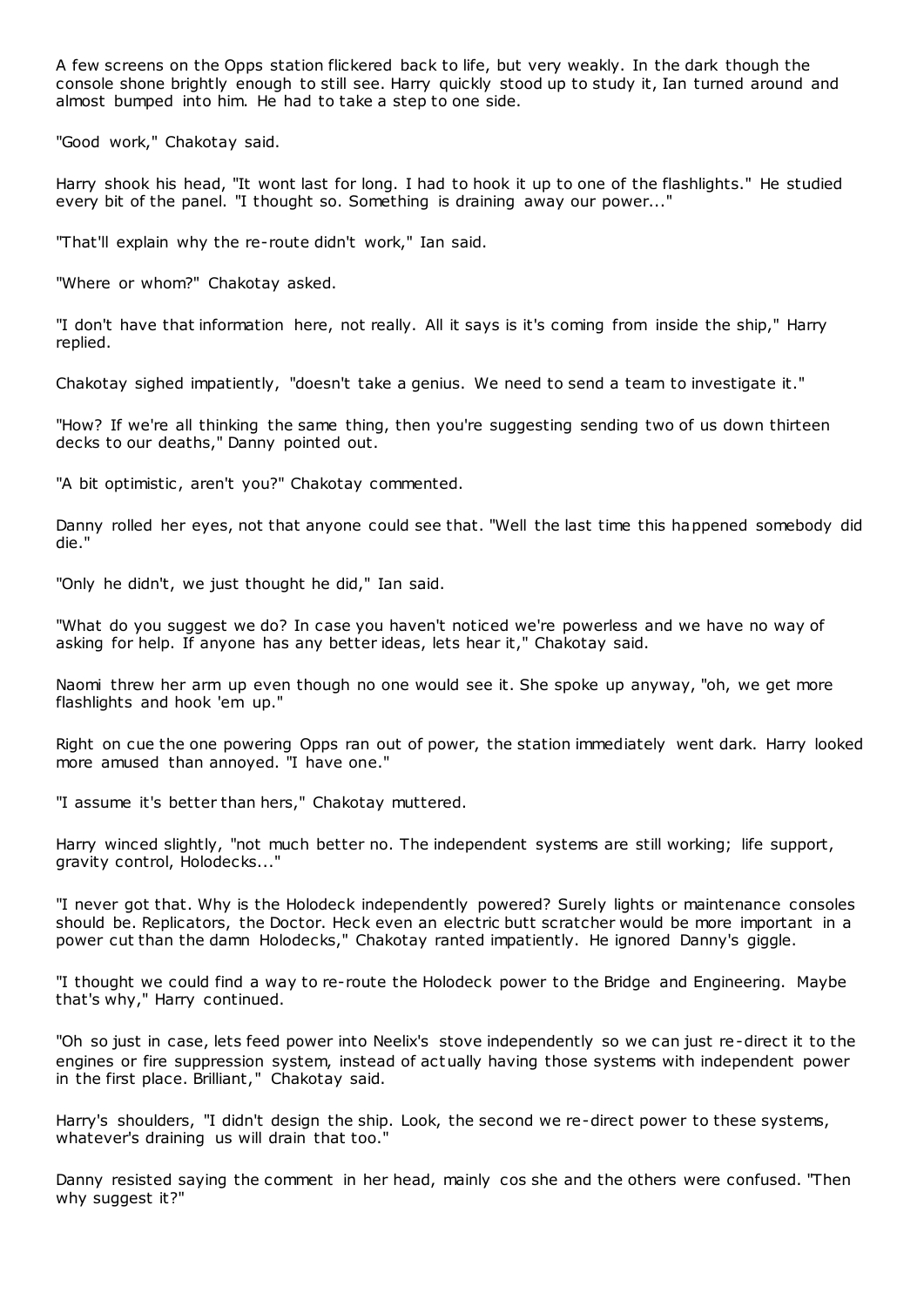A few screens on the Opps station flickered back to life, but very weakly. In the dark though the console shone brightly enough to still see. Harry quickly stood up to study it, Ian turned around and almost bumped into him. He had to take a step to one side.

"Good work," Chakotay said.

Harry shook his head, "It wont last for long. I had to hook it up to one of the flashlights." He studied every bit of the panel. "I thought so. Something is draining away our power..."

"That'll explain why the re-route didn't work," Ian said.

"Where or whom?" Chakotay asked.

"I don't have that information here, not really. All it says is it's coming from inside the ship," Harry replied.

Chakotay sighed impatiently, "doesn't take a genius. We need to send a team to investigate it."

"How? If we're all thinking the same thing, then you're suggesting sending two of us down thirteen decks to our deaths," Danny pointed out.

"A bit optimistic, aren't you?" Chakotay commented.

Danny rolled her eyes, not that anyone could see that. "Well the last time this happened somebody did die."

"Only he didn't, we just thought he did," Ian said.

"What do you suggest we do? In case you haven't noticed we're powerless and we have no way of asking for help. If anyone has any better ideas, lets hear it," Chakotay said.

Naomi threw her arm up even though no one would see it. She spoke up anyway, "oh, we get more flashlights and hook 'em up."

Right on cue the one powering Opps ran out of power, the station immediately went dark. Harry looked more amused than annoyed. "I have one."

"I assume it's better than hers," Chakotay muttered.

Harry winced slightly, "not much better no. The independent systems are still working; life support, gravity control, Holodecks..."

"I never got that. Why is the Holodeck independently powered? Surely lights or maintenance consoles should be. Replicators, the Doctor. Heck even an electric butt scratcher would be more important in a power cut than the damn Holodecks," Chakotay ranted impatiently. He ignored Danny's giggle.

"I thought we could find a way to re-route the Holodeck power to the Bridge and Engineering. Maybe that's why," Harry continued.

"Oh so just in case, lets feed power into Neelix's stove independently so we can just re-direct it to the engines or fire suppression system, instead of actually having those systems with independent power in the first place. Brilliant," Chakotay said.

Harry's shoulders, "I didn't design the ship. Look, the second we re-direct power to these systems, whatever's draining us will drain that too."

Danny resisted saying the comment in her head, mainly cos she and the others were confused. "Then why suggest it?"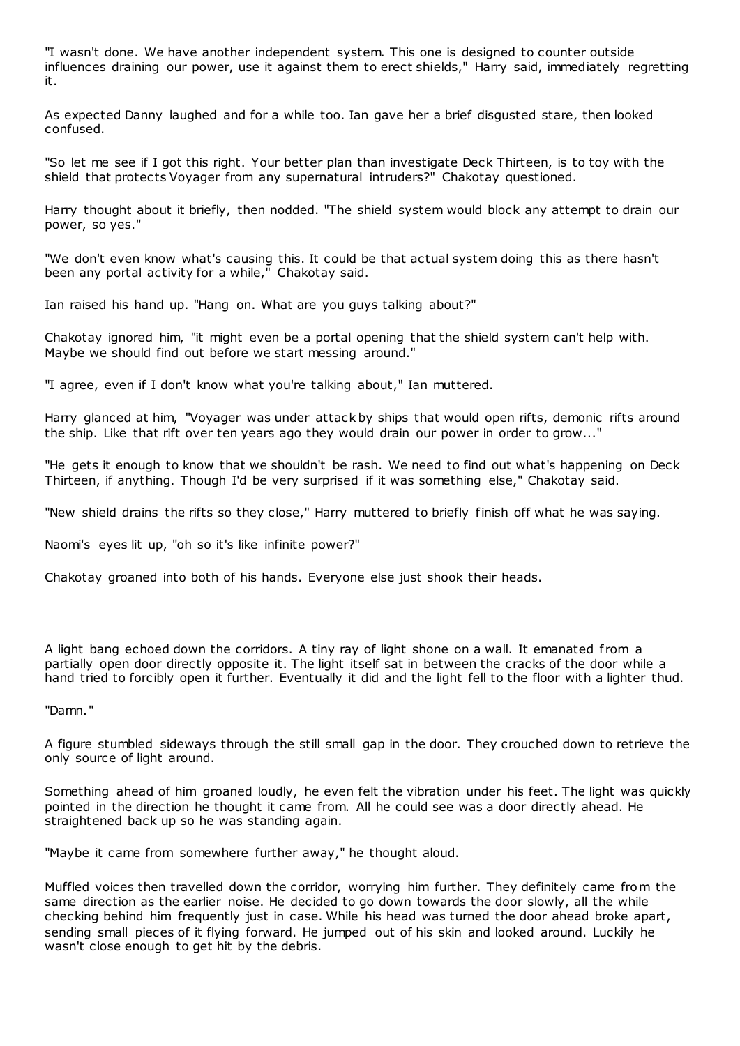"I wasn't done. We have another independent system. This one is designed to counter outside influences draining our power, use it against them to erect shields," Harry said, immediately regretting it.

As expected Danny laughed and for a while too. Ian gave her a brief disgusted stare, then looked confused.

"So let me see if I got this right. Your better plan than investigate Deck Thirteen, is to toy with the shield that protects Voyager from any supernatural intruders?" Chakotay questioned.

Harry thought about it briefly, then nodded. "The shield system would block any attempt to drain our power, so yes."

"We don't even know what's causing this. It could be that actual system doing this as there hasn't been any portal activity for a while," Chakotay said.

Ian raised his hand up. "Hang on. What are you guys talking about?"

Chakotay ignored him, "it might even be a portal opening that the shield system can't help with. Maybe we should find out before we start messing around."

"I agree, even if I don't know what you're talking about," Ian muttered.

Harry glanced at him, "Voyager was under attack by ships that would open rifts, demonic rifts around the ship. Like that rift over ten years ago they would drain our power in order to grow..."

"He gets it enough to know that we shouldn't be rash. We need to find out what's happening on Deck Thirteen, if anything. Though I'd be very surprised if it was something else," Chakotay said.

"New shield drains the rifts so they close," Harry muttered to briefly finish off what he was saying.

Naomi's eyes lit up, "oh so it's like infinite power?"

Chakotay groaned into both of his hands. Everyone else just shook their heads.

A light bang echoed down the corridors. A tiny ray of light shone on a wall. It emanated from a partially open door directly opposite it. The light itself sat in between the cracks of the door while a hand tried to forcibly open it further. Eventually it did and the light fell to the floor with a lighter thud.

"Damn."

A figure stumbled sideways through the still small gap in the door. They crouched down to retrieve the only source of light around.

Something ahead of him groaned loudly, he even felt the vibration under his feet. The light was quickly pointed in the direction he thought it came from. All he could see was a door directly ahead. He straightened back up so he was standing again.

"Maybe it came from somewhere further away," he thought aloud.

Muffled voices then travelled down the corridor, worrying him further. They definitely came from the same direction as the earlier noise. He decided to go down towards the door slowly, all the while checking behind him frequently just in case. While his head was turned the door ahead broke apart, sending small pieces of it flying forward. He jumped out of his skin and looked around. Luckily he wasn't close enough to get hit by the debris.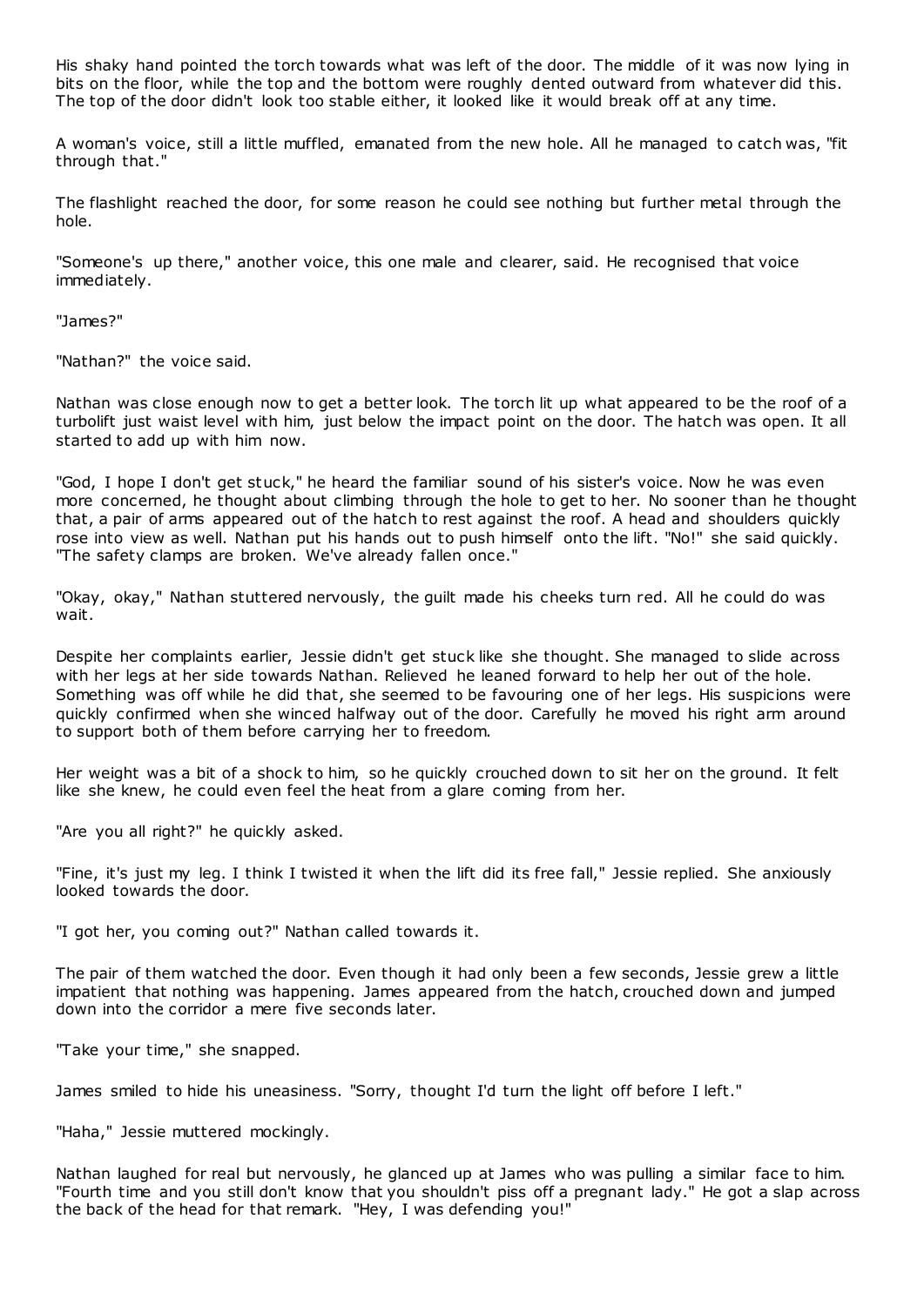His shaky hand pointed the torch towards what was left of the door. The middle of it was now lying in bits on the floor, while the top and the bottom were roughly dented outward from whatever did this. The top of the door didn't look too stable either, it looked like it would break off at any time.

A woman's voice, still a little muffled, emanated from the new hole. All he managed to catch was, "fit through that."

The flashlight reached the door, for some reason he could see nothing but further metal through the hole.

"Someone's up there," another voice, this one male and clearer, said. He recognised that voice immediately.

"James?"

"Nathan?" the voice said.

Nathan was close enough now to get a better look. The torch lit up what appeared to be the roof of a turbolift just waist level with him, just below the impact point on the door. The hatch was open. It all started to add up with him now.

"God, I hope I don't get stuck," he heard the familiar sound of his sister's voice. Now he was even more concerned, he thought about climbing through the hole to get to her. No sooner than he thought that, a pair of arms appeared out of the hatch to rest against the roof. A head and shoulders quickly rose into view as well. Nathan put his hands out to push himself onto the lift. "No!" she said quickly. "The safety clamps are broken. We've already fallen once."

"Okay, okay," Nathan stuttered nervously, the guilt made his cheeks turn red. All he could do was wait.

Despite her complaints earlier, Jessie didn't get stuck like she thought. She managed to slide across with her legs at her side towards Nathan. Relieved he leaned forward to help her out of the hole. Something was off while he did that, she seemed to be favouring one of her legs. His suspicions were quickly confirmed when she winced halfway out of the door. Carefully he moved his right arm around to support both of them before carrying her to freedom.

Her weight was a bit of a shock to him, so he quickly crouched down to sit her on the ground. It felt like she knew, he could even feel the heat from a glare coming from her.

"Are you all right?" he quickly asked.

"Fine, it's just my leg. I think I twisted it when the lift did its free fall," Jessie replied. She anxiously looked towards the door.

"I got her, you coming out?" Nathan called towards it.

The pair of them watched the door. Even though it had only been a few seconds, Jessie grew a little impatient that nothing was happening. James appeared from the hatch, crouched down and jumped down into the corridor a mere five seconds later.

"Take your time," she snapped.

James smiled to hide his uneasiness. "Sorry, thought I'd turn the light off before I left."

"Haha," Jessie muttered mockingly.

Nathan laughed for real but nervously, he glanced up at James who was pulling a similar face to him. "Fourth time and you still don't know that you shouldn't piss off a pregnant lady." He got a slap across the back of the head for that remark. "Hey, I was defending you!"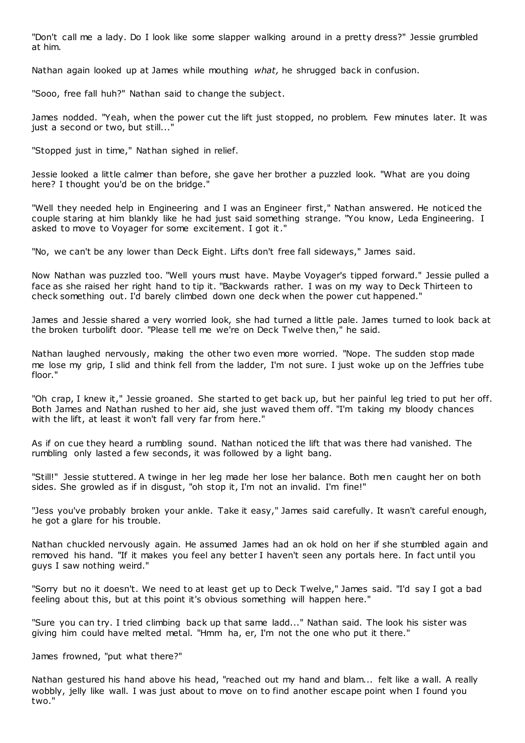"Don't call me a lady. Do I look like some slapper walking around in a pretty dress?" Jessie grumbled at him.

Nathan again looked up at James while mouthing *what,* he shrugged back in confusion.

"Sooo, free fall huh?" Nathan said to change the subject.

James nodded. "Yeah, when the power cut the lift just stopped, no problem. Few minutes later. It was just a second or two, but still..."

"Stopped just in time," Nathan sighed in relief.

Jessie looked a little calmer than before, she gave her brother a puzzled look. "What are you doing here? I thought you'd be on the bridge."

"Well they needed help in Engineering and I was an Engineer first," Nathan answered. He noticed the couple staring at him blankly like he had just said something strange. "You know, Leda Engineering. I asked to move to Voyager for some excitement. I got it."

"No, we can't be any lower than Deck Eight. Lifts don't free fall sideways," James said.

Now Nathan was puzzled too. "Well yours must have. Maybe Voyager's tipped forward." Jessie pulled a face as she raised her right hand to tip it. "Backwards rather. I was on my way to Deck Thirteen to check something out. I'd barely climbed down one deck when the power cut happened."

James and Jessie shared a very worried look, she had turned a little pale. James turned to look back at the broken turbolift door. "Please tell me we're on Deck Twelve then," he said.

Nathan laughed nervously, making the other two even more worried. "Nope. The sudden stop made me lose my grip, I slid and think fell from the ladder, I'm not sure. I just woke up on the Jeffries tube floor."

"Oh crap, I knew it," Jessie groaned. She started to get back up, but her painful leg tried to put her off. Both James and Nathan rushed to her aid, she just waved them off. "I'm taking my bloody chances with the lift, at least it won't fall very far from here."

As if on cue they heard a rumbling sound. Nathan noticed the lift that was there had vanished. The rumbling only lasted a few seconds, it was followed by a light bang.

"Still!" Jessie stuttered. A twinge in her leg made her lose her balance. Both men caught her on both sides. She growled as if in disgust, "oh stop it, I'm not an invalid. I'm fine!"

"Jess you've probably broken your ankle. Take it easy," James said carefully. It wasn't careful enough, he got a glare for his trouble.

Nathan chuckled nervously again. He assumed James had an ok hold on her if she stumbled again and removed his hand. "If it makes you feel any better I haven't seen any portals here. In fact until you guys I saw nothing weird."

"Sorry but no it doesn't. We need to at least get up to Deck Twelve," James said. "I'd say I got a bad feeling about this, but at this point it's obvious something will happen here."

"Sure you can try. I tried climbing back up that same ladd..." Nathan said. The look his sister was giving him could have melted metal. "Hmm ha, er, I'm not the one who put it there."

James frowned, "put what there?"

Nathan gestured his hand above his head, "reached out my hand and blam... felt like a wall. A really wobbly, jelly like wall. I was just about to move on to find another escape point when I found you two."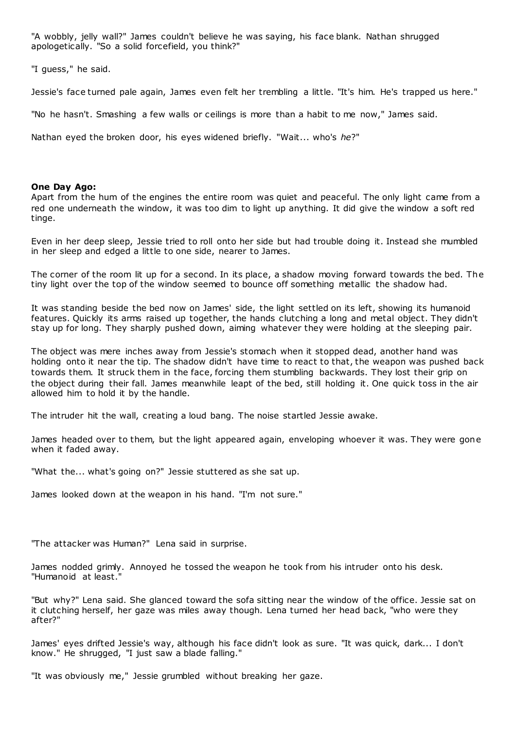"A wobbly, jelly wall?" James couldn't believe he was saying, his face blank. Nathan shrugged apologetically. "So a solid forcefield, you think?"

"I guess," he said.

Jessie's face turned pale again, James even felt her trembling a little. "It's him. He's trapped us here."

"No he hasn't. Smashing a few walls or ceilings is more than a habit to me now," James said.

Nathan eyed the broken door, his eyes widened briefly. "Wait... who's *he*?"

**One Day Ago:**

Apart from the hum of the engines the entire room was quiet and peaceful. The only light came from a red one underneath the window, it was too dim to light up anything. It did give the window a soft red tinge.

Even in her deep sleep, Jessie tried to roll onto her side but had trouble doing it. Instead she mumbled in her sleep and edged a little to one side, nearer to James.

The corner of the room lit up for a second. In its place, a shadow moving forward towards the bed. The tiny light over the top of the window seemed to bounce off something metallic the shadow had.

It was standing beside the bed now on James' side, the light settled on its left, showing its humanoid features. Quickly its arms raised up together, the hands clutching a long and metal object. They didn't stay up for long. They sharply pushed down, aiming whatever they were holding at the sleeping pair.

The object was mere inches away from Jessie's stomach when it stopped dead, another hand was holding onto it near the tip. The shadow didn't have time to react to that, the weapon was pushed back towards them. It struck them in the face, forcing them stumbling backwards. They lost their grip on the object during their fall. James meanwhile leapt of the bed, still holding it. One quick toss in the air allowed him to hold it by the handle.

The intruder hit the wall, creating a loud bang. The noise startled Jessie awake.

James headed over to them, but the light appeared again, enveloping whoever it was. They were gone when it faded away.

"What the... what's going on?" Jessie stuttered as she sat up.

James looked down at the weapon in his hand. "I'm not sure."

"The attacker was Human?" Lena said in surprise.

James nodded grimly. Annoyed he tossed the weapon he took from his intruder onto his desk. "Humanoid at least."

"But why?" Lena said. She glanced toward the sofa sitting near the window of the office. Jessie sat on it clutching herself, her gaze was miles away though. Lena turned her head back, "who were they after?"

James' eyes drifted Jessie's way, although his face didn't look as sure. "It was quick, dark... I don't know." He shrugged, "I just saw a blade falling."

"It was obviously me," Jessie grumbled without breaking her gaze.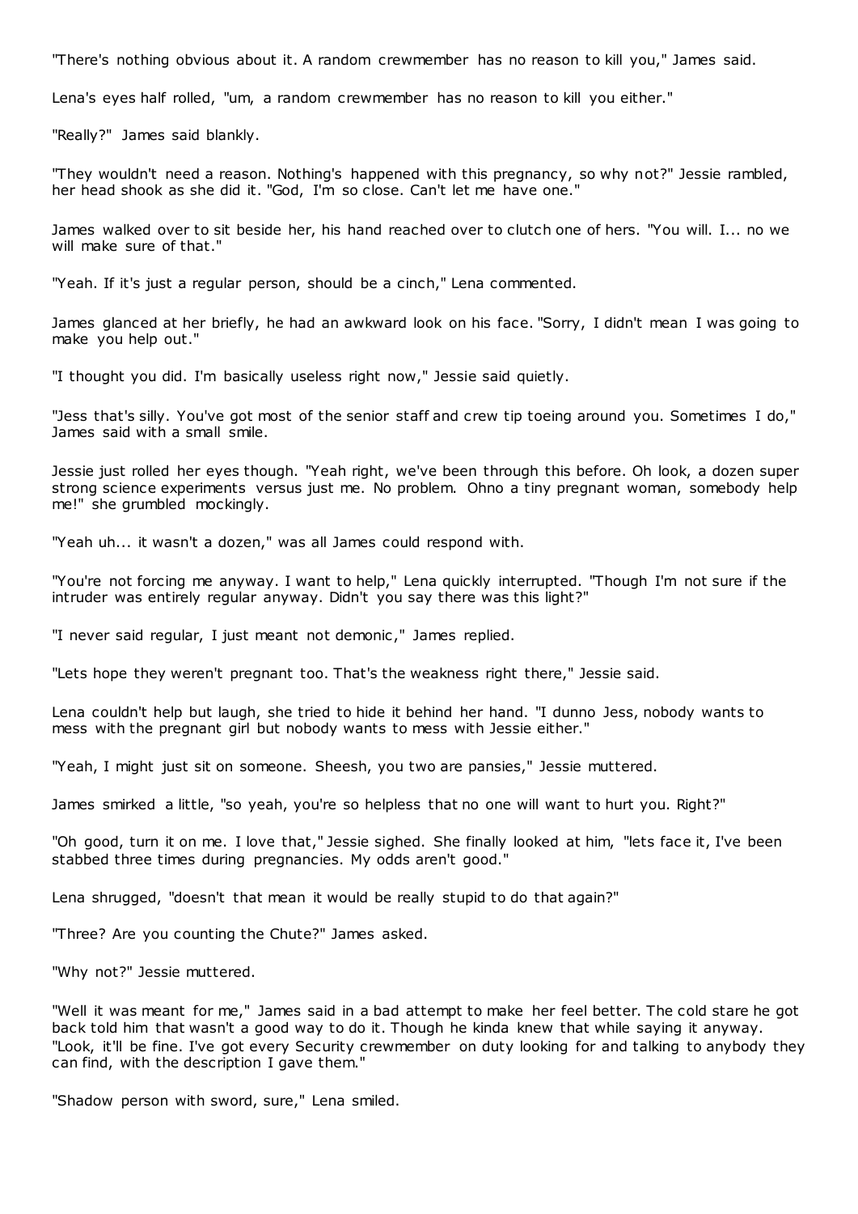"There's nothing obvious about it. A random crewmember has no reason to kill you," James said.

Lena's eyes half rolled, "um, a random crewmember has no reason to kill you either."

"Really?" James said blankly.

"They wouldn't need a reason. Nothing's happened with this pregnancy, so why not?" Jessie rambled, her head shook as she did it. "God, I'm so close. Can't let me have one."

James walked over to sit beside her, his hand reached over to clutch one of hers. "You will. I... no we will make sure of that."

"Yeah. If it's just a regular person, should be a cinch," Lena commented.

James glanced at her briefly, he had an awkward look on his face. "Sorry, I didn't mean I was going to make you help out."

"I thought you did. I'm basically useless right now," Jessie said quietly.

"Jess that's silly. You've got most of the senior staff and crew tip toeing around you. Sometimes I do," James said with a small smile.

Jessie just rolled her eyes though. "Yeah right, we've been through this before. Oh look, a dozen super strong science experiments versus just me. No problem. Ohno a tiny pregnant woman, somebody help me!" she grumbled mockingly.

"Yeah uh... it wasn't a dozen," was all James could respond with.

"You're not forcing me anyway. I want to help," Lena quickly interrupted. "Though I'm not sure if the intruder was entirely regular anyway. Didn't you say there was this light?"

"I never said regular, I just meant not demonic," James replied.

"Lets hope they weren't pregnant too. That's the weakness right there," Jessie said.

Lena couldn't help but laugh, she tried to hide it behind her hand. "I dunno Jess, nobody wants to mess with the pregnant girl but nobody wants to mess with Jessie either."

"Yeah, I might just sit on someone. Sheesh, you two are pansies," Jessie muttered.

James smirked a little, "so yeah, you're so helpless that no one will want to hurt you. Right?"

"Oh good, turn it on me. I love that," Jessie sighed. She finally looked at him, "lets face it, I've been stabbed three times during pregnancies. My odds aren't good."

Lena shrugged, "doesn't that mean it would be really stupid to do that again?"

"Three? Are you counting the Chute?" James asked.

"Why not?" Jessie muttered.

"Well it was meant for me," James said in a bad attempt to make her feel better. The cold stare he got back told him that wasn't a good way to do it. Though he kinda knew that while saying it anyway. "Look, it'll be fine. I've got every Security crewmember on duty looking for and talking to anybody they can find, with the description I gave them."

"Shadow person with sword, sure," Lena smiled.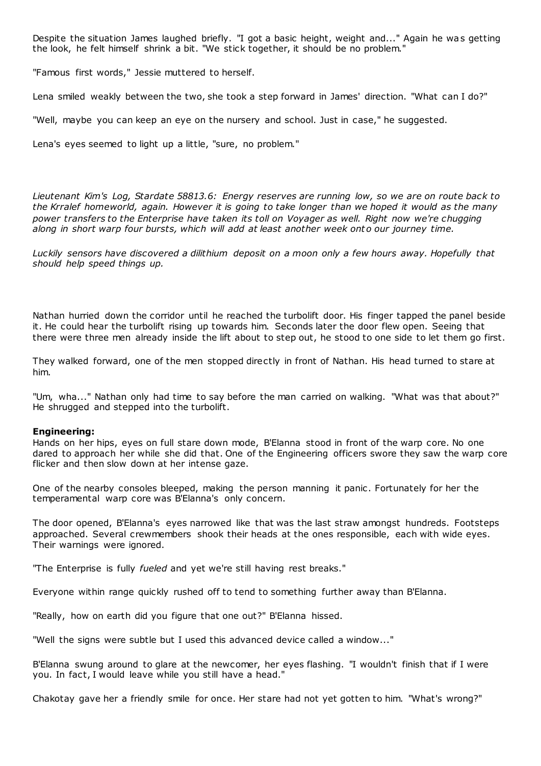Despite the situation James laughed briefly. "I got a basic height, weight and..." Again he was getting the look, he felt himself shrink a bit. "We stick together, it should be no problem."

"Famous first words," Jessie muttered to herself.

Lena smiled weakly between the two, she took a step forward in James' direction. "What can I do?"

"Well, maybe you can keep an eye on the nursery and school. Just in case," he suggested.

Lena's eyes seemed to light up a little, "sure, no problem."

*Lieutenant Kim's Log, Stardate 58813.6: Energy reserves are running low, so we are on route back to the Krralef homeworld, again. However it is going to take longer than we hoped it would as the many power transfers to the Enterprise have taken its toll on Voyager as well. Right now we're chugging along in short warp four bursts, which will add at least another week onto our journey time.*

*Luckily sensors have discovered a dilithium deposit on a moon only a few hours away. Hopefully that should help speed things up.*

Nathan hurried down the corridor until he reached the turbolift door. His finger tapped the panel beside it. He could hear the turbolift rising up towards him. Seconds later the door flew open. Seeing that there were three men already inside the lift about to step out, he stood to one side to let them go first.

They walked forward, one of the men stopped directly in front of Nathan. His head turned to stare at him.

"Um, wha..." Nathan only had time to say before the man carried on walking. "What was that about?" He shrugged and stepped into the turbolift.

**Engineering:**
Hands on her hips, eyes on full stare down mode, B'Elanna stood in front of the warp core. No one dared to approach her while she did that. One of the Engineering officers swore they saw the warp core flicker and then slow down at her intense gaze.

One of the nearby consoles bleeped, making the person manning it panic. Fortunately for her the temperamental warp core was B'Elanna's only concern.

The door opened, B'Elanna's eyes narrowed like that was the last straw amongst hundreds. Footsteps approached. Several crewmembers shook their heads at the ones responsible, each with wide eyes. Their warnings were ignored.

"The Enterprise is fully *fueled* and yet we're still having rest breaks."

Everyone within range quickly rushed off to tend to something further away than B'Elanna.

"Really, how on earth did you figure that one out?" B'Elanna hissed.

"Well the signs were subtle but I used this advanced device called a window..."

B'Elanna swung around to glare at the newcomer, her eyes flashing. "I wouldn't finish that if I were you. In fact, I would leave while you still have a head."

Chakotay gave her a friendly smile for once. Her stare had not yet gotten to him. "What's wrong?"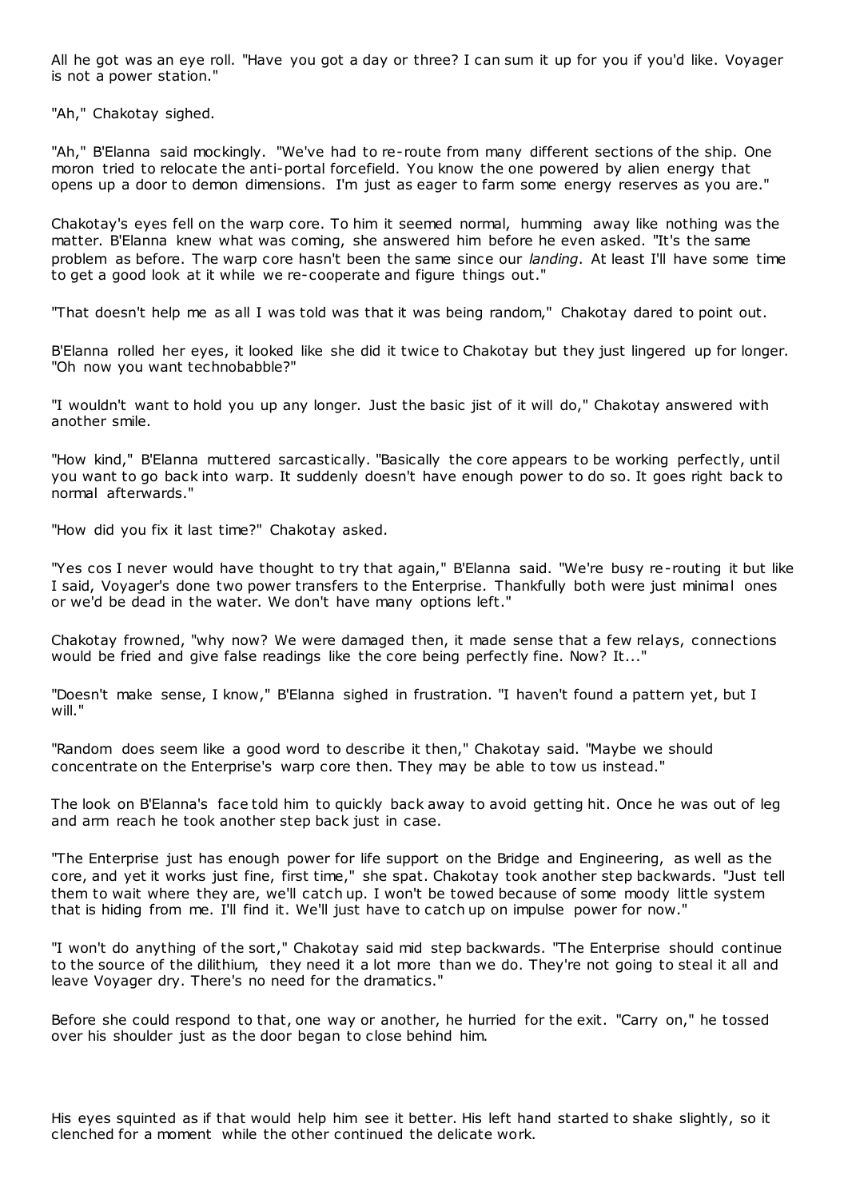All he got was an eye roll. "Have you got a day or three? I can sum it up for you if you'd like. Voyager is not a power station."

"Ah," Chakotay sighed.

"Ah," B'Elanna said mockingly. "We've had to re-route from many different sections of the ship. One moron tried to relocate the anti-portal forcefield. You know the one powered by alien energy that opens up a door to demon dimensions. I'm just as eager to farm some energy reserves as you are."

Chakotay's eyes fell on the warp core. To him it seemed normal, humming away like nothing was the matter. B'Elanna knew what was coming, she answered him before he even asked. "It's the same problem as before. The warp core hasn't been the same since our *landing*. At least I'll have some time to get a good look at it while we re-cooperate and figure things out."

"That doesn't help me as all I was told was that it was being random," Chakotay dared to point out.

B'Elanna rolled her eyes, it looked like she did it twice to Chakotay but they just lingered up for longer. "Oh now you want technobabble?"

"I wouldn't want to hold you up any longer. Just the basic jist of it will do," Chakotay answered with another smile.

"How kind," B'Elanna muttered sarcastically. "Basically the core appears to be working perfectly, until you want to go back into warp. It suddenly doesn't have enough power to do so. It goes right back to normal afterwards."

"How did you fix it last time?" Chakotay asked.

"Yes cos I never would have thought to try that again," B'Elanna said. "We're busy re-routing it but like I said, Voyager's done two power transfers to the Enterprise. Thankfully both were just minimal ones or we'd be dead in the water. We don't have many options left."

Chakotay frowned, "why now? We were damaged then, it made sense that a few relays, connections would be fried and give false readings like the core being perfectly fine. Now? It..."

"Doesn't make sense, I know," B'Elanna sighed in frustration. "I haven't found a pattern yet, but I will."

"Random does seem like a good word to describe it then," Chakotay said. "Maybe we should concentrate on the Enterprise's warp core then. They may be able to tow us instead."

The look on B'Elanna's face told him to quickly back away to avoid getting hit. Once he was out of leg and arm reach he took another step back just in case.

"The Enterprise just has enough power for life support on the Bridge and Engineering, as well as the core, and yet it works just fine, first time," she spat. Chakotay took another step backwards. "Just tell them to wait where they are, we'll catch up. I won't be towed because of some moody little system that is hiding from me. I'll find it. We'll just have to catch up on impulse power for now."

"I won't do anything of the sort," Chakotay said mid step backwards. "The Enterprise should continue to the source of the dilithium, they need it a lot more than we do. They're not going to steal it all and leave Voyager dry. There's no need for the dramatics."

Before she could respond to that, one way or another, he hurried for the exit. "Carry on," he tossed over his shoulder just as the door began to close behind him.

His eyes squinted as if that would help him see it better. His left hand started to shake slightly, so it clenched for a moment while the other continued the delicate work.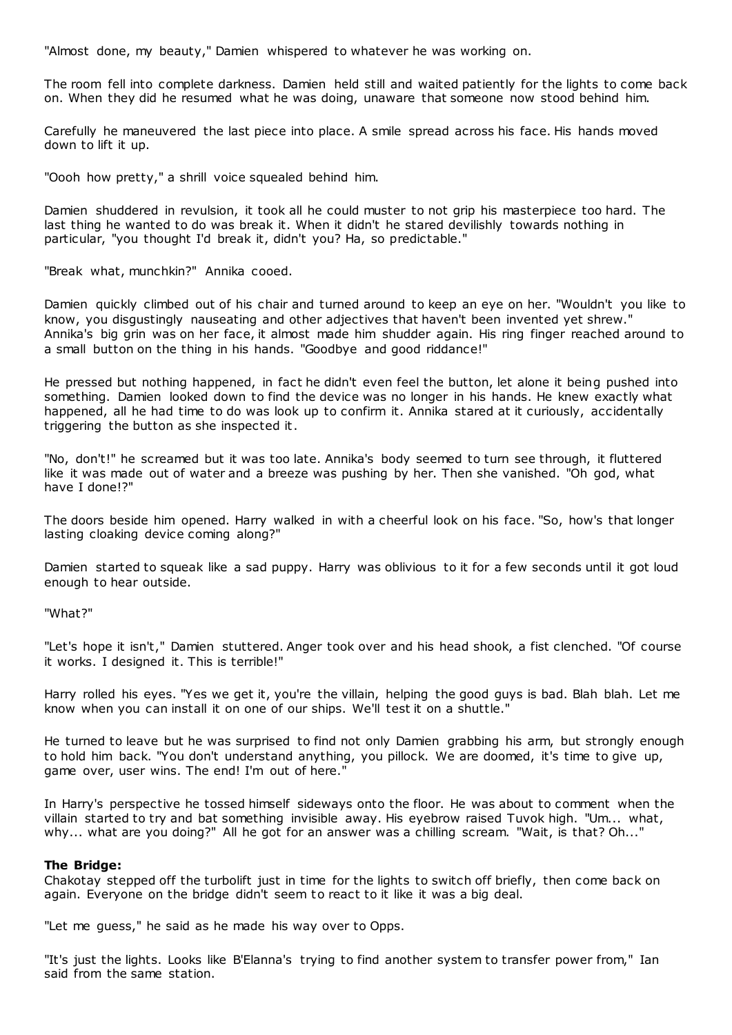"Almost done, my beauty," Damien whispered to whatever he was working on.

The room fell into complete darkness. Damien held still and waited patiently for the lights to come back on. When they did he resumed what he was doing, unaware that someone now stood behind him.

Carefully he maneuvered the last piece into place. A smile spread across his face. His hands moved down to lift it up.

"Oooh how pretty," a shrill voice squealed behind him.

Damien shuddered in revulsion, it took all he could muster to not grip his masterpiece too hard. The last thing he wanted to do was break it. When it didn't he stared devilishly towards nothing in particular, "you thought I'd break it, didn't you? Ha, so predictable."

"Break what, munchkin?" Annika cooed.

Damien quickly climbed out of his chair and turned around to keep an eye on her. "Wouldn't you like to know, you disgustingly nauseating and other adjectives that haven't been invented yet shrew." Annika's big grin was on her face, it almost made him shudder again. His ring finger reached around to a small button on the thing in his hands. "Goodbye and good riddance!"

He pressed but nothing happened, in fact he didn't even feel the button, let alone it being pushed into something. Damien looked down to find the device was no longer in his hands. He knew exactly what happened, all he had time to do was look up to confirm it. Annika stared at it curiously, accidentally triggering the button as she inspected it.

"No, don't!" he screamed but it was too late. Annika's body seemed to turn see through, it fluttered like it was made out of water and a breeze was pushing by her. Then she vanished. "Oh god, what have I done!?"

The doors beside him opened. Harry walked in with a cheerful look on his face. "So, how's that longer lasting cloaking device coming along?"

Damien started to squeak like a sad puppy. Harry was oblivious to it for a few seconds until it got loud enough to hear outside.

"What?"

"Let's hope it isn't," Damien stuttered. Anger took over and his head shook, a fist clenched. "Of course it works. I designed it. This is terrible!"

Harry rolled his eyes. "Yes we get it, you're the villain, helping the good guys is bad. Blah blah. Let me know when you can install it on one of our ships. We'll test it on a shuttle."

He turned to leave but he was surprised to find not only Damien grabbing his arm, but strongly enough to hold him back. "You don't understand anything, you pillock. We are doomed, it's time to give up, game over, user wins. The end! I'm out of here."

In Harry's perspective he tossed himself sideways onto the floor. He was about to comment when the villain started to try and bat something invisible away. His eyebrow raised Tuvok high. "Um... what, why... what are you doing?" All he got for an answer was a chilling scream. "Wait, is that? Oh..."

**The Bridge:**
Chakotay stepped off the turbolift just in time for the lights to switch off briefly, then come back on again. Everyone on the bridge didn't seem to react to it like it was a big deal.

"Let me guess," he said as he made his way over to Opps.

"It's just the lights. Looks like B'Elanna's trying to find another system to transfer power from," Ian said from the same station.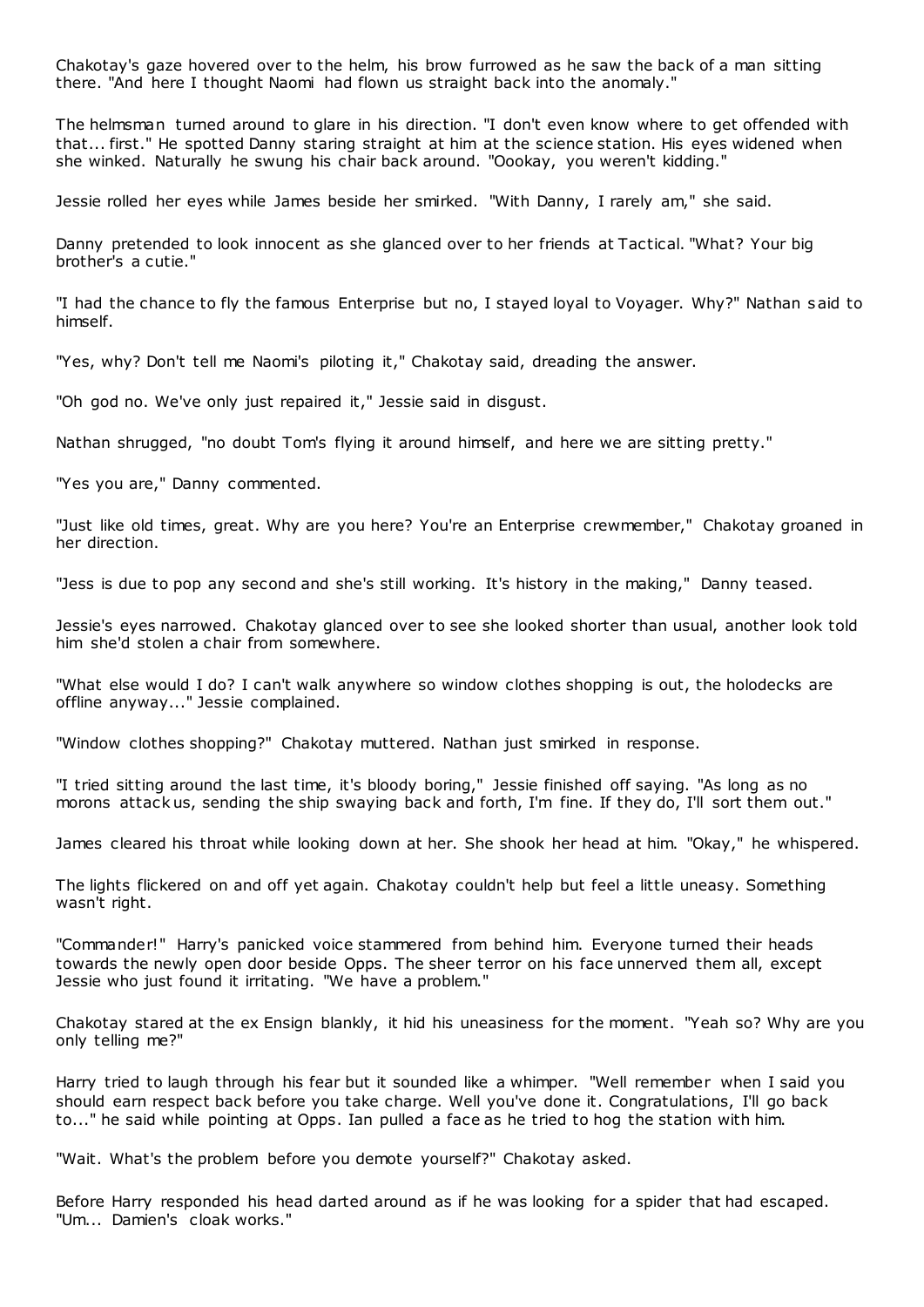Chakotay's gaze hovered over to the helm, his brow furrowed as he saw the back of a man sitting there. "And here I thought Naomi had flown us straight back into the anomaly."

The helmsman turned around to glare in his direction. "I don't even know where to get offended with that... first." He spotted Danny staring straight at him at the science station. His eyes widened when she winked. Naturally he swung his chair back around. "Oookay, you weren't kidding."

Jessie rolled her eyes while James beside her smirked. "With Danny, I rarely am," she said.

Danny pretended to look innocent as she glanced over to her friends at Tactical. "What? Your big brother's a cutie."

"I had the chance to fly the famous Enterprise but no, I stayed loyal to Voyager. Why?" Nathan said to himself.

"Yes, why? Don't tell me Naomi's piloting it," Chakotay said, dreading the answer.

"Oh god no. We've only just repaired it," Jessie said in disgust.

Nathan shrugged, "no doubt Tom's flying it around himself, and here we are sitting pretty."

"Yes you are," Danny commented.

"Just like old times, great. Why are you here? You're an Enterprise crewmember," Chakotay groaned in her direction.

"Jess is due to pop any second and she's still working. It's history in the making," Danny teased.

Jessie's eyes narrowed. Chakotay glanced over to see she looked shorter than usual, another look told him she'd stolen a chair from somewhere.

"What else would I do? I can't walk anywhere so window clothes shopping is out, the holodecks are offline anyway..." Jessie complained.

"Window clothes shopping?" Chakotay muttered. Nathan just smirked in response.

"I tried sitting around the last time, it's bloody boring," Jessie finished off saying. "As long as no morons attack us, sending the ship swaying back and forth, I'm fine. If they do, I'll sort them out."

James cleared his throat while looking down at her. She shook her head at him. "Okay," he whispered.

The lights flickered on and off yet again. Chakotay couldn't help but feel a little uneasy. Something wasn't right.

"Commander!" Harry's panicked voice stammered from behind him. Everyone turned their heads towards the newly open door beside Opps. The sheer terror on his face unnerved them all, except Jessie who just found it irritating. "We have a problem."

Chakotay stared at the ex Ensign blankly, it hid his uneasiness for the moment. "Yeah so? Why are you only telling me?"

Harry tried to laugh through his fear but it sounded like a whimper. "Well remember when I said you should earn respect back before you take charge. Well you've done it. Congratulations, I'll go back to..." he said while pointing at Opps. Ian pulled a face as he tried to hog the station with him.

"Wait. What's the problem before you demote yourself?" Chakotay asked.

Before Harry responded his head darted around as if he was looking for a spider that had escaped. "Um... Damien's cloak works."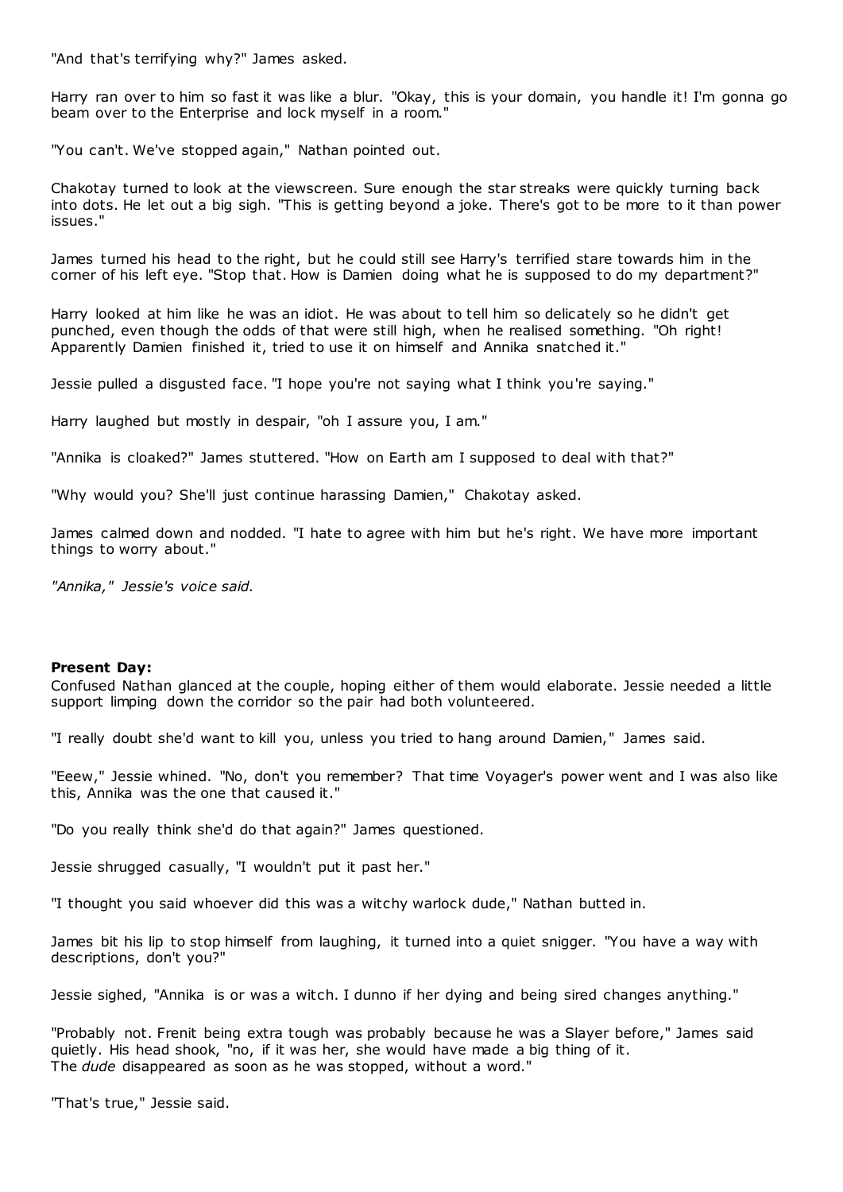"And that's terrifying why?" James asked.

Harry ran over to him so fast it was like a blur. "Okay, this is your domain, you handle it! I'm gonna go beam over to the Enterprise and lock myself in a room."

"You can't. We've stopped again," Nathan pointed out.

Chakotay turned to look at the viewscreen. Sure enough the star streaks were quickly turning back into dots. He let out a big sigh. "This is getting beyond a joke. There's got to be more to it than power issues."

James turned his head to the right, but he could still see Harry's terrified stare towards him in the corner of his left eye. "Stop that. How is Damien doing what he is supposed to do my department?"

Harry looked at him like he was an idiot. He was about to tell him so delicately so he didn't get punched, even though the odds of that were still high, when he realised something. "Oh right! Apparently Damien finished it, tried to use it on himself and Annika snatched it."

Jessie pulled a disgusted face. "I hope you're not saying what I think you're saying."

Harry laughed but mostly in despair, "oh I assure you, I am."

"Annika is cloaked?" James stuttered. "How on Earth am I supposed to deal with that?"

"Why would you? She'll just continue harassing Damien," Chakotay asked.

James calmed down and nodded. "I hate to agree with him but he's right. We have more important things to worry about."

*"Annika," Jessie's voice said.*

**Present Day:**

Confused Nathan glanced at the couple, hoping either of them would elaborate. Jessie needed a little support limping down the corridor so the pair had both volunteered.

"I really doubt she'd want to kill you, unless you tried to hang around Damien," James said.

"Eeew," Jessie whined. "No, don't you remember? That time Voyager's power went and I was also like this, Annika was the one that caused it."

"Do you really think she'd do that again?" James questioned.

Jessie shrugged casually, "I wouldn't put it past her."

"I thought you said whoever did this was a witchy warlock dude," Nathan butted in.

James bit his lip to stop himself from laughing, it turned into a quiet snigger. "You have a way with descriptions, don't you?"

Jessie sighed, "Annika is or was a witch. I dunno if her dying and being sired changes anything."

"Probably not. Frenit being extra tough was probably because he was a Slayer before," James said quietly. His head shook, "no, if it was her, she would have made a big thing of it. The *dude* disappeared as soon as he was stopped, without a word."

"That's true," Jessie said.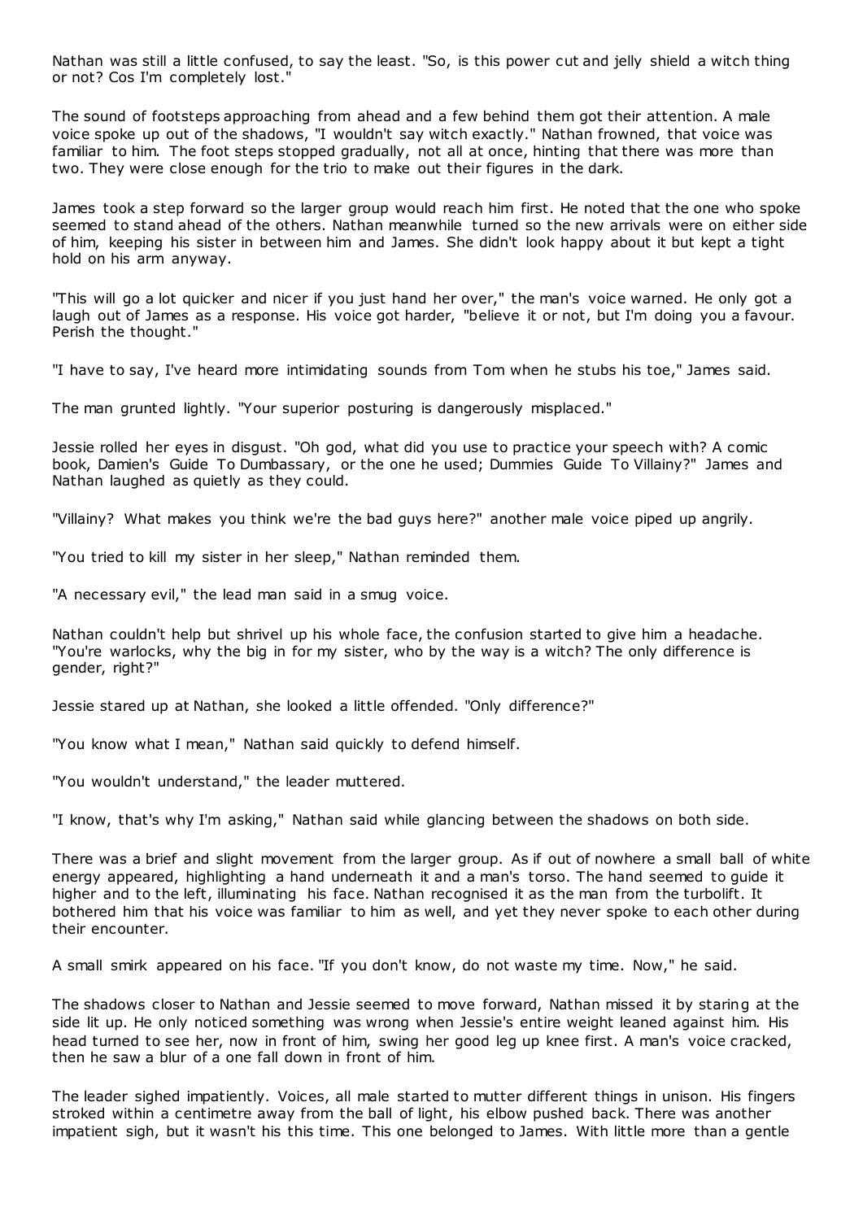Nathan was still a little confused, to say the least. "So, is this power cut and jelly shield a witch thing or not? Cos I'm completely lost."

The sound of footsteps approaching from ahead and a few behind them got their attention. A male voice spoke up out of the shadows, "I wouldn't say witch exactly." Nathan frowned, that voice was familiar to him. The foot steps stopped gradually, not all at once, hinting that there was more than two. They were close enough for the trio to make out their figures in the dark.

James took a step forward so the larger group would reach him first. He noted that the one who spoke seemed to stand ahead of the others. Nathan meanwhile turned so the new arrivals were on either side of him, keeping his sister in between him and James. She didn't look happy about it but kept a tight hold on his arm anyway.

"This will go a lot quicker and nicer if you just hand her over," the man's voice warned. He only got a laugh out of James as a response. His voice got harder, "believe it or not, but I'm doing you a favour. Perish the thought."

"I have to say, I've heard more intimidating sounds from Tom when he stubs his toe," James said.

The man grunted lightly. "Your superior posturing is dangerously misplaced."

Jessie rolled her eyes in disgust. "Oh god, what did you use to practice your speech with? A comic book, Damien's Guide To Dumbassary, or the one he used; Dummies Guide To Villainy?" James and Nathan laughed as quietly as they could.

"Villainy? What makes you think we're the bad guys here?" another male voice piped up angrily.

"You tried to kill my sister in her sleep," Nathan reminded them.

"A necessary evil," the lead man said in a smug voice.

Nathan couldn't help but shrivel up his whole face, the confusion started to give him a headache. "You're warlocks, why the big in for my sister, who by the way is a witch? The only difference is gender, right?"

Jessie stared up at Nathan, she looked a little offended. "Only difference?"

"You know what I mean," Nathan said quickly to defend himself.

"You wouldn't understand," the leader muttered.

"I know, that's why I'm asking," Nathan said while glancing between the shadows on both side.

There was a brief and slight movement from the larger group. As if out of nowhere a small ball of white energy appeared, highlighting a hand underneath it and a man's torso. The hand seemed to guide it higher and to the left, illuminating his face. Nathan recognised it as the man from the turbolift. It bothered him that his voice was familiar to him as well, and yet they never spoke to each other during their encounter.

A small smirk appeared on his face. "If you don't know, do not waste my time. Now," he said.

The shadows closer to Nathan and Jessie seemed to move forward, Nathan missed it by staring at the side lit up. He only noticed something was wrong when Jessie's entire weight leaned against him. His head turned to see her, now in front of him, swing her good leg up knee first. A man's voice cracked, then he saw a blur of a one fall down in front of him.

The leader sighed impatiently. Voices, all male started to mutter different things in unison. His fingers stroked within a centimetre away from the ball of light, his elbow pushed back. There was another impatient sigh, but it wasn't his this time. This one belonged to James. With little more than a gentle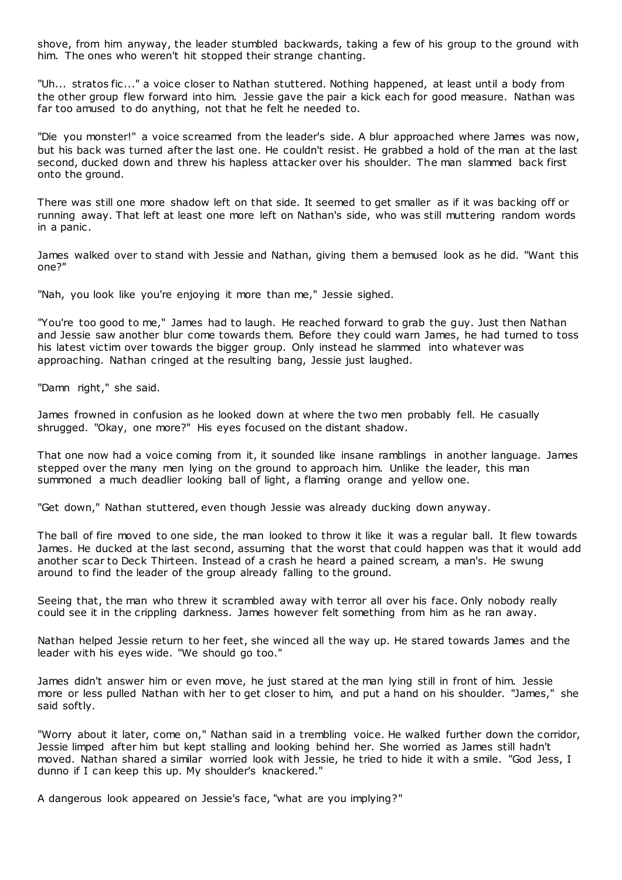shove, from him anyway, the leader stumbled backwards, taking a few of his group to the ground with him. The ones who weren't hit stopped their strange chanting.

"Uh... stratos fic..." a voice closer to Nathan stuttered. Nothing happened, at least until a body from the other group flew forward into him. Jessie gave the pair a kick each for good measure. Nathan was far too amused to do anything, not that he felt he needed to.

"Die you monster!" a voice screamed from the leader's side. A blur approached where James was now, but his back was turned after the last one. He couldn't resist. He grabbed a hold of the man at the last second, ducked down and threw his hapless attacker over his shoulder. The man slammed back first onto the ground.

There was still one more shadow left on that side. It seemed to get smaller as if it was backing off or running away. That left at least one more left on Nathan's side, who was still muttering random words in a panic.

James walked over to stand with Jessie and Nathan, giving them a bemused look as he did. "Want this one?"

"Nah, you look like you're enjoying it more than me," Jessie sighed.

"You're too good to me," James had to laugh. He reached forward to grab the guy. Just then Nathan and Jessie saw another blur come towards them. Before they could warn James, he had turned to toss his latest victim over towards the bigger group. Only instead he slammed into whatever was approaching. Nathan cringed at the resulting bang, Jessie just laughed.

"Damn right," she said.

James frowned in confusion as he looked down at where the two men probably fell. He casually shrugged. "Okay, one more?" His eyes focused on the distant shadow.

That one now had a voice coming from it, it sounded like insane ramblings in another language. James stepped over the many men lying on the ground to approach him. Unlike the leader, this man summoned a much deadlier looking ball of light, a flaming orange and yellow one.

"Get down," Nathan stuttered, even though Jessie was already ducking down anyway.

The ball of fire moved to one side, the man looked to throw it like it was a regular ball. It flew towards James. He ducked at the last second, assuming that the worst that could happen was that it would add another scar to Deck Thirteen. Instead of a crash he heard a pained scream, a man's. He swung around to find the leader of the group already falling to the ground.

Seeing that, the man who threw it scrambled away with terror all over his face. Only nobody really could see it in the crippling darkness. James however felt something from him as he ran away.

Nathan helped Jessie return to her feet, she winced all the way up. He stared towards James and the leader with his eyes wide. "We should go too."

James didn't answer him or even move, he just stared at the man lying still in front of him. Jessie more or less pulled Nathan with her to get closer to him, and put a hand on his shoulder. "James," she said softly.

"Worry about it later, come on," Nathan said in a trembling voice. He walked further down the corridor, Jessie limped after him but kept stalling and looking behind her. She worried as James still hadn't moved. Nathan shared a similar worried look with Jessie, he tried to hide it with a smile. "God Jess, I dunno if I can keep this up. My shoulder's knackered."

A dangerous look appeared on Jessie's face, "what are you implying?"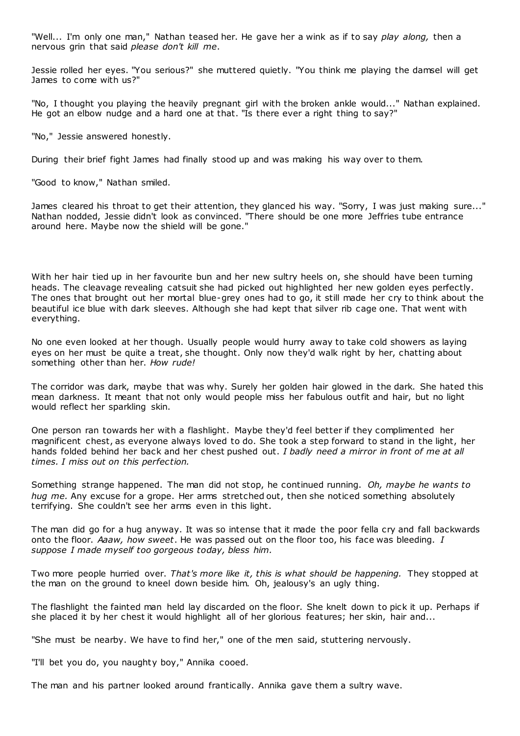"Well... I'm only one man," Nathan teased her. He gave her a wink as if to say *play along,* then a nervous grin that said *please don't kill me*.

Jessie rolled her eyes. "You serious?" she muttered quietly. "You think me playing the damsel will get James to come with us?"

"No, I thought you playing the heavily pregnant girl with the broken ankle would..." Nathan explained. He got an elbow nudge and a hard one at that. "Is there ever a right thing to say?"

"No," Jessie answered honestly.

During their brief fight James had finally stood up and was making his way over to them.

"Good to know," Nathan smiled.

James cleared his throat to get their attention, they glanced his way. "Sorry, I was just making sure..." Nathan nodded, Jessie didn't look as convinced. "There should be one more Jeffries tube entrance around here. Maybe now the shield will be gone."

With her hair tied up in her favourite bun and her new sultry heels on, she should have been turning heads. The cleavage revealing catsuit she had picked out highlighted her new golden eyes perfectly. The ones that brought out her mortal blue-grey ones had to go, it still made her cry to think about the beautiful ice blue with dark sleeves. Although she had kept that silver rib cage one. That went with everything.

No one even looked at her though. Usually people would hurry away to take cold showers as laying eyes on her must be quite a treat, she thought. Only now they'd walk right by her, chatting about something other than her. *How rude!*

The corridor was dark, maybe that was why. Surely her golden hair glowed in the dark. She hated this mean darkness. It meant that not only would people miss her fabulous outfit and hair, but no light would reflect her sparkling skin.

One person ran towards her with a flashlight. Maybe they'd feel better if they complimented her magnificent chest, as everyone always loved to do. She took a step forward to stand in the light, her hands folded behind her back and her chest pushed out. *I badly need a mirror in front of me at all times. I miss out on this perfection.*

Something strange happened. The man did not stop, he continued running. *Oh, maybe he wants to hug me.* Any excuse for a grope. Her arms stretched out, then she noticed something absolutely terrifying. She couldn't see her arms even in this light.

The man did go for a hug anyway. It was so intense that it made the poor fella cry and fall backwards onto the floor. *Aaaw, how sweet*. He was passed out on the floor too, his face was bleeding. *I suppose I made myself too gorgeous today, bless him.*

Two more people hurried over. *That's more like it, this is what should be happening.* They stopped at the man on the ground to kneel down beside him. Oh, jealousy's an ugly thing.

The flashlight the fainted man held lay discarded on the floor. She knelt down to pick it up. Perhaps if she placed it by her chest it would highlight all of her glorious features; her skin, hair and...

"She must be nearby. We have to find her," one of the men said, stuttering nervously.

"I'll bet you do, you naughty boy," Annika cooed.

The man and his partner looked around frantically. Annika gave them a sultry wave.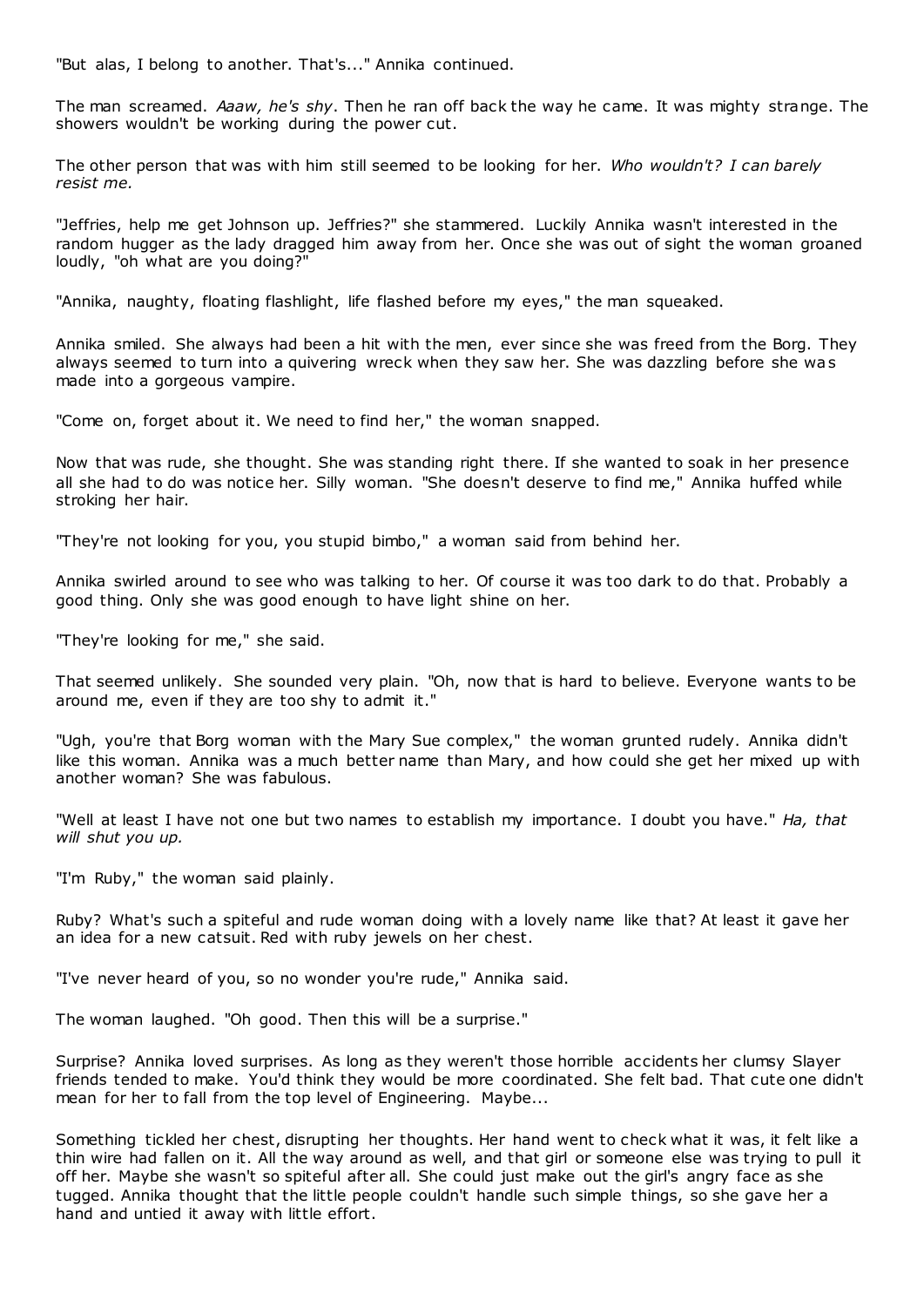"But alas, I belong to another. That's..." Annika continued.

The man screamed. *Aaaw, he's shy*. Then he ran off back the way he came. It was mighty strange. The showers wouldn't be working during the power cut.

The other person that was with him still seemed to be looking for her. *Who wouldn't? I can barely resist me.*

"Jeffries, help me get Johnson up. Jeffries?" she stammered. Luckily Annika wasn't interested in the random hugger as the lady dragged him away from her. Once she was out of sight the woman groaned loudly, "oh what are you doing?"

"Annika, naughty, floating flashlight, life flashed before my eyes," the man squeaked.

Annika smiled. She always had been a hit with the men, ever since she was freed from the Borg. They always seemed to turn into a quivering wreck when they saw her. She was dazzling before she was made into a gorgeous vampire.

"Come on, forget about it. We need to find her," the woman snapped.

Now that was rude, she thought. She was standing right there. If she wanted to soak in her presence all she had to do was notice her. Silly woman. "She doesn't deserve to find me," Annika huffed while stroking her hair.

"They're not looking for you, you stupid bimbo," a woman said from behind her.

Annika swirled around to see who was talking to her. Of course it was too dark to do that. Probably a good thing. Only she was good enough to have light shine on her.

"They're looking for me," she said.

That seemed unlikely. She sounded very plain. "Oh, now that is hard to believe. Everyone wants to be around me, even if they are too shy to admit it."

"Ugh, you're that Borg woman with the Mary Sue complex," the woman grunted rudely. Annika didn't like this woman. Annika was a much better name than Mary, and how could she get her mixed up with another woman? She was fabulous.

"Well at least I have not one but two names to establish my importance. I doubt you have." *Ha, that will shut you up.*

"I'm Ruby," the woman said plainly.

Ruby? What's such a spiteful and rude woman doing with a lovely name like that? At least it gave her an idea for a new catsuit. Red with ruby jewels on her chest.

"I've never heard of you, so no wonder you're rude," Annika said.

The woman laughed. "Oh good. Then this will be a surprise."

Surprise? Annika loved surprises. As long as they weren't those horrible accidents her clumsy Slayer friends tended to make. You'd think they would be more coordinated. She felt bad. That cute one didn't mean for her to fall from the top level of Engineering. Maybe...

Something tickled her chest, disrupting her thoughts. Her hand went to check what it was, it felt like a thin wire had fallen on it. All the way around as well, and that girl or someone else was trying to pull it off her. Maybe she wasn't so spiteful after all. She could just make out the girl's angry face as she tugged. Annika thought that the little people couldn't handle such simple things, so she gave her a hand and untied it away with little effort.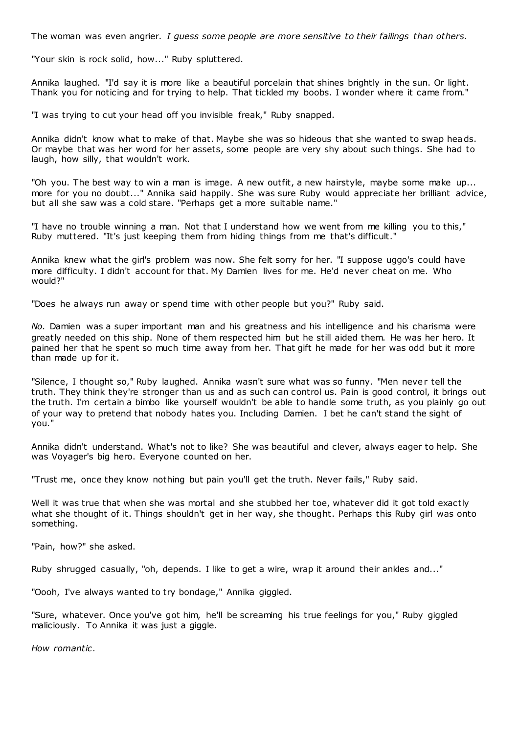The woman was even angrier. *I guess some people are more sensitive to their failings than others.*

"Your skin is rock solid, how..." Ruby spluttered.

Annika laughed. "I'd say it is more like a beautiful porcelain that shines brightly in the sun. Or light. Thank you for noticing and for trying to help. That tickled my boobs. I wonder where it came from."

"I was trying to cut your head off you invisible freak," Ruby snapped.

Annika didn't know what to make of that. Maybe she was so hideous that she wanted to swap heads. Or maybe that was her word for her assets, some people are very shy about such things. She had to laugh, how silly, that wouldn't work.

"Oh you. The best way to win a man is image. A new outfit, a new hairstyle, maybe some make up... more for you no doubt..." Annika said happily. She was sure Ruby would appreciate her brilliant advice, but all she saw was a cold stare. "Perhaps get a more suitable name."

"I have no trouble winning a man. Not that I understand how we went from me killing you to this," Ruby muttered. "It's just keeping them from hiding things from me that's difficult."

Annika knew what the girl's problem was now. She felt sorry for her. "I suppose uggo's could have more difficulty. I didn't account for that. My Damien lives for me. He'd never cheat on me. Who would?"

"Does he always run away or spend time with other people but you?" Ruby said.

*No.* Damien was a super important man and his greatness and his intelligence and his charisma were greatly needed on this ship. None of them respected him but he still aided them. He was her hero. It pained her that he spent so much time away from her. That gift he made for her was odd but it more than made up for it.

"Silence, I thought so," Ruby laughed. Annika wasn't sure what was so funny. "Men never tell the truth. They think they're stronger than us and as such can control us. Pain is good control, it brings out the truth. I'm certain a bimbo like yourself wouldn't be able to handle some truth, as you plainly go out of your way to pretend that nobody hates you. Including Damien. I bet he can't stand the sight of you."

Annika didn't understand. What's not to like? She was beautiful and clever, always eager to help. She was Voyager's big hero. Everyone counted on her.

"Trust me, once they know nothing but pain you'll get the truth. Never fails," Ruby said.

Well it was true that when she was mortal and she stubbed her toe, whatever did it got told exactly what she thought of it. Things shouldn't get in her way, she thought. Perhaps this Ruby girl was onto something.

"Pain, how?" she asked.

Ruby shrugged casually, "oh, depends. I like to get a wire, wrap it around their ankles and..."

"Oooh, I've always wanted to try bondage," Annika giggled.

"Sure, whatever. Once you've got him, he'll be screaming his true feelings for you," Ruby giggled maliciously. To Annika it was just a giggle.

*How romantic.*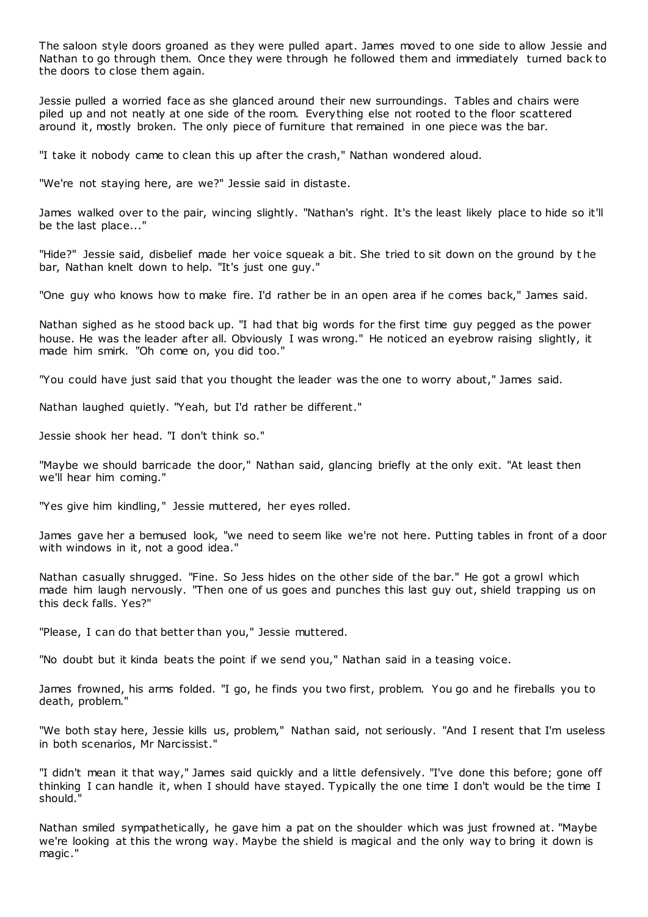The saloon style doors groaned as they were pulled apart. James moved to one side to allow Jessie and Nathan to go through them. Once they were through he followed them and immediately turned back to the doors to close them again.

Jessie pulled a worried face as she glanced around their new surroundings. Tables and chairs were piled up and not neatly at one side of the room. Everything else not rooted to the floor scattered around it, mostly broken. The only piece of furniture that remained in one piece was the bar.

"I take it nobody came to clean this up after the crash," Nathan wondered aloud.

"We're not staying here, are we?" Jessie said in distaste.

James walked over to the pair, wincing slightly. "Nathan's right. It's the least likely place to hide so it'll be the last place..."

"Hide?" Jessie said, disbelief made her voice squeak a bit. She tried to sit down on the ground by the bar, Nathan knelt down to help. "It's just one guy."

"One guy who knows how to make fire. I'd rather be in an open area if he comes back," James said.

Nathan sighed as he stood back up. "I had that big words for the first time guy pegged as the power house. He was the leader after all. Obviously I was wrong." He noticed an eyebrow raising slightly, it made him smirk. "Oh come on, you did too."

"You could have just said that you thought the leader was the one to worry about," James said.

Nathan laughed quietly. "Yeah, but I'd rather be different."

Jessie shook her head. "I don't think so."

"Maybe we should barricade the door," Nathan said, glancing briefly at the only exit. "At least then we'll hear him coming."

"Yes give him kindling," Jessie muttered, her eyes rolled.

James gave her a bemused look, "we need to seem like we're not here. Putting tables in front of a door with windows in it, not a good idea."

Nathan casually shrugged. "Fine. So Jess hides on the other side of the bar." He got a growl which made him laugh nervously. "Then one of us goes and punches this last guy out, shield trapping us on this deck falls. Yes?"

"Please, I can do that better than you," Jessie muttered.

"No doubt but it kinda beats the point if we send you," Nathan said in a teasing voice.

James frowned, his arms folded. "I go, he finds you two first, problem. You go and he fireballs you to death, problem."

"We both stay here, Jessie kills us, problem," Nathan said, not seriously. "And I resent that I'm useless in both scenarios, Mr Narcissist."

"I didn't mean it that way," James said quickly and a little defensively. "I've done this before; gone off thinking I can handle it, when I should have stayed. Typically the one time I don't would be the time I should."

Nathan smiled sympathetically, he gave him a pat on the shoulder which was just frowned at. "Maybe we're looking at this the wrong way. Maybe the shield is magical and the only way to bring it down is magic."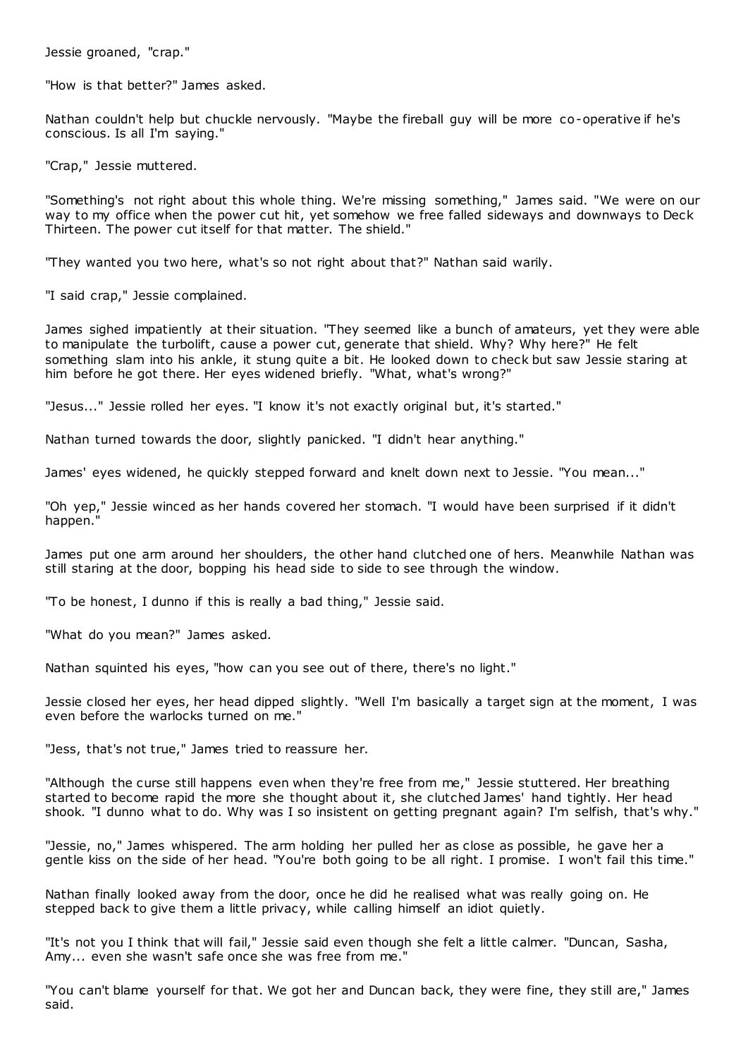Jessie groaned, "crap."

"How is that better?" James asked.

Nathan couldn't help but chuckle nervously. "Maybe the fireball guy will be more co-operative if he's conscious. Is all I'm saying."

"Crap," Jessie muttered.

"Something's not right about this whole thing. We're missing something," James said. "We were on our way to my office when the power cut hit, yet somehow we free falled sideways and downways to Deck Thirteen. The power cut itself for that matter. The shield."

"They wanted you two here, what's so not right about that?" Nathan said warily.

"I said crap," Jessie complained.

James sighed impatiently at their situation. "They seemed like a bunch of amateurs, yet they were able to manipulate the turbolift, cause a power cut, generate that shield. Why? Why here?" He felt something slam into his ankle, it stung quite a bit. He looked down to check but saw Jessie staring at him before he got there. Her eyes widened briefly. "What, what's wrong?"

"Jesus..." Jessie rolled her eyes. "I know it's not exactly original but, it's started."

Nathan turned towards the door, slightly panicked. "I didn't hear anything."

James' eyes widened, he quickly stepped forward and knelt down next to Jessie. "You mean..."

"Oh yep," Jessie winced as her hands covered her stomach. "I would have been surprised if it didn't happen."

James put one arm around her shoulders, the other hand clutched one of hers. Meanwhile Nathan was still staring at the door, bopping his head side to side to see through the window.

"To be honest, I dunno if this is really a bad thing," Jessie said.

"What do you mean?" James asked.

Nathan squinted his eyes, "how can you see out of there, there's no light."

Jessie closed her eyes, her head dipped slightly. "Well I'm basically a target sign at the moment, I was even before the warlocks turned on me."

"Jess, that's not true," James tried to reassure her.

"Although the curse still happens even when they're free from me," Jessie stuttered. Her breathing started to become rapid the more she thought about it, she clutched James' hand tightly. Her head shook. "I dunno what to do. Why was I so insistent on getting pregnant again? I'm selfish, that's why."

"Jessie, no," James whispered. The arm holding her pulled her as close as possible, he gave her a gentle kiss on the side of her head. "You're both going to be all right. I promise. I won't fail this time."

Nathan finally looked away from the door, once he did he realised what was really going on. He stepped back to give them a little privacy, while calling himself an idiot quietly.

"It's not you I think that will fail," Jessie said even though she felt a little calmer. "Duncan, Sasha, Amy... even she wasn't safe once she was free from me."

"You can't blame yourself for that. We got her and Duncan back, they were fine, they still are," James said.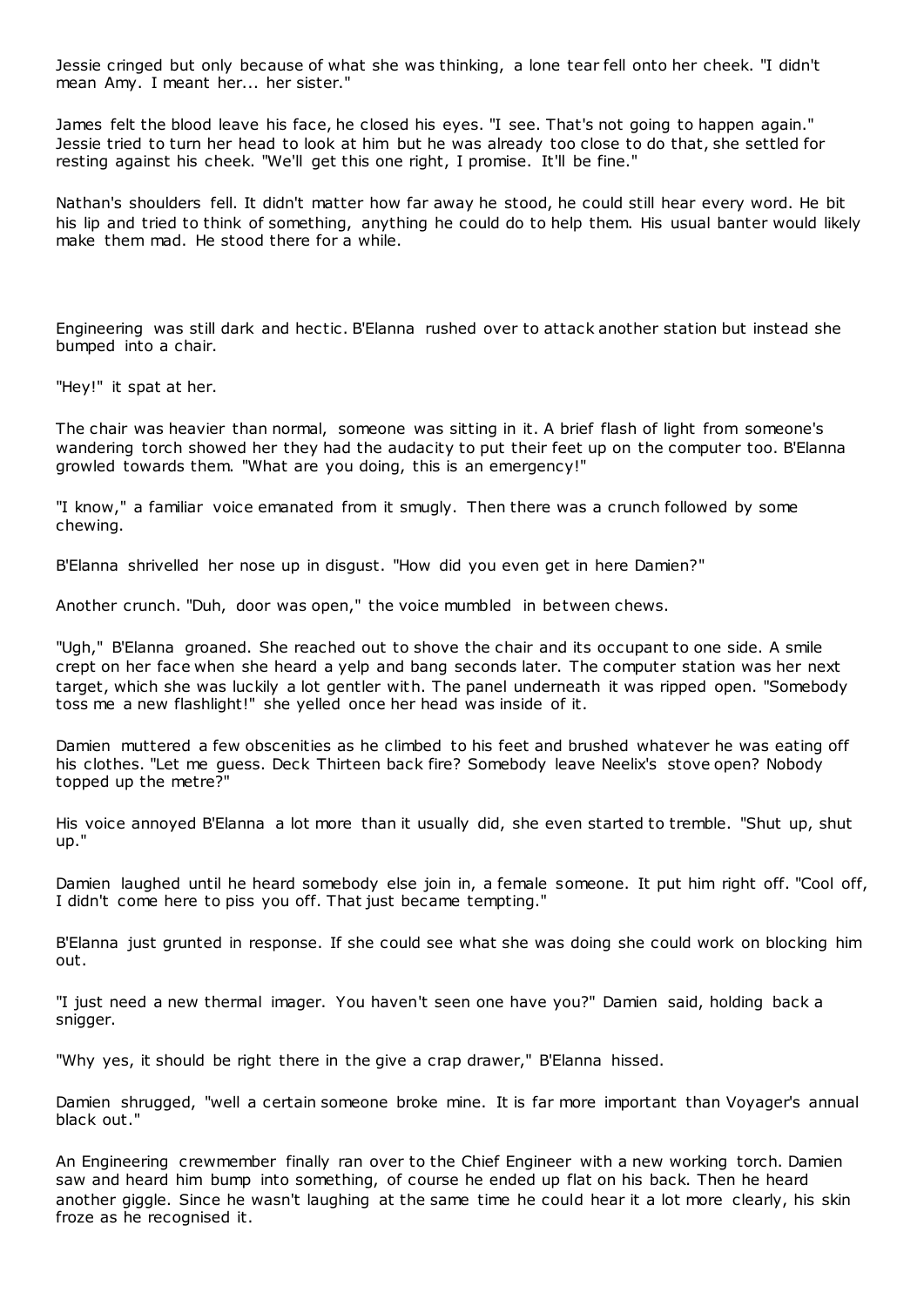Jessie cringed but only because of what she was thinking, a lone tear fell onto her cheek. "I didn't mean Amy. I meant her... her sister."

James felt the blood leave his face, he closed his eyes. "I see. That's not going to happen again." Jessie tried to turn her head to look at him but he was already too close to do that, she settled for resting against his cheek. "We'll get this one right, I promise. It'll be fine."

Nathan's shoulders fell. It didn't matter how far away he stood, he could still hear every word. He bit his lip and tried to think of something, anything he could do to help them. His usual banter would likely make them mad. He stood there for a while.

Engineering was still dark and hectic. B'Elanna rushed over to attack another station but instead she bumped into a chair.

"Hey!" it spat at her.

The chair was heavier than normal, someone was sitting in it. A brief flash of light from someone's wandering torch showed her they had the audacity to put their feet up on the computer too. B'Elanna growled towards them. "What are you doing, this is an emergency!"

"I know," a familiar voice emanated from it smugly. Then there was a crunch followed by some chewing.

B'Elanna shrivelled her nose up in disgust. "How did you even get in here Damien?"

Another crunch. "Duh, door was open," the voice mumbled in between chews.

"Ugh," B'Elanna groaned. She reached out to shove the chair and its occupant to one side. A smile crept on her face when she heard a yelp and bang seconds later. The computer station was her next target, which she was luckily a lot gentler with. The panel underneath it was ripped open. "Somebody toss me a new flashlight!" she yelled once her head was inside of it.

Damien muttered a few obscenities as he climbed to his feet and brushed whatever he was eating off his clothes. "Let me guess. Deck Thirteen back fire? Somebody leave Neelix's stove open? Nobody topped up the metre?"

His voice annoyed B'Elanna a lot more than it usually did, she even started to tremble. "Shut up, shut up."

Damien laughed until he heard somebody else join in, a female someone. It put him right off. "Cool off, I didn't come here to piss you off. That just became tempting."

B'Elanna just grunted in response. If she could see what she was doing she could work on blocking him out.

"I just need a new thermal imager. You haven't seen one have you?" Damien said, holding back a snigger.

"Why yes, it should be right there in the give a crap drawer," B'Elanna hissed.

Damien shrugged, "well a certain someone broke mine. It is far more important than Voyager's annual black out."

An Engineering crewmember finally ran over to the Chief Engineer with a new working torch. Damien saw and heard him bump into something, of course he ended up flat on his back. Then he heard another giggle. Since he wasn't laughing at the same time he could hear it a lot more clearly, his skin froze as he recognised it.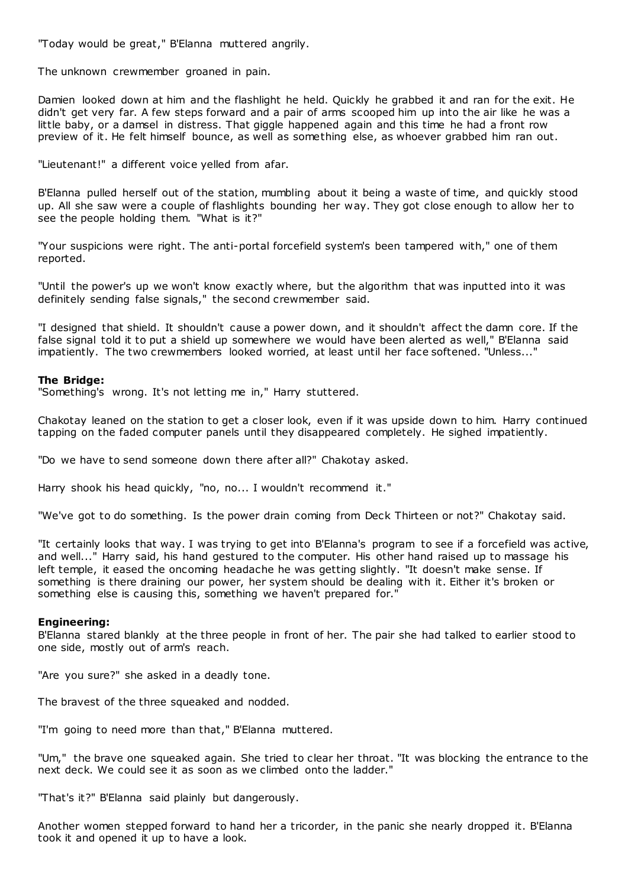"Today would be great," B'Elanna muttered angrily.

The unknown crewmember groaned in pain.

Damien looked down at him and the flashlight he held. Quickly he grabbed it and ran for the exit. He didn't get very far. A few steps forward and a pair of arms scooped him up into the air like he was a little baby, or a damsel in distress. That giggle happened again and this time he had a front row preview of it. He felt himself bounce, as well as something else, as whoever grabbed him ran out.

"Lieutenant!" a different voice yelled from afar.

B'Elanna pulled herself out of the station, mumbling about it being a waste of time, and quickly stood up. All she saw were a couple of flashlights bounding her way. They got close enough to allow her to see the people holding them. "What is it?"

"Your suspicions were right. The anti-portal forcefield system's been tampered with," one of them reported.

"Until the power's up we won't know exactly where, but the algorithm that was inputted into it was definitely sending false signals," the second crewmember said.

"I designed that shield. It shouldn't cause a power down, and it shouldn't affect the damn core. If the false signal told it to put a shield up somewhere we would have been alerted as well," B'Elanna said impatiently. The two crewmembers looked worried, at least until her face softened. "Unless..."

**The Bridge:**
"Something's wrong. It's not letting me in," Harry stuttered.

Chakotay leaned on the station to get a closer look, even if it was upside down to him. Harry continued tapping on the faded computer panels until they disappeared completely. He sighed impatiently.

"Do we have to send someone down there after all?" Chakotay asked.

Harry shook his head quickly, "no, no... I wouldn't recommend it."

"We've got to do something. Is the power drain coming from Deck Thirteen or not?" Chakotay said.

"It certainly looks that way. I was trying to get into B'Elanna's program to see if a forcefield was active, and well..." Harry said, his hand gestured to the computer. His other hand raised up to massage his left temple, it eased the oncoming headache he was getting slightly. "It doesn't make sense. If something is there draining our power, her system should be dealing with it. Either it's broken or something else is causing this, something we haven't prepared for."

**Engineering:**
B'Elanna stared blankly at the three people in front of her. The pair she had talked to earlier stood to one side, mostly out of arm's reach.

"Are you sure?" she asked in a deadly tone.

The bravest of the three squeaked and nodded.

"I'm going to need more than that," B'Elanna muttered.

"Um," the brave one squeaked again. She tried to clear her throat. "It was blocking the entrance to the next deck. We could see it as soon as we climbed onto the ladder."

"That's it?" B'Elanna said plainly but dangerously.

Another women stepped forward to hand her a tricorder, in the panic she nearly dropped it. B'Elanna took it and opened it up to have a look.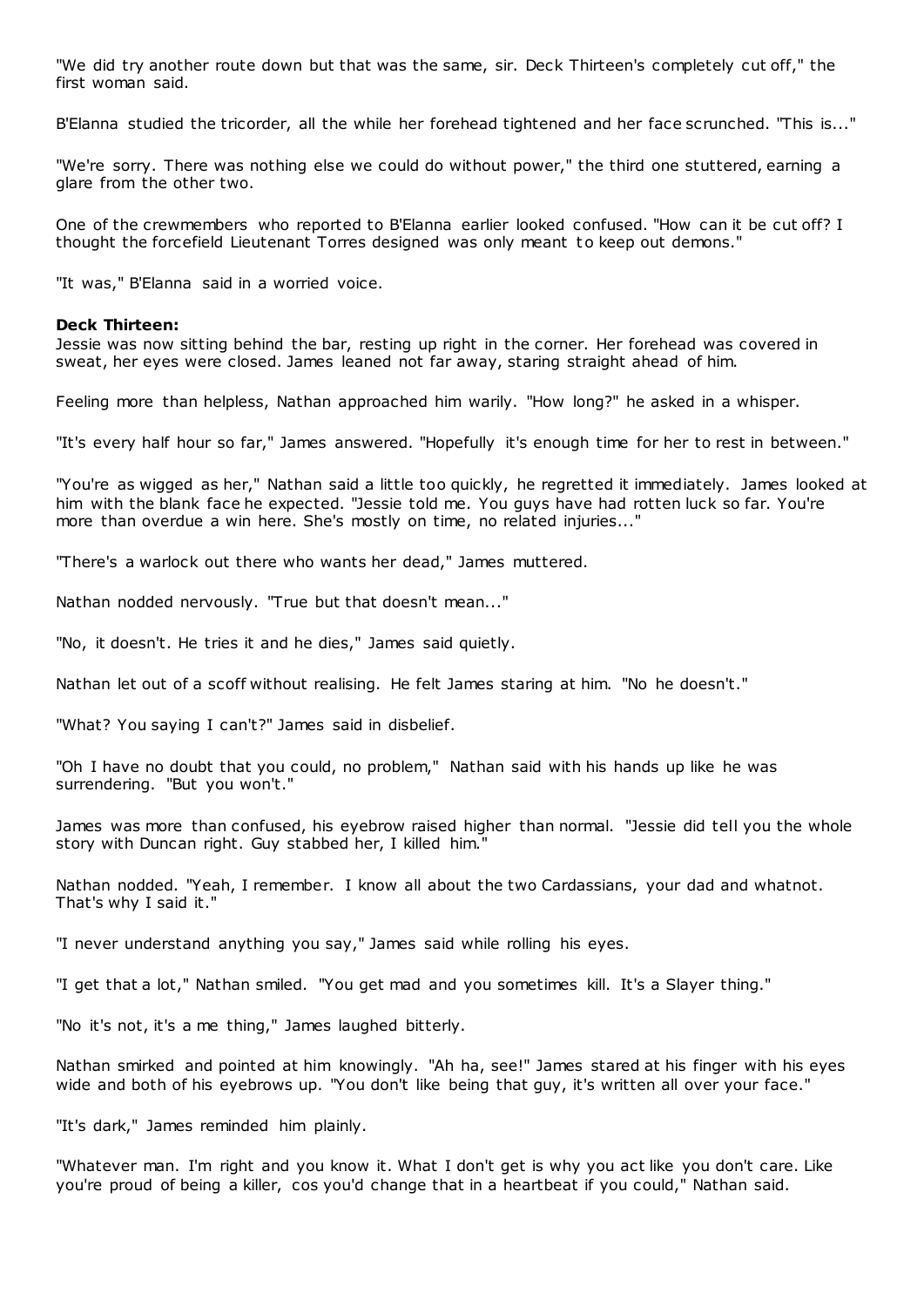"We did try another route down but that was the same, sir. Deck Thirteen's completely cut off," the first woman said.

B'Elanna studied the tricorder, all the while her forehead tightened and her face scrunched. "This is..."

"We're sorry. There was nothing else we could do without power," the third one stuttered, earning a glare from the other two.

One of the crewmembers who reported to B'Elanna earlier looked confused. "How can it be cut off? I thought the forcefield Lieutenant Torres designed was only meant to keep out demons."

"It was," B'Elanna said in a worried voice.

**Deck Thirteen:**

Jessie was now sitting behind the bar, resting up right in the corner. Her forehead was covered in sweat, her eyes were closed. James leaned not far away, staring straight ahead of him.

Feeling more than helpless, Nathan approached him warily. "How long?" he asked in a whisper.

"It's every half hour so far," James answered. "Hopefully it's enough time for her to rest in between."

"You're as wigged as her," Nathan said a little too quickly, he regretted it immediately. James looked at him with the blank face he expected. "Jessie told me. You guys have had rotten luck so far. You're more than overdue a win here. She's mostly on time, no related injuries..."

"There's a warlock out there who wants her dead," James muttered.

Nathan nodded nervously. "True but that doesn't mean..."

"No, it doesn't. He tries it and he dies," James said quietly.

Nathan let out of a scoff without realising. He felt James staring at him. "No he doesn't."

"What? You saying I can't?" James said in disbelief.

"Oh I have no doubt that you could, no problem," Nathan said with his hands up like he was surrendering. "But you won't."

James was more than confused, his eyebrow raised higher than normal. "Jessie did tell you the whole story with Duncan right. Guy stabbed her, I killed him."

Nathan nodded. "Yeah, I remember. I know all about the two Cardassians, your dad and whatnot. That's why I said it."

"I never understand anything you say," James said while rolling his eyes.

"I get that a lot," Nathan smiled. "You get mad and you sometimes kill. It's a Slayer thing."

"No it's not, it's a me thing," James laughed bitterly.

Nathan smirked and pointed at him knowingly. "Ah ha, see!" James stared at his finger with his eyes wide and both of his eyebrows up. "You don't like being that guy, it's written all over your face."

"It's dark," James reminded him plainly.

"Whatever man. I'm right and you know it. What I don't get is why you act like you don't care. Like you're proud of being a killer, cos you'd change that in a heartbeat if you could," Nathan said.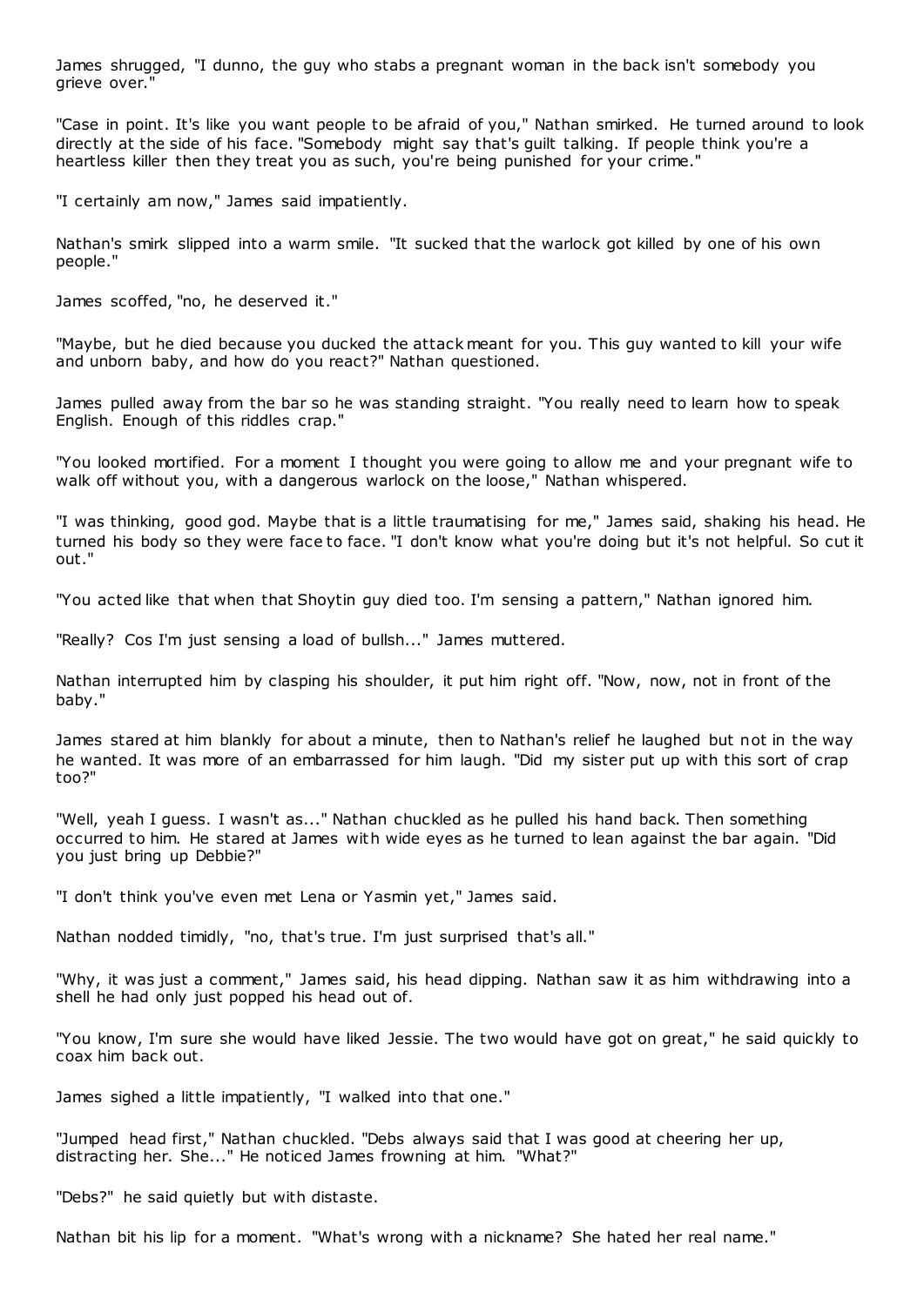James shrugged, "I dunno, the guy who stabs a pregnant woman in the back isn't somebody you grieve over."

"Case in point. It's like you want people to be afraid of you," Nathan smirked. He turned around to look directly at the side of his face. "Somebody might say that's guilt talking. If people think you're a heartless killer then they treat you as such, you're being punished for your crime."

"I certainly am now," James said impatiently.

Nathan's smirk slipped into a warm smile. "It sucked that the warlock got killed by one of his own people."

James scoffed, "no, he deserved it."

"Maybe, but he died because you ducked the attack meant for you. This guy wanted to kill your wife and unborn baby, and how do you react?" Nathan questioned.

James pulled away from the bar so he was standing straight. "You really need to learn how to speak English. Enough of this riddles crap."

"You looked mortified. For a moment I thought you were going to allow me and your pregnant wife to walk off without you, with a dangerous warlock on the loose," Nathan whispered.

"I was thinking, good god. Maybe that is a little traumatising for me," James said, shaking his head. He turned his body so they were face to face. "I don't know what you're doing but it's not helpful. So cut it out."

"You acted like that when that Shoytin guy died too. I'm sensing a pattern," Nathan ignored him.

"Really? Cos I'm just sensing a load of bullsh..." James muttered.

Nathan interrupted him by clasping his shoulder, it put him right off. "Now, now, not in front of the baby."

James stared at him blankly for about a minute, then to Nathan's relief he laughed but not in the way he wanted. It was more of an embarrassed for him laugh. "Did my sister put up with this sort of crap too?"

"Well, yeah I guess. I wasn't as..." Nathan chuckled as he pulled his hand back. Then something occurred to him. He stared at James with wide eyes as he turned to lean against the bar again. "Did you just bring up Debbie?"

"I don't think you've even met Lena or Yasmin yet," James said.

Nathan nodded timidly, "no, that's true. I'm just surprised that's all."

"Why, it was just a comment," James said, his head dipping. Nathan saw it as him withdrawing into a shell he had only just popped his head out of.

"You know, I'm sure she would have liked Jessie. The two would have got on great," he said quickly to coax him back out.

James sighed a little impatiently, "I walked into that one."

"Jumped head first," Nathan chuckled. "Debs always said that I was good at cheering her up, distracting her. She..." He noticed James frowning at him. "What?"

"Debs?" he said quietly but with distaste.

Nathan bit his lip for a moment. "What's wrong with a nickname? She hated her real name."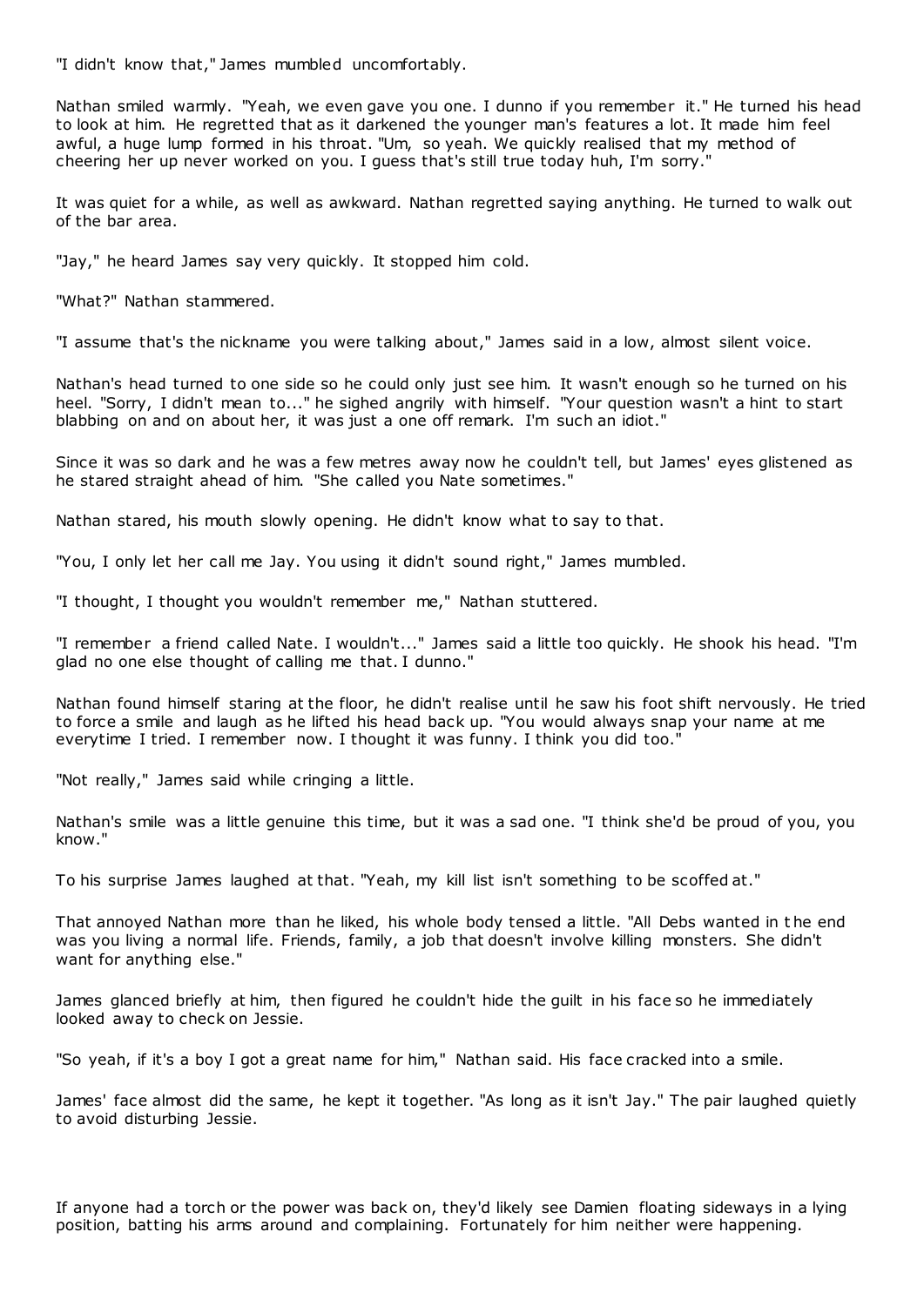"I didn't know that," James mumbled uncomfortably.

Nathan smiled warmly. "Yeah, we even gave you one. I dunno if you remember it." He turned his head to look at him. He regretted that as it darkened the younger man's features a lot. It made him feel awful, a huge lump formed in his throat. "Um, so yeah. We quickly realised that my method of cheering her up never worked on you. I guess that's still true today huh, I'm sorry."

It was quiet for a while, as well as awkward. Nathan regretted saying anything. He turned to walk out of the bar area.

"Jay," he heard James say very quickly. It stopped him cold.

"What?" Nathan stammered.

"I assume that's the nickname you were talking about," James said in a low, almost silent voice.

Nathan's head turned to one side so he could only just see him. It wasn't enough so he turned on his heel. "Sorry, I didn't mean to..." he sighed angrily with himself. "Your question wasn't a hint to start blabbing on and on about her, it was just a one off remark. I'm such an idiot."

Since it was so dark and he was a few metres away now he couldn't tell, but James' eyes glistened as he stared straight ahead of him. "She called you Nate sometimes."

Nathan stared, his mouth slowly opening. He didn't know what to say to that.

"You, I only let her call me Jay. You using it didn't sound right," James mumbled.

"I thought, I thought you wouldn't remember me," Nathan stuttered.

"I remember a friend called Nate. I wouldn't..." James said a little too quickly. He shook his head. "I'm glad no one else thought of calling me that. I dunno."

Nathan found himself staring at the floor, he didn't realise until he saw his foot shift nervously. He tried to force a smile and laugh as he lifted his head back up. "You would always snap your name at me everytime I tried. I remember now. I thought it was funny. I think you did too."

"Not really," James said while cringing a little.

Nathan's smile was a little genuine this time, but it was a sad one. "I think she'd be proud of you, you know."

To his surprise James laughed at that. "Yeah, my kill list isn't something to be scoffed at."

That annoyed Nathan more than he liked, his whole body tensed a little. "All Debs wanted in the end was you living a normal life. Friends, family, a job that doesn't involve killing monsters. She didn't want for anything else."

James glanced briefly at him, then figured he couldn't hide the guilt in his face so he immediately looked away to check on Jessie.

"So yeah, if it's a boy I got a great name for him," Nathan said. His face cracked into a smile.

James' face almost did the same, he kept it together. "As long as it isn't Jay." The pair laughed quietly to avoid disturbing Jessie.

If anyone had a torch or the power was back on, they'd likely see Damien floating sideways in a lying position, batting his arms around and complaining. Fortunately for him neither were happening.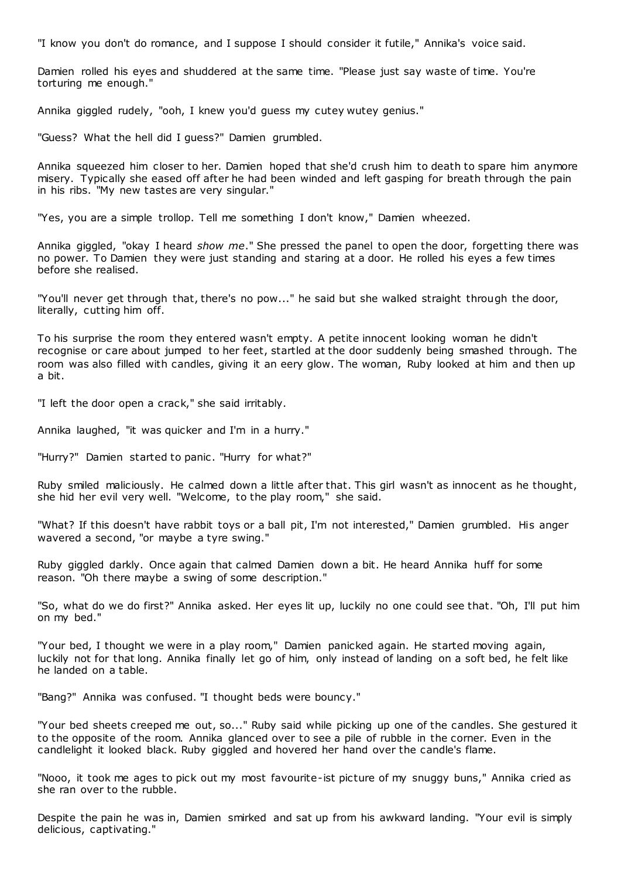"I know you don't do romance, and I suppose I should consider it futile," Annika's voice said.

Damien rolled his eyes and shuddered at the same time. "Please just say waste of time. You're torturing me enough."

Annika giggled rudely, "ooh, I knew you'd guess my cutey wutey genius."

"Guess? What the hell did I guess?" Damien grumbled.

Annika squeezed him closer to her. Damien hoped that she'd crush him to death to spare him anymore misery. Typically she eased off after he had been winded and left gasping for breath through the pain in his ribs. "My new tastes are very singular."

"Yes, you are a simple trollop. Tell me something I don't know," Damien wheezed.

Annika giggled, "okay I heard *show me*." She pressed the panel to open the door, forgetting there was no power. To Damien they were just standing and staring at a door. He rolled his eyes a few times before she realised.

"You'll never get through that, there's no pow..." he said but she walked straight through the door, literally, cutting him off.

To his surprise the room they entered wasn't empty. A petite innocent looking woman he didn't recognise or care about jumped to her feet, startled at the door suddenly being smashed through. The room was also filled with candles, giving it an eery glow. The woman, Ruby looked at him and then up a bit.

"I left the door open a crack," she said irritably.

Annika laughed, "it was quicker and I'm in a hurry."

"Hurry?" Damien started to panic. "Hurry for what?"

Ruby smiled maliciously. He calmed down a little after that. This girl wasn't as innocent as he thought, she hid her evil very well. "Welcome, to the play room," she said.

"What? If this doesn't have rabbit toys or a ball pit, I'm not interested," Damien grumbled. His anger wavered a second, "or maybe a tyre swing."

Ruby giggled darkly. Once again that calmed Damien down a bit. He heard Annika huff for some reason. "Oh there maybe a swing of some description."

"So, what do we do first?" Annika asked. Her eyes lit up, luckily no one could see that. "Oh, I'll put him on my bed."

"Your bed, I thought we were in a play room," Damien panicked again. He started moving again, luckily not for that long. Annika finally let go of him, only instead of landing on a soft bed, he felt like he landed on a table.

"Bang?" Annika was confused. "I thought beds were bouncy."

"Your bed sheets creeped me out, so..." Ruby said while picking up one of the candles. She gestured it to the opposite of the room. Annika glanced over to see a pile of rubble in the corner. Even in the candlelight it looked black. Ruby giggled and hovered her hand over the candle's flame.

"Nooo, it took me ages to pick out my most favourite-ist picture of my snuggy buns," Annika cried as she ran over to the rubble.

Despite the pain he was in, Damien smirked and sat up from his awkward landing. "Your evil is simply delicious, captivating."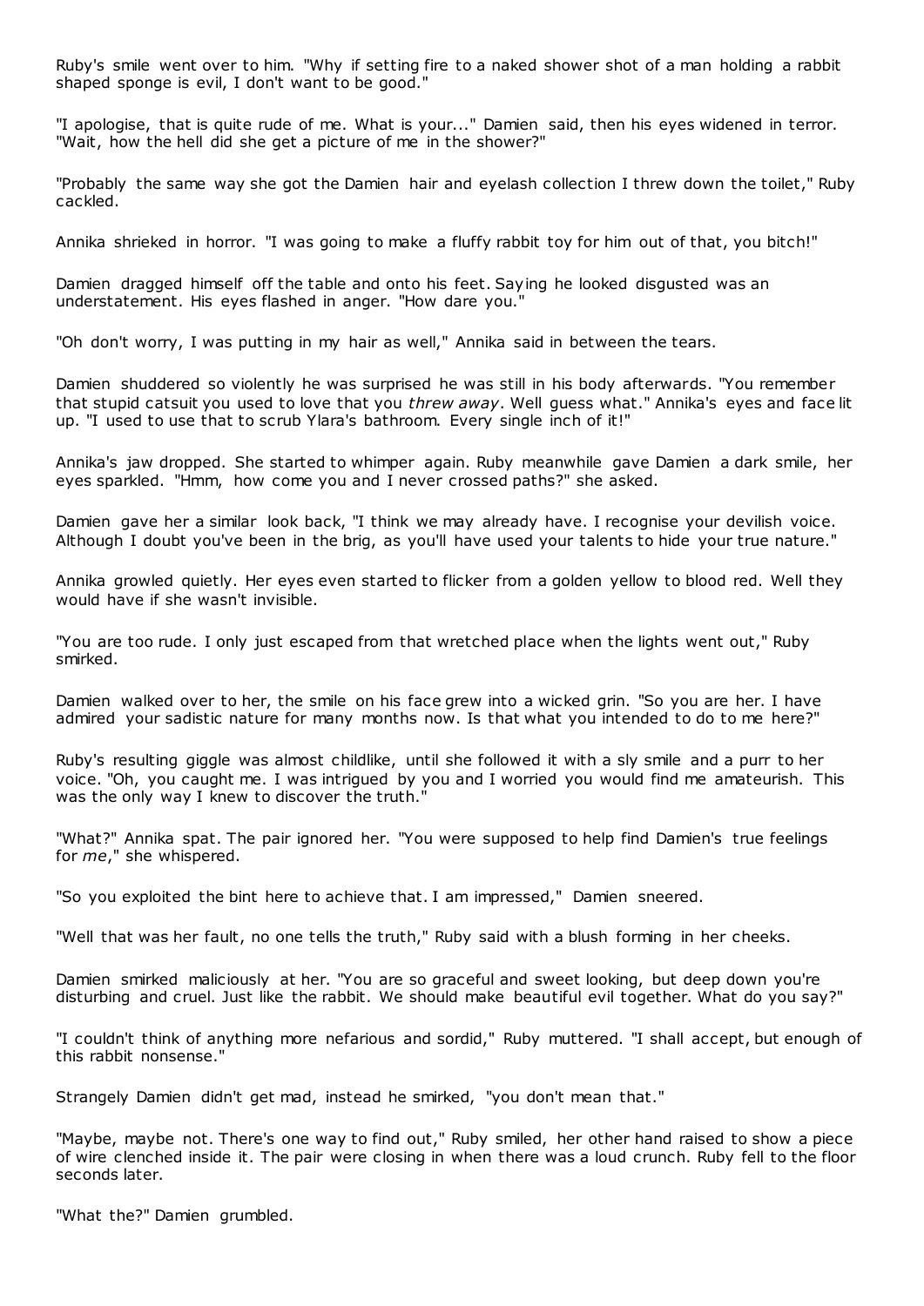Ruby's smile went over to him. "Why if setting fire to a naked shower shot of a man holding a rabbit shaped sponge is evil, I don't want to be good."

"I apologise, that is quite rude of me. What is your..." Damien said, then his eyes widened in terror. "Wait, how the hell did she get a picture of me in the shower?"

"Probably the same way she got the Damien hair and eyelash collection I threw down the toilet," Ruby cackled.

Annika shrieked in horror. "I was going to make a fluffy rabbit toy for him out of that, you bitch!"

Damien dragged himself off the table and onto his feet. Saying he looked disgusted was an understatement. His eyes flashed in anger. "How dare you."

"Oh don't worry, I was putting in my hair as well," Annika said in between the tears.

Damien shuddered so violently he was surprised he was still in his body afterwards. "You remember that stupid catsuit you used to love that you *threw away*. Well guess what." Annika's eyes and face lit up. "I used to use that to scrub Ylara's bathroom. Every single inch of it!"

Annika's jaw dropped. She started to whimper again. Ruby meanwhile gave Damien a dark smile, her eyes sparkled. "Hmm, how come you and I never crossed paths?" she asked.

Damien gave her a similar look back, "I think we may already have. I recognise your devilish voice. Although I doubt you've been in the brig, as you'll have used your talents to hide your true nature."

Annika growled quietly. Her eyes even started to flicker from a golden yellow to blood red. Well they would have if she wasn't invisible.

"You are too rude. I only just escaped from that wretched place when the lights went out," Ruby smirked.

Damien walked over to her, the smile on his face grew into a wicked grin. "So you are her. I have admired your sadistic nature for many months now. Is that what you intended to do to me here?"

Ruby's resulting giggle was almost childlike, until she followed it with a sly smile and a purr to her voice. "Oh, you caught me. I was intrigued by you and I worried you would find me amateurish. This was the only way I knew to discover the truth."

"What?" Annika spat. The pair ignored her. "You were supposed to help find Damien's true feelings for *me*," she whispered.

"So you exploited the bint here to achieve that. I am impressed," Damien sneered.

"Well that was her fault, no one tells the truth," Ruby said with a blush forming in her cheeks.

Damien smirked maliciously at her. "You are so graceful and sweet looking, but deep down you're disturbing and cruel. Just like the rabbit. We should make beautiful evil together. What do you say?"

"I couldn't think of anything more nefarious and sordid," Ruby muttered. "I shall accept, but enough of this rabbit nonsense."

Strangely Damien didn't get mad, instead he smirked, "you don't mean that."

"Maybe, maybe not. There's one way to find out," Ruby smiled, her other hand raised to show a piece of wire clenched inside it. The pair were closing in when there was a loud crunch. Ruby fell to the floor seconds later.

"What the?" Damien grumbled.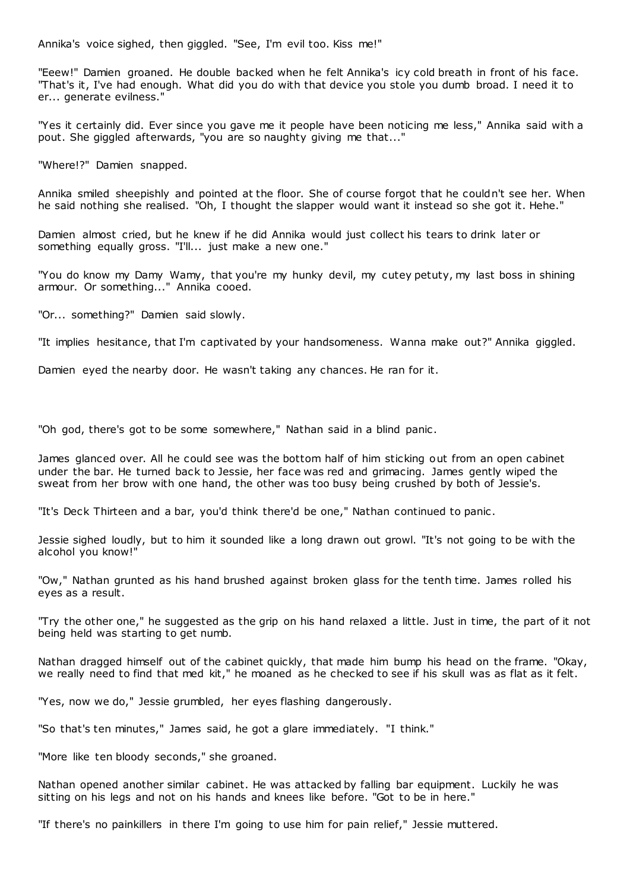Annika's voice sighed, then giggled. "See, I'm evil too. Kiss me!"

"Eeew!" Damien groaned. He double backed when he felt Annika's icy cold breath in front of his face. "That's it, I've had enough. What did you do with that device you stole you dumb broad. I need it to er... generate evilness."

"Yes it certainly did. Ever since you gave me it people have been noticing me less," Annika said with a pout. She giggled afterwards, "you are so naughty giving me that..."

"Where!?" Damien snapped.

Annika smiled sheepishly and pointed at the floor. She of course forgot that he couldn't see her. When he said nothing she realised. "Oh, I thought the slapper would want it instead so she got it. Hehe."

Damien almost cried, but he knew if he did Annika would just collect his tears to drink later or something equally gross. "I'll... just make a new one."

"You do know my Damy Wamy, that you're my hunky devil, my cutey petuty, my last boss in shining armour. Or something..." Annika cooed.

"Or... something?" Damien said slowly.

"It implies hesitance, that I'm captivated by your handsomeness. Wanna make out?" Annika giggled.

Damien eyed the nearby door. He wasn't taking any chances. He ran for it.

"Oh god, there's got to be some somewhere," Nathan said in a blind panic.

James glanced over. All he could see was the bottom half of him sticking out from an open cabinet under the bar. He turned back to Jessie, her face was red and grimacing. James gently wiped the sweat from her brow with one hand, the other was too busy being crushed by both of Jessie's.

"It's Deck Thirteen and a bar, you'd think there'd be one," Nathan continued to panic.

Jessie sighed loudly, but to him it sounded like a long drawn out growl. "It's not going to be with the alcohol you know!"

"Ow," Nathan grunted as his hand brushed against broken glass for the tenth time. James rolled his eyes as a result.

"Try the other one," he suggested as the grip on his hand relaxed a little. Just in time, the part of it not being held was starting to get numb.

Nathan dragged himself out of the cabinet quickly, that made him bump his head on the frame. "Okay, we really need to find that med kit," he moaned as he checked to see if his skull was as flat as it felt.

"Yes, now we do," Jessie grumbled, her eyes flashing dangerously.

"So that's ten minutes," James said, he got a glare immediately. "I think."

"More like ten bloody seconds," she groaned.

Nathan opened another similar cabinet. He was attacked by falling bar equipment. Luckily he was sitting on his legs and not on his hands and knees like before. "Got to be in here."

"If there's no painkillers in there I'm going to use him for pain relief," Jessie muttered.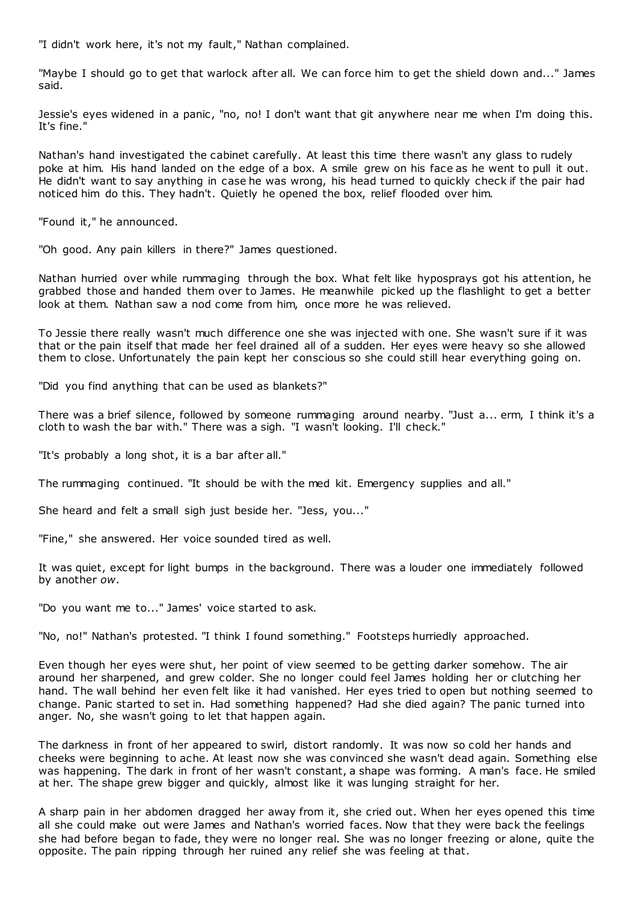"I didn't work here, it's not my fault," Nathan complained.

"Maybe I should go to get that warlock after all. We can force him to get the shield down and..." James said.

Jessie's eyes widened in a panic, "no, no! I don't want that git anywhere near me when I'm doing this. It's fine."

Nathan's hand investigated the cabinet carefully. At least this time there wasn't any glass to rudely poke at him. His hand landed on the edge of a box. A smile grew on his face as he went to pull it out. He didn't want to say anything in case he was wrong, his head turned to quickly check if the pair had noticed him do this. They hadn't. Quietly he opened the box, relief flooded over him.

"Found it," he announced.

"Oh good. Any pain killers in there?" James questioned.

Nathan hurried over while rummaging through the box. What felt like hyposprays got his attention, he grabbed those and handed them over to James. He meanwhile picked up the flashlight to get a better look at them. Nathan saw a nod come from him, once more he was relieved.

To Jessie there really wasn't much difference one she was injected with one. She wasn't sure if it was that or the pain itself that made her feel drained all of a sudden. Her eyes were heavy so she allowed them to close. Unfortunately the pain kept her conscious so she could still hear everything going on.

"Did you find anything that can be used as blankets?"

There was a brief silence, followed by someone rummaging around nearby. "Just a... erm, I think it's a cloth to wash the bar with." There was a sigh. "I wasn't looking. I'll check."

"It's probably a long shot, it is a bar after all."

The rummaging continued. "It should be with the med kit. Emergency supplies and all."

She heard and felt a small sigh just beside her. "Jess, you..."

"Fine," she answered. Her voice sounded tired as well.

It was quiet, except for light bumps in the background. There was a louder one immediately followed by another *ow*.

"Do you want me to..." James' voice started to ask.

"No, no!" Nathan's protested. "I think I found something." Footsteps hurriedly approached.

Even though her eyes were shut, her point of view seemed to be getting darker somehow. The air around her sharpened, and grew colder. She no longer could feel James holding her or clutching her hand. The wall behind her even felt like it had vanished. Her eyes tried to open but nothing seemed to change. Panic started to set in. Had something happened? Had she died again? The panic turned into anger. No, she wasn't going to let that happen again.

The darkness in front of her appeared to swirl, distort randomly. It was now so cold her hands and cheeks were beginning to ache. At least now she was convinced she wasn't dead again. Something else was happening. The dark in front of her wasn't constant, a shape was forming. A man's face. He smiled at her. The shape grew bigger and quickly, almost like it was lunging straight for her.

A sharp pain in her abdomen dragged her away from it, she cried out. When her eyes opened this time all she could make out were James and Nathan's worried faces. Now that they were back the feelings she had before began to fade, they were no longer real. She was no longer freezing or alone, quite the opposite. The pain ripping through her ruined any relief she was feeling at that.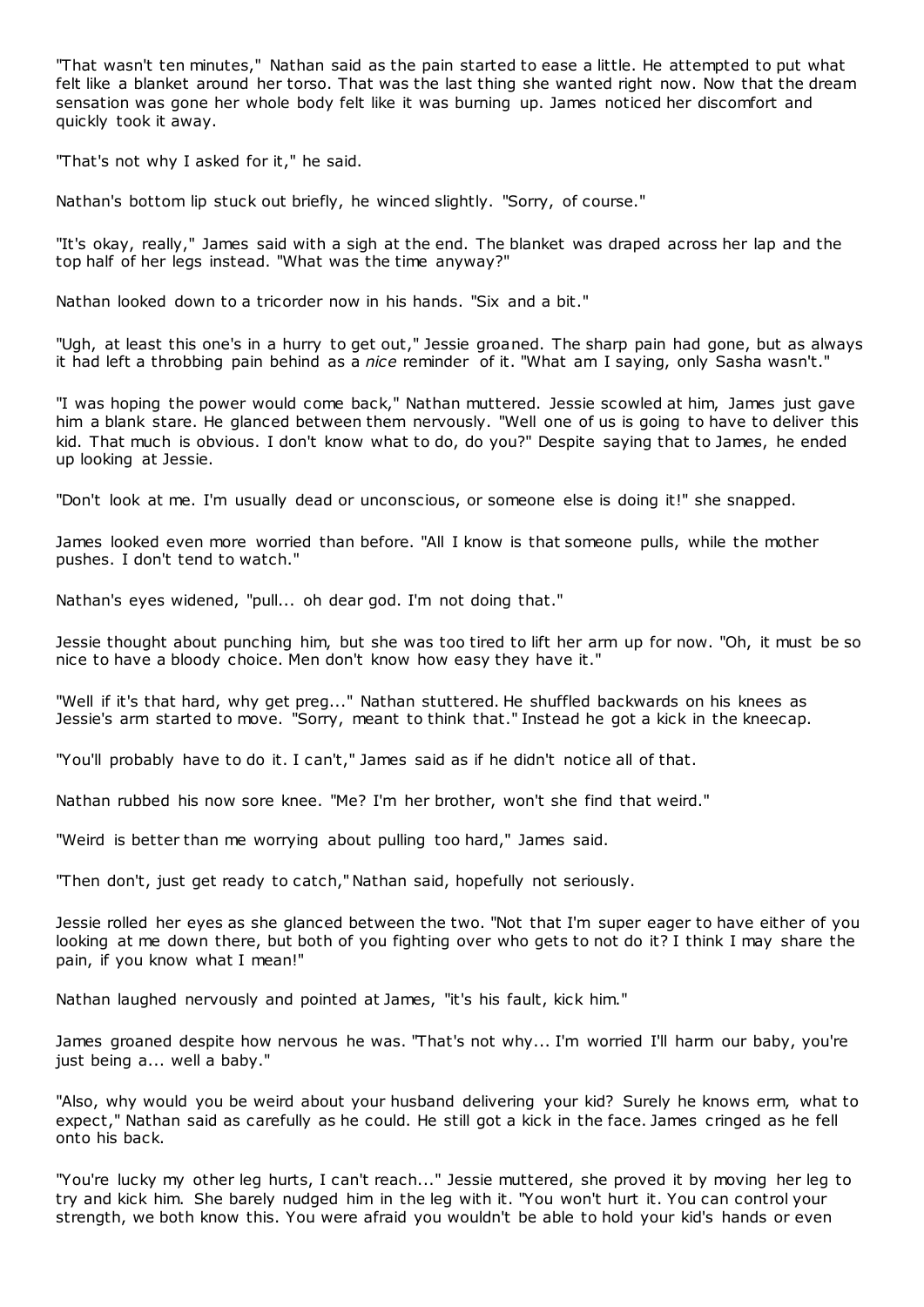"That wasn't ten minutes," Nathan said as the pain started to ease a little. He attempted to put what felt like a blanket around her torso. That was the last thing she wanted right now. Now that the dream sensation was gone her whole body felt like it was burning up. James noticed her discomfort and quickly took it away.

"That's not why I asked for it," he said.

Nathan's bottom lip stuck out briefly, he winced slightly. "Sorry, of course."

"It's okay, really," James said with a sigh at the end. The blanket was draped across her lap and the top half of her legs instead. "What was the time anyway?"

Nathan looked down to a tricorder now in his hands. "Six and a bit."

"Ugh, at least this one's in a hurry to get out," Jessie groaned. The sharp pain had gone, but as always it had left a throbbing pain behind as a *nice* reminder of it. "What am I saying, only Sasha wasn't."

"I was hoping the power would come back," Nathan muttered. Jessie scowled at him, James just gave him a blank stare. He glanced between them nervously. "Well one of us is going to have to deliver this kid. That much is obvious. I don't know what to do, do you?" Despite saying that to James, he ended up looking at Jessie.

"Don't look at me. I'm usually dead or unconscious, or someone else is doing it!" she snapped.

James looked even more worried than before. "All I know is that someone pulls, while the mother pushes. I don't tend to watch."

Nathan's eyes widened, "pull... oh dear god. I'm not doing that."

Jessie thought about punching him, but she was too tired to lift her arm up for now. "Oh, it must be so nice to have a bloody choice. Men don't know how easy they have it."

"Well if it's that hard, why get preg..." Nathan stuttered. He shuffled backwards on his knees as Jessie's arm started to move. "Sorry, meant to think that." Instead he got a kick in the kneecap.

"You'll probably have to do it. I can't," James said as if he didn't notice all of that.

Nathan rubbed his now sore knee. "Me? I'm her brother, won't she find that weird."

"Weird is better than me worrying about pulling too hard," James said.

"Then don't, just get ready to catch," Nathan said, hopefully not seriously.

Jessie rolled her eyes as she glanced between the two. "Not that I'm super eager to have either of you looking at me down there, but both of you fighting over who gets to not do it? I think I may share the pain, if you know what I mean!"

Nathan laughed nervously and pointed at James, "it's his fault, kick him."

James groaned despite how nervous he was. "That's not why... I'm worried I'll harm our baby, you're just being a... well a baby."

"Also, why would you be weird about your husband delivering your kid? Surely he knows erm, what to expect," Nathan said as carefully as he could. He still got a kick in the face. James cringed as he fell onto his back.

"You're lucky my other leg hurts, I can't reach..." Jessie muttered, she proved it by moving her leg to try and kick him. She barely nudged him in the leg with it. "You won't hurt it. You can control your strength, we both know this. You were afraid you wouldn't be able to hold your kid's hands or even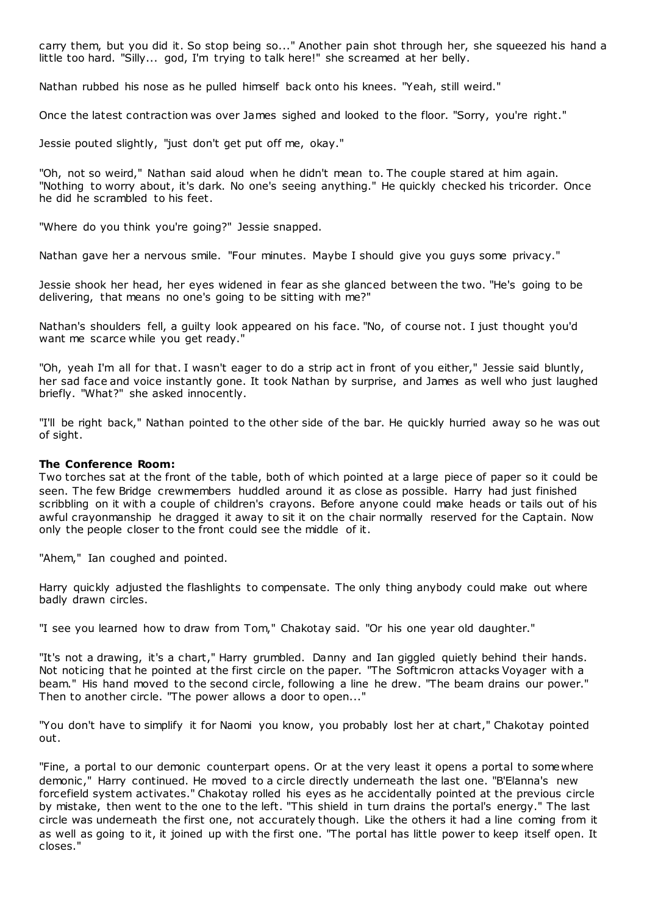carry them, but you did it. So stop being so..." Another pain shot through her, she squeezed his hand a little too hard. "Silly... god, I'm trying to talk here!" she screamed at her belly.

Nathan rubbed his nose as he pulled himself back onto his knees. "Yeah, still weird."

Once the latest contraction was over James sighed and looked to the floor. "Sorry, you're right."

Jessie pouted slightly, "just don't get put off me, okay."

"Oh, not so weird," Nathan said aloud when he didn't mean to. The couple stared at him again. "Nothing to worry about, it's dark. No one's seeing anything." He quickly checked his tricorder. Once he did he scrambled to his feet.

"Where do you think you're going?" Jessie snapped.

Nathan gave her a nervous smile. "Four minutes. Maybe I should give you guys some privacy."

Jessie shook her head, her eyes widened in fear as she glanced between the two. "He's going to be delivering, that means no one's going to be sitting with me?"

Nathan's shoulders fell, a guilty look appeared on his face. "No, of course not. I just thought you'd want me scarce while you get ready."

"Oh, yeah I'm all for that. I wasn't eager to do a strip act in front of you either," Jessie said bluntly, her sad face and voice instantly gone. It took Nathan by surprise, and James as well who just laughed briefly. "What?" she asked innocently.

"I'll be right back," Nathan pointed to the other side of the bar. He quickly hurried away so he was out of sight.

**The Conference Room:**
Two torches sat at the front of the table, both of which pointed at a large piece of paper so it could be seen. The few Bridge crewmembers huddled around it as close as possible. Harry had just finished scribbling on it with a couple of children's crayons. Before anyone could make heads or tails out of his awful crayonmanship he dragged it away to sit it on the chair normally reserved for the Captain. Now only the people closer to the front could see the middle of it.

"Ahem," Ian coughed and pointed.

Harry quickly adjusted the flashlights to compensate. The only thing anybody could make out where badly drawn circles.

"I see you learned how to draw from Tom," Chakotay said. "Or his one year old daughter."

"It's not a drawing, it's a chart," Harry grumbled. Danny and Ian giggled quietly behind their hands. Not noticing that he pointed at the first circle on the paper. "The Softmicron attacks Voyager with a beam." His hand moved to the second circle, following a line he drew. "The beam drains our power." Then to another circle. "The power allows a door to open..."

"You don't have to simplify it for Naomi you know, you probably lost her at chart," Chakotay pointed out.

"Fine, a portal to our demonic counterpart opens. Or at the very least it opens a portal to somewhere demonic," Harry continued. He moved to a circle directly underneath the last one. "B'Elanna's new forcefield system activates." Chakotay rolled his eyes as he accidentally pointed at the previous circle by mistake, then went to the one to the left. "This shield in turn drains the portal's energy." The last circle was underneath the first one, not accurately though. Like the others it had a line coming from it as well as going to it, it joined up with the first one. "The portal has little power to keep itself open. It closes."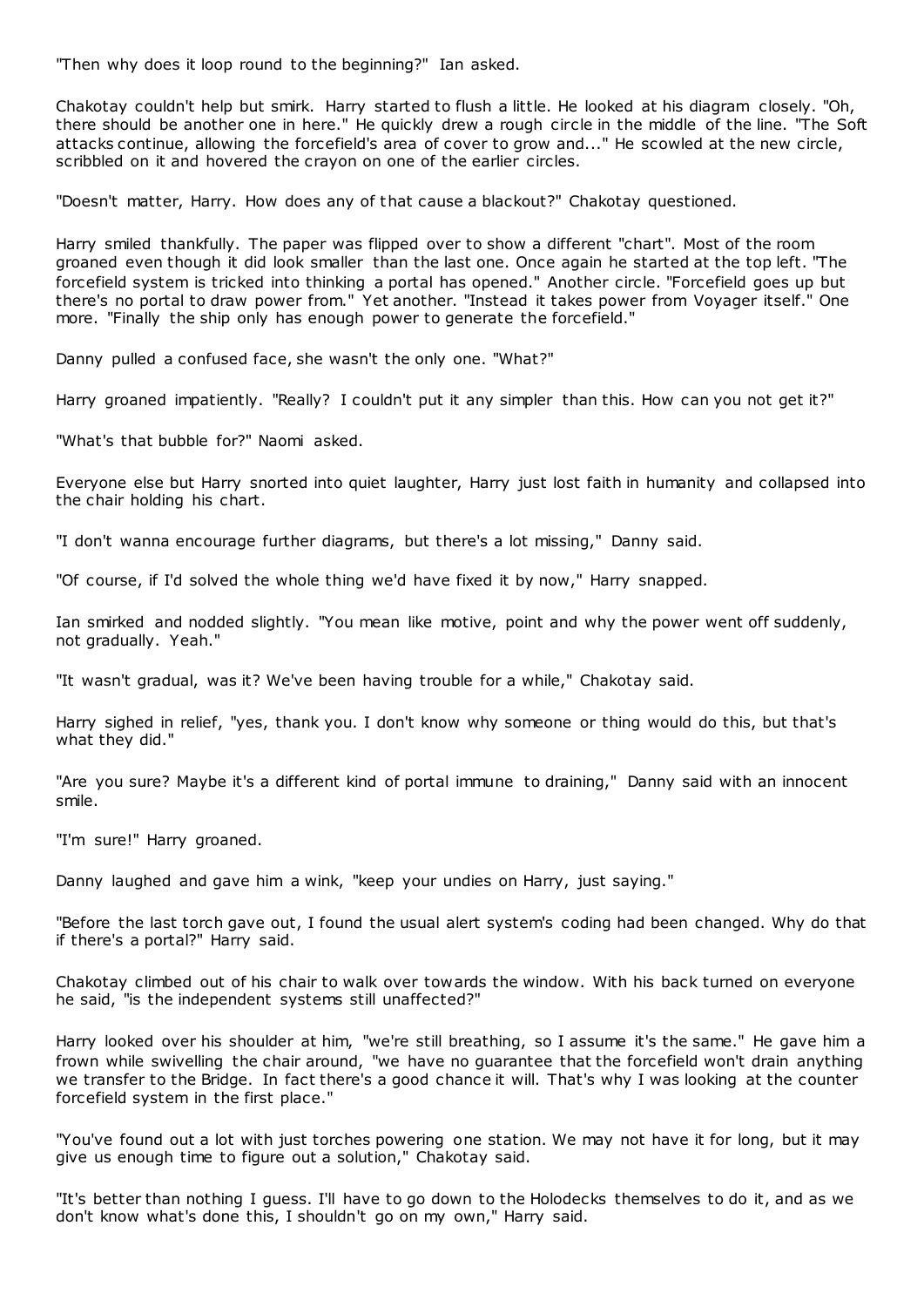"Then why does it loop round to the beginning?" Ian asked.

Chakotay couldn't help but smirk. Harry started to flush a little. He looked at his diagram closely. "Oh, there should be another one in here." He quickly drew a rough circle in the middle of the line. "The Soft attacks continue, allowing the forcefield's area of cover to grow and..." He scowled at the new circle, scribbled on it and hovered the crayon on one of the earlier circles.

"Doesn't matter, Harry. How does any of that cause a blackout?" Chakotay questioned.

Harry smiled thankfully. The paper was flipped over to show a different "chart". Most of the room groaned even though it did look smaller than the last one. Once again he started at the top left. "The forcefield system is tricked into thinking a portal has opened." Another circle. "Forcefield goes up but there's no portal to draw power from." Yet another. "Instead it takes power from Voyager itself." One more. "Finally the ship only has enough power to generate the forcefield."

Danny pulled a confused face, she wasn't the only one. "What?"

Harry groaned impatiently. "Really? I couldn't put it any simpler than this. How can you not get it?"

"What's that bubble for?" Naomi asked.

Everyone else but Harry snorted into quiet laughter, Harry just lost faith in humanity and collapsed into the chair holding his chart.

"I don't wanna encourage further diagrams, but there's a lot missing," Danny said.

"Of course, if I'd solved the whole thing we'd have fixed it by now," Harry snapped.

Ian smirked and nodded slightly. "You mean like motive, point and why the power went off suddenly, not gradually. Yeah."

"It wasn't gradual, was it? We've been having trouble for a while," Chakotay said.

Harry sighed in relief, "yes, thank you. I don't know why someone or thing would do this, but that's what they did."

"Are you sure? Maybe it's a different kind of portal immune to draining," Danny said with an innocent smile.

"I'm sure!" Harry groaned.

Danny laughed and gave him a wink, "keep your undies on Harry, just saying."

"Before the last torch gave out, I found the usual alert system's coding had been changed. Why do that if there's a portal?" Harry said.

Chakotay climbed out of his chair to walk over towards the window. With his back turned on everyone he said, "is the independent systems still unaffected?"

Harry looked over his shoulder at him, "we're still breathing, so I assume it's the same." He gave him a frown while swivelling the chair around, "we have no guarantee that the forcefield won't drain anything we transfer to the Bridge. In fact there's a good chance it will. That's why I was looking at the counter forcefield system in the first place."

"You've found out a lot with just torches powering one station. We may not have it for long, but it may give us enough time to figure out a solution," Chakotay said.

"It's better than nothing I guess. I'll have to go down to the Holodecks themselves to do it, and as we don't know what's done this, I shouldn't go on my own," Harry said.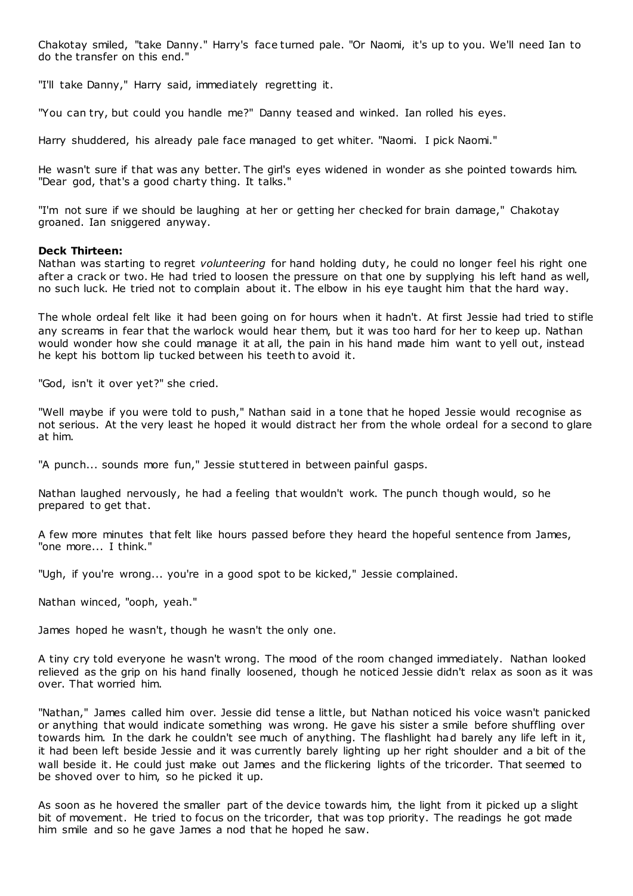Chakotay smiled, "take Danny." Harry's face turned pale. "Or Naomi, it's up to you. We'll need Ian to do the transfer on this end."

"I'll take Danny," Harry said, immediately regretting it.

"You can try, but could you handle me?" Danny teased and winked. Ian rolled his eyes.

Harry shuddered, his already pale face managed to get whiter. "Naomi. I pick Naomi."

He wasn't sure if that was any better. The girl's eyes widened in wonder as she pointed towards him. "Dear god, that's a good charty thing. It talks."

"I'm not sure if we should be laughing at her or getting her checked for brain damage," Chakotay groaned. Ian sniggered anyway.

**Deck Thirteen:**
Nathan was starting to regret *volunteering* for hand holding duty, he could no longer feel his right one after a crack or two. He had tried to loosen the pressure on that one by supplying his left hand as well, no such luck. He tried not to complain about it. The elbow in his eye taught him that the hard way.

The whole ordeal felt like it had been going on for hours when it hadn't. At first Jessie had tried to stifle any screams in fear that the warlock would hear them, but it was too hard for her to keep up. Nathan would wonder how she could manage it at all, the pain in his hand made him want to yell out, instead he kept his bottom lip tucked between his teeth to avoid it.

"God, isn't it over yet?" she cried.

"Well maybe if you were told to push," Nathan said in a tone that he hoped Jessie would recognise as not serious. At the very least he hoped it would distract her from the whole ordeal for a second to glare at him.

"A punch... sounds more fun," Jessie stuttered in between painful gasps.

Nathan laughed nervously, he had a feeling that wouldn't work. The punch though would, so he prepared to get that.

A few more minutes that felt like hours passed before they heard the hopeful sentence from James, "one more... I think."

"Ugh, if you're wrong... you're in a good spot to be kicked," Jessie complained.

Nathan winced, "ooph, yeah."

James hoped he wasn't, though he wasn't the only one.

A tiny cry told everyone he wasn't wrong. The mood of the room changed immediately. Nathan looked relieved as the grip on his hand finally loosened, though he noticed Jessie didn't relax as soon as it was over. That worried him.

"Nathan," James called him over. Jessie did tense a little, but Nathan noticed his voice wasn't panicked or anything that would indicate something was wrong. He gave his sister a smile before shuffling over towards him. In the dark he couldn't see much of anything. The flashlight had barely any life left in it, it had been left beside Jessie and it was currently barely lighting up her right shoulder and a bit of the wall beside it. He could just make out James and the flickering lights of the tricorder. That seemed to be shoved over to him, so he picked it up.

As soon as he hovered the smaller part of the device towards him, the light from it picked up a slight bit of movement. He tried to focus on the tricorder, that was top priority. The readings he got made him smile and so he gave James a nod that he hoped he saw.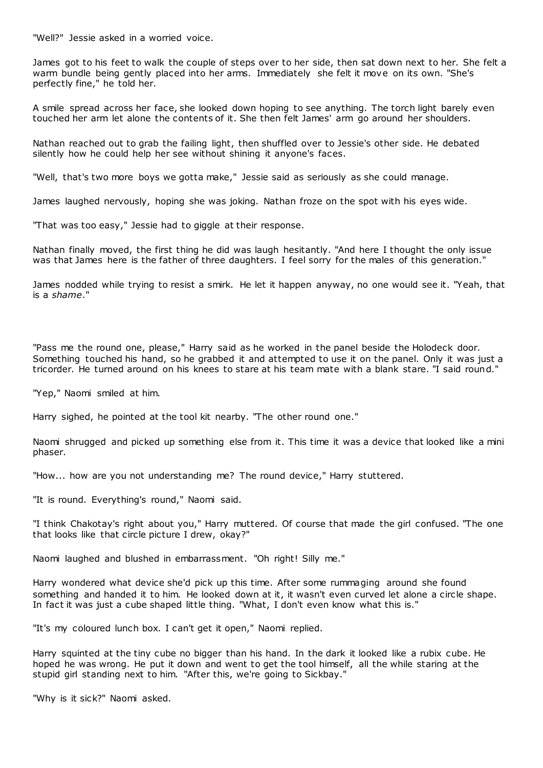"Well?" Jessie asked in a worried voice.

James got to his feet to walk the couple of steps over to her side, then sat down next to her. She felt a warm bundle being gently placed into her arms. Immediately she felt it move on its own. "She's perfectly fine," he told her.

A smile spread across her face, she looked down hoping to see anything. The torch light barely even touched her arm let alone the contents of it. She then felt James' arm go around her shoulders.

Nathan reached out to grab the failing light, then shuffled over to Jessie's other side. He debated silently how he could help her see without shining it anyone's faces.

"Well, that's two more boys we gotta make," Jessie said as seriously as she could manage.

James laughed nervously, hoping she was joking. Nathan froze on the spot with his eyes wide.

"That was too easy," Jessie had to giggle at their response.

Nathan finally moved, the first thing he did was laugh hesitantly. "And here I thought the only issue was that James here is the father of three daughters. I feel sorry for the males of this generation."

James nodded while trying to resist a smirk. He let it happen anyway, no one would see it. "Yeah, that is a *shame*."

"Pass me the round one, please," Harry said as he worked in the panel beside the Holodeck door. Something touched his hand, so he grabbed it and attempted to use it on the panel. Only it was just a tricorder. He turned around on his knees to stare at his team mate with a blank stare. "I said round."

"Yep," Naomi smiled at him.

Harry sighed, he pointed at the tool kit nearby. "The other round one."

Naomi shrugged and picked up something else from it. This time it was a device that looked like a mini phaser.

"How... how are you not understanding me? The round device," Harry stuttered.

"It is round. Everything's round," Naomi said.

"I think Chakotay's right about you," Harry muttered. Of course that made the girl confused. "The one that looks like that circle picture I drew, okay?"

Naomi laughed and blushed in embarrassment. "Oh right! Silly me."

Harry wondered what device she'd pick up this time. After some rummaging around she found something and handed it to him. He looked down at it, it wasn't even curved let alone a circle shape. In fact it was just a cube shaped little thing. "What, I don't even know what this is."

"It's my coloured lunch box. I can't get it open," Naomi replied.

Harry squinted at the tiny cube no bigger than his hand. In the dark it looked like a rubix cube. He hoped he was wrong. He put it down and went to get the tool himself, all the while staring at the stupid girl standing next to him. "After this, we're going to Sickbay."

"Why is it sick?" Naomi asked.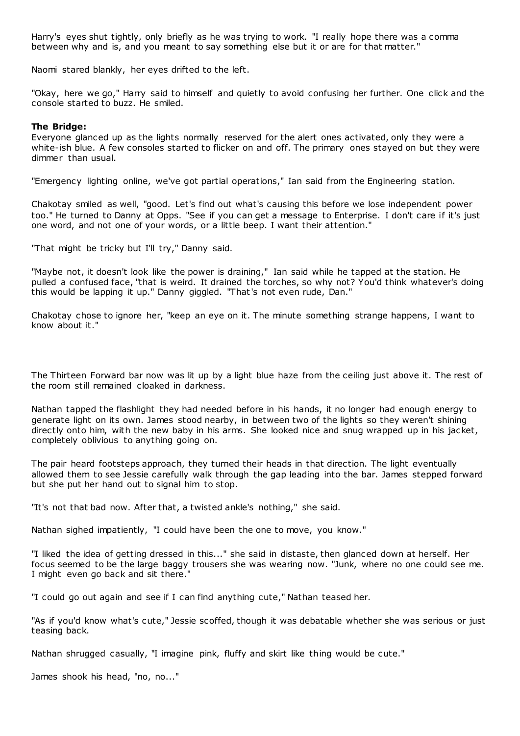Harry's eyes shut tightly, only briefly as he was trying to work. "I really hope there was a comma between why and is, and you meant to say something else but it or are for that matter."

Naomi stared blankly, her eyes drifted to the left.

"Okay, here we go," Harry said to himself and quietly to avoid confusing her further. One click and the console started to buzz. He smiled.

**The Bridge:**
Everyone glanced up as the lights normally reserved for the alert ones activated, only they were a white-ish blue. A few consoles started to flicker on and off. The primary ones stayed on but they were dimmer than usual.

"Emergency lighting online, we've got partial operations," Ian said from the Engineering station.

Chakotay smiled as well, "good. Let's find out what's causing this before we lose independent power too." He turned to Danny at Opps. "See if you can get a message to Enterprise. I don't care if it's just one word, and not one of your words, or a little beep. I want their attention."

"That might be tricky but I'll try," Danny said.

"Maybe not, it doesn't look like the power is draining," Ian said while he tapped at the station. He pulled a confused face, "that is weird. It drained the torches, so why not? You'd think whatever's doing this would be lapping it up." Danny giggled. "That's not even rude, Dan."

Chakotay chose to ignore her, "keep an eye on it. The minute something strange happens, I want to know about it."

The Thirteen Forward bar now was lit up by a light blue haze from the ceiling just above it. The rest of the room still remained cloaked in darkness.

Nathan tapped the flashlight they had needed before in his hands, it no longer had enough energy to generate light on its own. James stood nearby, in between two of the lights so they weren't shining directly onto him, with the new baby in his arms. She looked nice and snug wrapped up in his jacket, completely oblivious to anything going on.

The pair heard footsteps approach, they turned their heads in that direction. The light eventually allowed them to see Jessie carefully walk through the gap leading into the bar. James stepped forward but she put her hand out to signal him to stop.

"It's not that bad now. After that, a twisted ankle's nothing," she said.

Nathan sighed impatiently, "I could have been the one to move, you know."

"I liked the idea of getting dressed in this..." she said in distaste, then glanced down at herself. Her focus seemed to be the large baggy trousers she was wearing now. "Junk, where no one could see me. I might even go back and sit there."

"I could go out again and see if I can find anything cute," Nathan teased her.

"As if you'd know what's cute," Jessie scoffed, though it was debatable whether she was serious or just teasing back.

Nathan shrugged casually, "I imagine pink, fluffy and skirt like thing would be cute."

James shook his head, "no, no..."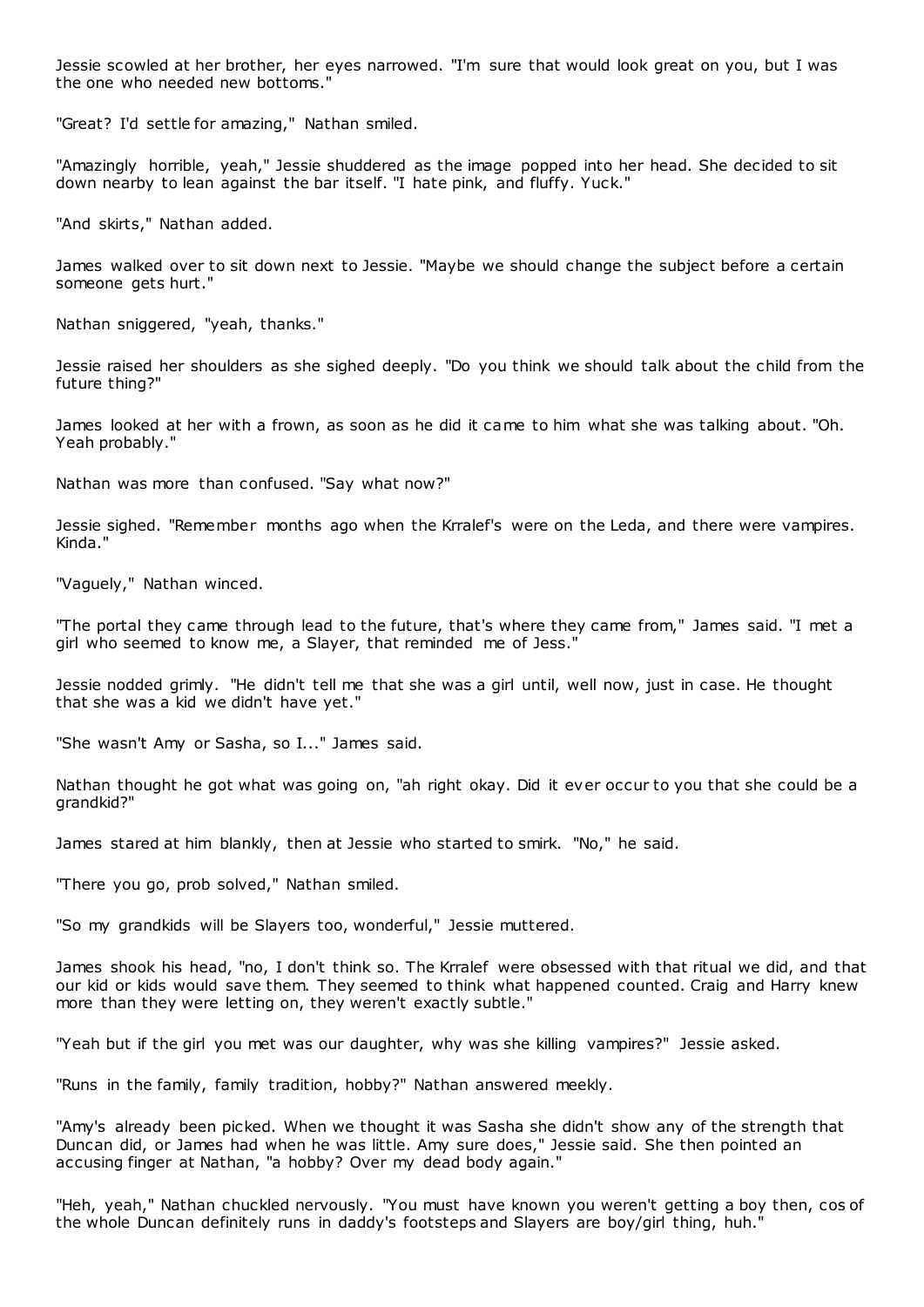Jessie scowled at her brother, her eyes narrowed. "I'm sure that would look great on you, but I was the one who needed new bottoms."

"Great? I'd settle for amazing," Nathan smiled.

"Amazingly horrible, yeah," Jessie shuddered as the image popped into her head. She decided to sit down nearby to lean against the bar itself. "I hate pink, and fluffy. Yuck."

"And skirts," Nathan added.

James walked over to sit down next to Jessie. "Maybe we should change the subject before a certain someone gets hurt."

Nathan sniggered, "yeah, thanks."

Jessie raised her shoulders as she sighed deeply. "Do you think we should talk about the child from the future thing?"

James looked at her with a frown, as soon as he did it came to him what she was talking about. "Oh. Yeah probably."

Nathan was more than confused. "Say what now?"

Jessie sighed. "Remember months ago when the Krralef's were on the Leda, and there were vampires. Kinda."

"Vaguely," Nathan winced.

"The portal they came through lead to the future, that's where they came from," James said. "I met a girl who seemed to know me, a Slayer, that reminded me of Jess."

Jessie nodded grimly. "He didn't tell me that she was a girl until, well now, just in case. He thought that she was a kid we didn't have yet."

"She wasn't Amy or Sasha, so I..." James said.

Nathan thought he got what was going on, "ah right okay. Did it ever occur to you that she could be a grandkid?"

James stared at him blankly, then at Jessie who started to smirk. "No," he said.

"There you go, prob solved," Nathan smiled.

"So my grandkids will be Slayers too, wonderful," Jessie muttered.

James shook his head, "no, I don't think so. The Krralef were obsessed with that ritual we did, and that our kid or kids would save them. They seemed to think what happened counted. Craig and Harry knew more than they were letting on, they weren't exactly subtle."

"Yeah but if the girl you met was our daughter, why was she killing vampires?" Jessie asked.

"Runs in the family, family tradition, hobby?" Nathan answered meekly.

"Amy's already been picked. When we thought it was Sasha she didn't show any of the strength that Duncan did, or James had when he was little. Amy sure does," Jessie said. She then pointed an accusing finger at Nathan, "a hobby? Over my dead body again."

"Heh, yeah," Nathan chuckled nervously. "You must have known you weren't getting a boy then, cos of the whole Duncan definitely runs in daddy's footsteps and Slayers are boy/girl thing, huh."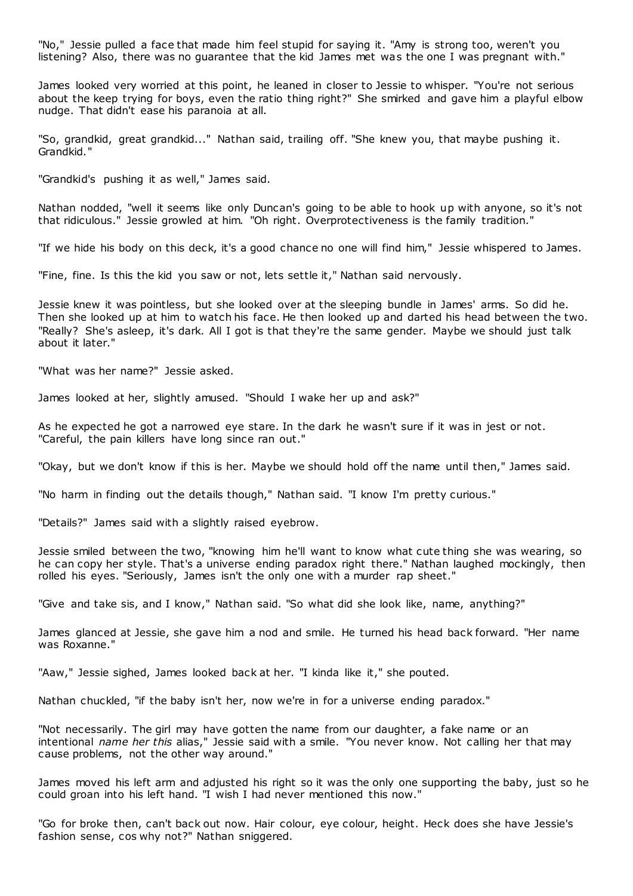"No," Jessie pulled a face that made him feel stupid for saying it. "Amy is strong too, weren't you listening? Also, there was no guarantee that the kid James met was the one I was pregnant with."

James looked very worried at this point, he leaned in closer to Jessie to whisper. "You're not serious about the keep trying for boys, even the ratio thing right?" She smirked and gave him a playful elbow nudge. That didn't ease his paranoia at all.

"So, grandkid, great grandkid..." Nathan said, trailing off. "She knew you, that maybe pushing it. Grandkid."

"Grandkid's pushing it as well," James said.

Nathan nodded, "well it seems like only Duncan's going to be able to hook up with anyone, so it's not that ridiculous." Jessie growled at him. "Oh right. Overprotectiveness is the family tradition."

"If we hide his body on this deck, it's a good chance no one will find him," Jessie whispered to James.

"Fine, fine. Is this the kid you saw or not, lets settle it," Nathan said nervously.

Jessie knew it was pointless, but she looked over at the sleeping bundle in James' arms. So did he. Then she looked up at him to watch his face. He then looked up and darted his head between the two. "Really? She's asleep, it's dark. All I got is that they're the same gender. Maybe we should just talk about it later."

"What was her name?" Jessie asked.

James looked at her, slightly amused. "Should I wake her up and ask?"

As he expected he got a narrowed eye stare. In the dark he wasn't sure if it was in jest or not. "Careful, the pain killers have long since ran out."

"Okay, but we don't know if this is her. Maybe we should hold off the name until then," James said.

"No harm in finding out the details though," Nathan said. "I know I'm pretty curious."

"Details?" James said with a slightly raised eyebrow.

Jessie smiled between the two, "knowing him he'll want to know what cute thing she was wearing, so he can copy her style. That's a universe ending paradox right there." Nathan laughed mockingly, then rolled his eyes. "Seriously, James isn't the only one with a murder rap sheet."

"Give and take sis, and I know," Nathan said. "So what did she look like, name, anything?"

James glanced at Jessie, she gave him a nod and smile. He turned his head back forward. "Her name was Roxanne."

"Aaw," Jessie sighed, James looked back at her. "I kinda like it," she pouted.

Nathan chuckled, "if the baby isn't her, now we're in for a universe ending paradox."

"Not necessarily. The girl may have gotten the name from our daughter, a fake name or an intentional *name her this* alias," Jessie said with a smile. "You never know. Not calling her that may cause problems, not the other way around."

James moved his left arm and adjusted his right so it was the only one supporting the baby, just so he could groan into his left hand. "I wish I had never mentioned this now."

"Go for broke then, can't back out now. Hair colour, eye colour, height. Heck does she have Jessie's fashion sense, cos why not?" Nathan sniggered.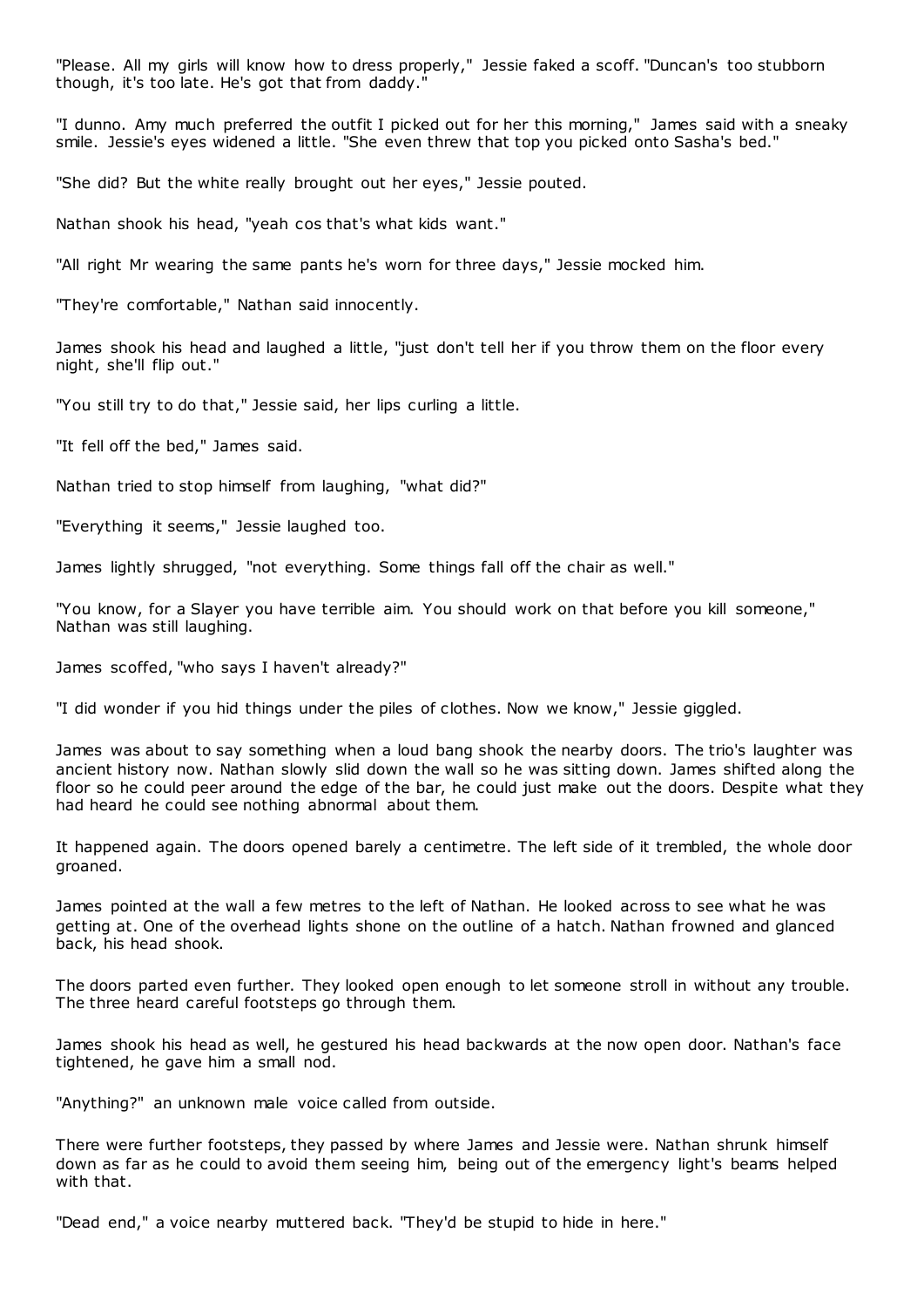"Please. All my girls will know how to dress properly," Jessie faked a scoff. "Duncan's too stubborn though, it's too late. He's got that from daddy."

"I dunno. Amy much preferred the outfit I picked out for her this morning," James said with a sneaky smile. Jessie's eyes widened a little. "She even threw that top you picked onto Sasha's bed."

"She did? But the white really brought out her eyes," Jessie pouted.

Nathan shook his head, "yeah cos that's what kids want."

"All right Mr wearing the same pants he's worn for three days," Jessie mocked him.

"They're comfortable," Nathan said innocently.

James shook his head and laughed a little, "just don't tell her if you throw them on the floor every night, she'll flip out."

"You still try to do that," Jessie said, her lips curling a little.

"It fell off the bed," James said.

Nathan tried to stop himself from laughing, "what did?"

"Everything it seems," Jessie laughed too.

James lightly shrugged, "not everything. Some things fall off the chair as well."

"You know, for a Slayer you have terrible aim. You should work on that before you kill someone," Nathan was still laughing.

James scoffed, "who says I haven't already?"

"I did wonder if you hid things under the piles of clothes. Now we know," Jessie giggled.

James was about to say something when a loud bang shook the nearby doors. The trio's laughter was ancient history now. Nathan slowly slid down the wall so he was sitting down. James shifted along the floor so he could peer around the edge of the bar, he could just make out the doors. Despite what they had heard he could see nothing abnormal about them.

It happened again. The doors opened barely a centimetre. The left side of it trembled, the whole door groaned.

James pointed at the wall a few metres to the left of Nathan. He looked across to see what he was getting at. One of the overhead lights shone on the outline of a hatch. Nathan frowned and glanced back, his head shook.

The doors parted even further. They looked open enough to let someone stroll in without any trouble. The three heard careful footsteps go through them.

James shook his head as well, he gestured his head backwards at the now open door. Nathan's face tightened, he gave him a small nod.

"Anything?" an unknown male voice called from outside.

There were further footsteps, they passed by where James and Jessie were. Nathan shrunk himself down as far as he could to avoid them seeing him, being out of the emergency light's beams helped with that.

"Dead end," a voice nearby muttered back. "They'd be stupid to hide in here."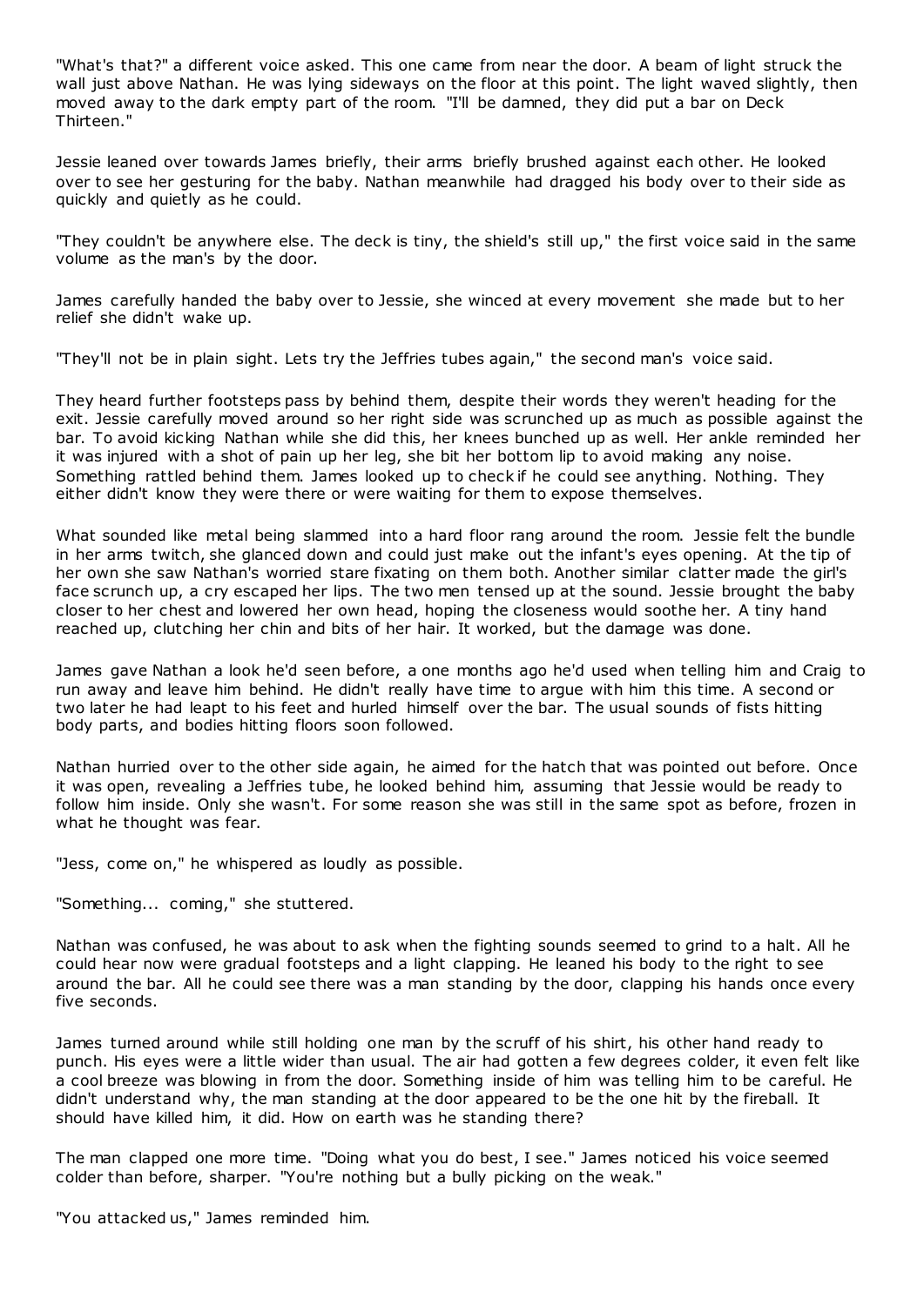"What's that?" a different voice asked. This one came from near the door. A beam of light struck the wall just above Nathan. He was lying sideways on the floor at this point. The light waved slightly, then moved away to the dark empty part of the room. "I'll be damned, they did put a bar on Deck Thirteen."

Jessie leaned over towards James briefly, their arms briefly brushed against each other. He looked over to see her gesturing for the baby. Nathan meanwhile had dragged his body over to their side as quickly and quietly as he could.

"They couldn't be anywhere else. The deck is tiny, the shield's still up," the first voice said in the same volume as the man's by the door.

James carefully handed the baby over to Jessie, she winced at every movement she made but to her relief she didn't wake up.

"They'll not be in plain sight. Lets try the Jeffries tubes again," the second man's voice said.

They heard further footsteps pass by behind them, despite their words they weren't heading for the exit. Jessie carefully moved around so her right side was scrunched up as much as possible against the bar. To avoid kicking Nathan while she did this, her knees bunched up as well. Her ankle reminded her it was injured with a shot of pain up her leg, she bit her bottom lip to avoid making any noise. Something rattled behind them. James looked up to check if he could see anything. Nothing. They either didn't know they were there or were waiting for them to expose themselves.

What sounded like metal being slammed into a hard floor rang around the room. Jessie felt the bundle in her arms twitch, she glanced down and could just make out the infant's eyes opening. At the tip of her own she saw Nathan's worried stare fixating on them both. Another similar clatter made the girl's face scrunch up, a cry escaped her lips. The two men tensed up at the sound. Jessie brought the baby closer to her chest and lowered her own head, hoping the closeness would soothe her. A tiny hand reached up, clutching her chin and bits of her hair. It worked, but the damage was done.

James gave Nathan a look he'd seen before, a one months ago he'd used when telling him and Craig to run away and leave him behind. He didn't really have time to argue with him this time. A second or two later he had leapt to his feet and hurled himself over the bar. The usual sounds of fists hitting body parts, and bodies hitting floors soon followed.

Nathan hurried over to the other side again, he aimed for the hatch that was pointed out before. Once it was open, revealing a Jeffries tube, he looked behind him, assuming that Jessie would be ready to follow him inside. Only she wasn't. For some reason she was still in the same spot as before, frozen in what he thought was fear.

"Jess, come on," he whispered as loudly as possible.

"Something... coming," she stuttered.

Nathan was confused, he was about to ask when the fighting sounds seemed to grind to a halt. All he could hear now were gradual footsteps and a light clapping. He leaned his body to the right to see around the bar. All he could see there was a man standing by the door, clapping his hands once every five seconds.

James turned around while still holding one man by the scruff of his shirt, his other hand ready to punch. His eyes were a little wider than usual. The air had gotten a few degrees colder, it even felt like a cool breeze was blowing in from the door. Something inside of him was telling him to be careful. He didn't understand why, the man standing at the door appeared to be the one hit by the fireball. It should have killed him, it did. How on earth was he standing there?

The man clapped one more time. "Doing what you do best, I see." James noticed his voice seemed colder than before, sharper. "You're nothing but a bully picking on the weak."

"You attacked us," James reminded him.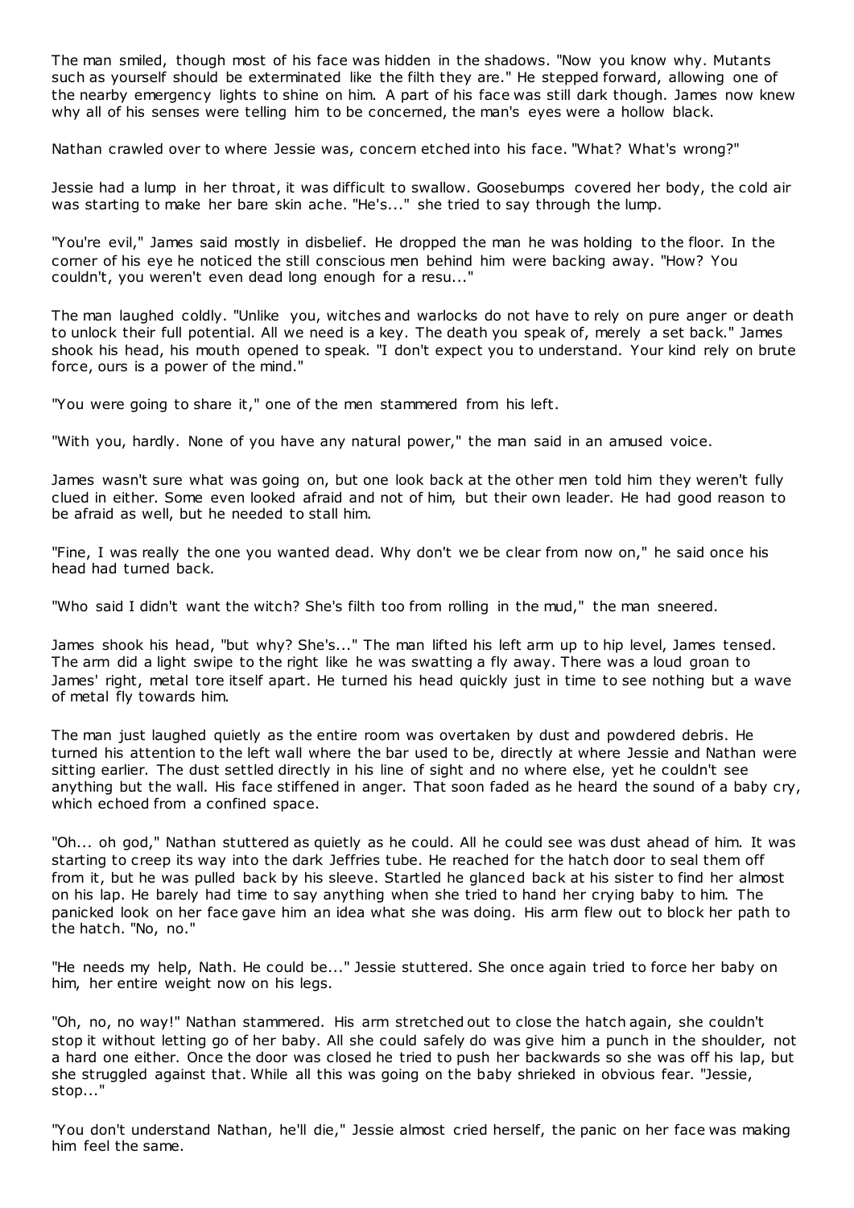The man smiled, though most of his face was hidden in the shadows. "Now you know why. Mutants such as yourself should be exterminated like the filth they are." He stepped forward, allowing one of the nearby emergency lights to shine on him. A part of his face was still dark though. James now knew why all of his senses were telling him to be concerned, the man's eyes were a hollow black.

Nathan crawled over to where Jessie was, concern etched into his face. "What? What's wrong?"

Jessie had a lump in her throat, it was difficult to swallow. Goosebumps covered her body, the cold air was starting to make her bare skin ache. "He's..." she tried to say through the lump.

"You're evil," James said mostly in disbelief. He dropped the man he was holding to the floor. In the corner of his eye he noticed the still conscious men behind him were backing away. "How? You couldn't, you weren't even dead long enough for a resu..."

The man laughed coldly. "Unlike you, witches and warlocks do not have to rely on pure anger or death to unlock their full potential. All we need is a key. The death you speak of, merely a set back." James shook his head, his mouth opened to speak. "I don't expect you to understand. Your kind rely on brute force, ours is a power of the mind."

"You were going to share it," one of the men stammered from his left.

"With you, hardly. None of you have any natural power," the man said in an amused voice.

James wasn't sure what was going on, but one look back at the other men told him they weren't fully clued in either. Some even looked afraid and not of him, but their own leader. He had good reason to be afraid as well, but he needed to stall him.

"Fine, I was really the one you wanted dead. Why don't we be clear from now on," he said once his head had turned back.

"Who said I didn't want the witch? She's filth too from rolling in the mud," the man sneered.

James shook his head, "but why? She's..." The man lifted his left arm up to hip level, James tensed. The arm did a light swipe to the right like he was swatting a fly away. There was a loud groan to James' right, metal tore itself apart. He turned his head quickly just in time to see nothing but a wave of metal fly towards him.

The man just laughed quietly as the entire room was overtaken by dust and powdered debris. He turned his attention to the left wall where the bar used to be, directly at where Jessie and Nathan were sitting earlier. The dust settled directly in his line of sight and no where else, yet he couldn't see anything but the wall. His face stiffened in anger. That soon faded as he heard the sound of a baby cry, which echoed from a confined space.

"Oh... oh god," Nathan stuttered as quietly as he could. All he could see was dust ahead of him. It was starting to creep its way into the dark Jeffries tube. He reached for the hatch door to seal them off from it, but he was pulled back by his sleeve. Startled he glanced back at his sister to find her almost on his lap. He barely had time to say anything when she tried to hand her crying baby to him. The panicked look on her face gave him an idea what she was doing. His arm flew out to block her path to the hatch. "No, no."

"He needs my help, Nath. He could be..." Jessie stuttered. She once again tried to force her baby on him, her entire weight now on his legs.

"Oh, no, no way!" Nathan stammered. His arm stretched out to close the hatch again, she couldn't stop it without letting go of her baby. All she could safely do was give him a punch in the shoulder, not a hard one either. Once the door was closed he tried to push her backwards so she was off his lap, but she struggled against that. While all this was going on the baby shrieked in obvious fear. "Jessie, stop..."

"You don't understand Nathan, he'll die," Jessie almost cried herself, the panic on her face was making him feel the same.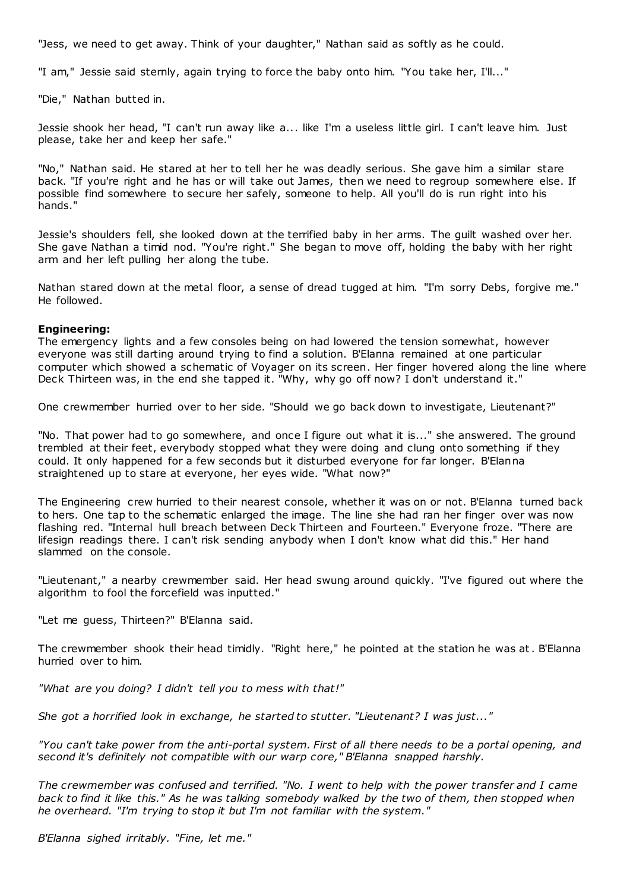"Jess, we need to get away. Think of your daughter," Nathan said as softly as he could.

"I am," Jessie said sternly, again trying to force the baby onto him. "You take her, I'll..."

"Die," Nathan butted in.

Jessie shook her head, "I can't run away like a... like I'm a useless little girl. I can't leave him. Just please, take her and keep her safe."

"No," Nathan said. He stared at her to tell her he was deadly serious. She gave him a similar stare back. "If you're right and he has or will take out James, then we need to regroup somewhere else. If possible find somewhere to secure her safely, someone to help. All you'll do is run right into his hands."

Jessie's shoulders fell, she looked down at the terrified baby in her arms. The guilt washed over her. She gave Nathan a timid nod. "You're right." She began to move off, holding the baby with her right arm and her left pulling her along the tube.

Nathan stared down at the metal floor, a sense of dread tugged at him. "I'm sorry Debs, forgive me." He followed.

**Engineering:**
The emergency lights and a few consoles being on had lowered the tension somewhat, however everyone was still darting around trying to find a solution. B'Elanna remained at one particular computer which showed a schematic of Voyager on its screen. Her finger hovered along the line where Deck Thirteen was, in the end she tapped it. "Why, why go off now? I don't understand it."

One crewmember hurried over to her side. "Should we go back down to investigate, Lieutenant?"

"No. That power had to go somewhere, and once I figure out what it is..." she answered. The ground trembled at their feet, everybody stopped what they were doing and clung onto something if they could. It only happened for a few seconds but it disturbed everyone for far longer. B'Elanna straightened up to stare at everyone, her eyes wide. "What now?"

The Engineering crew hurried to their nearest console, whether it was on or not. B'Elanna turned back to hers. One tap to the schematic enlarged the image. The line she had ran her finger over was now flashing red. "Internal hull breach between Deck Thirteen and Fourteen." Everyone froze. "There are lifesign readings there. I can't risk sending anybody when I don't know what did this." Her hand slammed on the console.

"Lieutenant," a nearby crewmember said. Her head swung around quickly. "I've figured out where the algorithm to fool the forcefield was inputted."

"Let me guess, Thirteen?" B'Elanna said.

The crewmember shook their head timidly. "Right here," he pointed at the station he was at. B'Elanna hurried over to him.

*"What are you doing? I didn't tell you to mess with that!"*

*She got a horrified look in exchange, he started to stutter. "Lieutenant? I was just..."*

*"You can't take power from the anti-portal system. First of all there needs to be a portal opening, and second it's definitely not compatible with our warp core," B'Elanna snapped harshly.*

*The crewmember was confused and terrified. "No. I went to help with the power transfer and I came back to find it like this." As he was talking somebody walked by the two of them, then stopped when he overheard. "I'm trying to stop it but I'm not familiar with the system."*

*B'Elanna sighed irritably. "Fine, let me."*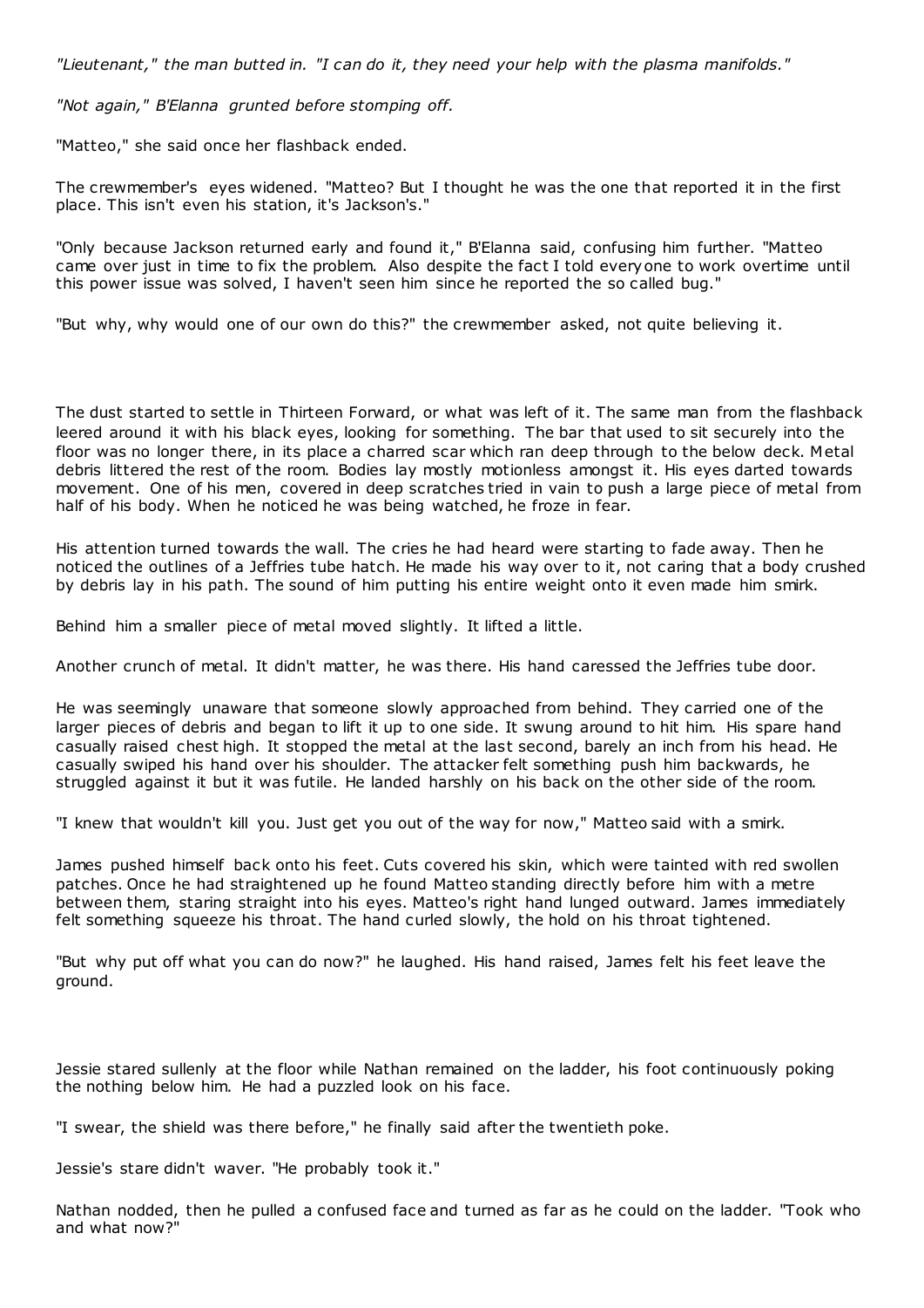*"Lieutenant," the man butted in. "I can do it, they need your help with the plasma manifolds."*

*"Not again," B'Elanna grunted before stomping off.*

"Matteo," she said once her flashback ended.

The crewmember's eyes widened. "Matteo? But I thought he was the one that reported it in the first place. This isn't even his station, it's Jackson's."

"Only because Jackson returned early and found it," B'Elanna said, confusing him further. "Matteo came over just in time to fix the problem. Also despite the fact I told everyone to work overtime until this power issue was solved, I haven't seen him since he reported the so called bug."

"But why, why would one of our own do this?" the crewmember asked, not quite believing it.

The dust started to settle in Thirteen Forward, or what was left of it. The same man from the flashback leered around it with his black eyes, looking for something. The bar that used to sit securely into the floor was no longer there, in its place a charred scar which ran deep through to the below deck. Metal debris littered the rest of the room. Bodies lay mostly motionless amongst it. His eyes darted towards movement. One of his men, covered in deep scratches tried in vain to push a large piece of metal from half of his body. When he noticed he was being watched, he froze in fear.

His attention turned towards the wall. The cries he had heard were starting to fade away. Then he noticed the outlines of a Jeffries tube hatch. He made his way over to it, not caring that a body crushed by debris lay in his path. The sound of him putting his entire weight onto it even made him smirk.

Behind him a smaller piece of metal moved slightly. It lifted a little.

Another crunch of metal. It didn't matter, he was there. His hand caressed the Jeffries tube door.

He was seemingly unaware that someone slowly approached from behind. They carried one of the larger pieces of debris and began to lift it up to one side. It swung around to hit him. His spare hand casually raised chest high. It stopped the metal at the last second, barely an inch from his head. He casually swiped his hand over his shoulder. The attacker felt something push him backwards, he struggled against it but it was futile. He landed harshly on his back on the other side of the room.

"I knew that wouldn't kill you. Just get you out of the way for now," Matteo said with a smirk.

James pushed himself back onto his feet. Cuts covered his skin, which were tainted with red swollen patches. Once he had straightened up he found Matteo standing directly before him with a metre between them, staring straight into his eyes. Matteo's right hand lunged outward. James immediately felt something squeeze his throat. The hand curled slowly, the hold on his throat tightened.

"But why put off what you can do now?" he laughed. His hand raised, James felt his feet leave the ground.

Jessie stared sullenly at the floor while Nathan remained on the ladder, his foot continuously poking the nothing below him. He had a puzzled look on his face.

"I swear, the shield was there before," he finally said after the twentieth poke.

Jessie's stare didn't waver. "He probably took it."

Nathan nodded, then he pulled a confused face and turned as far as he could on the ladder. "Took who and what now?"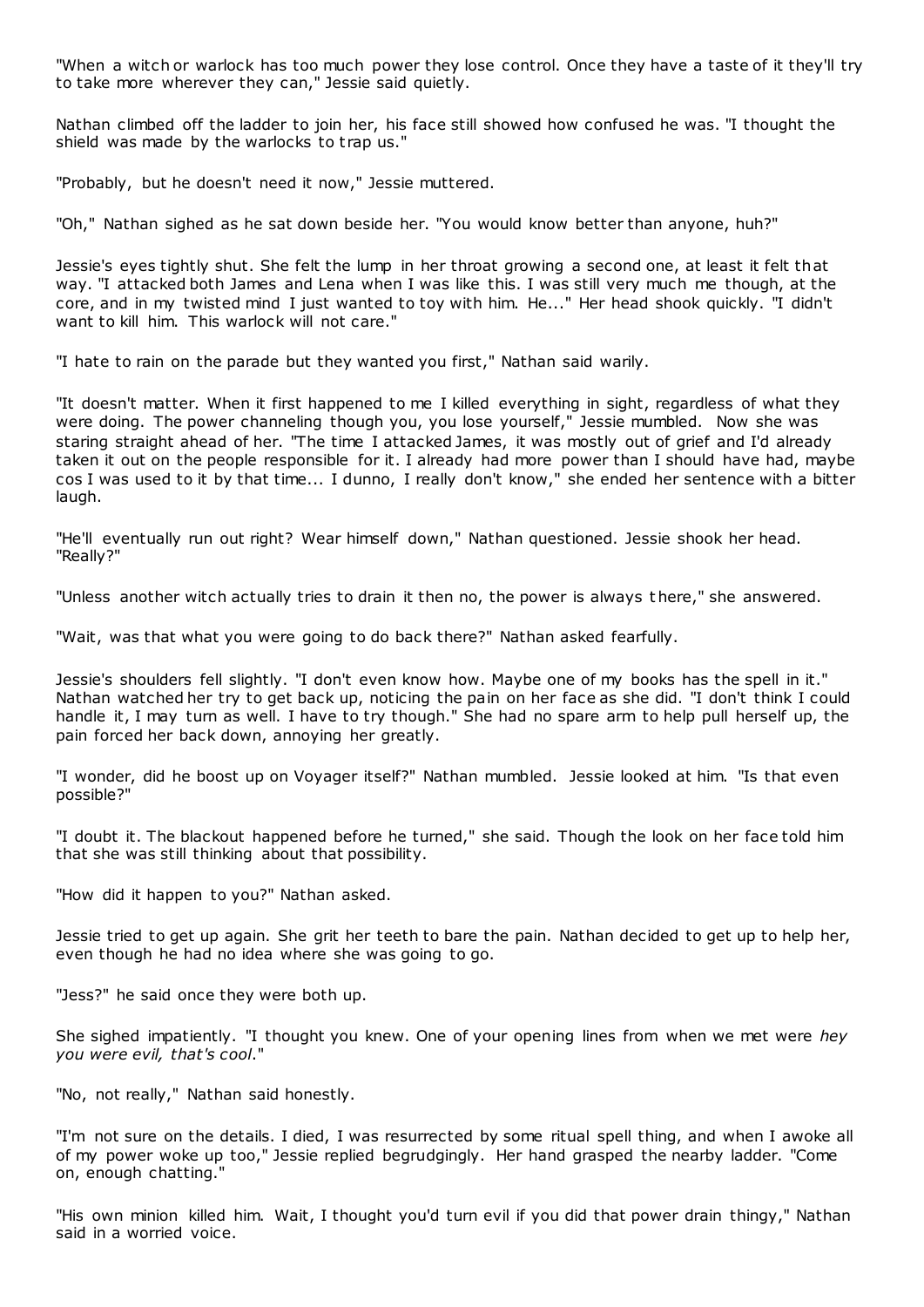"When a witch or warlock has too much power they lose control. Once they have a taste of it they'll try to take more wherever they can," Jessie said quietly.

Nathan climbed off the ladder to join her, his face still showed how confused he was. "I thought the shield was made by the warlocks to trap us."

"Probably, but he doesn't need it now," Jessie muttered.

"Oh," Nathan sighed as he sat down beside her. "You would know better than anyone, huh?"

Jessie's eyes tightly shut. She felt the lump in her throat growing a second one, at least it felt that way. "I attacked both James and Lena when I was like this. I was still very much me though, at the core, and in my twisted mind I just wanted to toy with him. He..." Her head shook quickly. "I didn't want to kill him. This warlock will not care."

"I hate to rain on the parade but they wanted you first," Nathan said warily.

"It doesn't matter. When it first happened to me I killed everything in sight, regardless of what they were doing. The power channeling though you, you lose yourself," Jessie mumbled. Now she was staring straight ahead of her. "The time I attacked James, it was mostly out of grief and I'd already taken it out on the people responsible for it. I already had more power than I should have had, maybe cos I was used to it by that time... I dunno, I really don't know," she ended her sentence with a bitter laugh.

"He'll eventually run out right? Wear himself down," Nathan questioned. Jessie shook her head. "Really?"

"Unless another witch actually tries to drain it then no, the power is always there," she answered.

"Wait, was that what you were going to do back there?" Nathan asked fearfully.

Jessie's shoulders fell slightly. "I don't even know how. Maybe one of my books has the spell in it." Nathan watched her try to get back up, noticing the pain on her face as she did. "I don't think I could handle it, I may turn as well. I have to try though." She had no spare arm to help pull herself up, the pain forced her back down, annoying her greatly.

"I wonder, did he boost up on Voyager itself?" Nathan mumbled. Jessie looked at him. "Is that even possible?"

"I doubt it. The blackout happened before he turned," she said. Though the look on her face told him that she was still thinking about that possibility.

"How did it happen to you?" Nathan asked.

Jessie tried to get up again. She grit her teeth to bare the pain. Nathan decided to get up to help her, even though he had no idea where she was going to go.

"Jess?" he said once they were both up.

She sighed impatiently. "I thought you knew. One of your opening lines from when we met were *hey you were evil, that's cool*."

"No, not really," Nathan said honestly.

"I'm not sure on the details. I died, I was resurrected by some ritual spell thing, and when I awoke all of my power woke up too," Jessie replied begrudgingly. Her hand grasped the nearby ladder. "Come on, enough chatting."

"His own minion killed him. Wait, I thought you'd turn evil if you did that power drain thingy," Nathan said in a worried voice.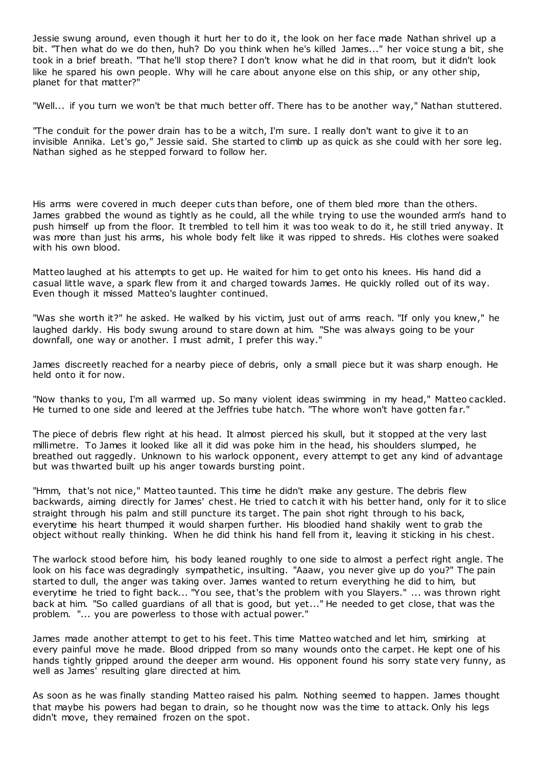Jessie swung around, even though it hurt her to do it, the look on her face made Nathan shrivel up a bit. "Then what do we do then, huh? Do you think when he's killed James..." her voice stung a bit, she took in a brief breath. "That he'll stop there? I don't know what he did in that room, but it didn't look like he spared his own people. Why will he care about anyone else on this ship, or any other ship, planet for that matter?"

"Well... if you turn we won't be that much better off. There has to be another way," Nathan stuttered.

"The conduit for the power drain has to be a witch, I'm sure. I really don't want to give it to an invisible Annika. Let's go," Jessie said. She started to climb up as quick as she could with her sore leg. Nathan sighed as he stepped forward to follow her.

His arms were covered in much deeper cuts than before, one of them bled more than the others. James grabbed the wound as tightly as he could, all the while trying to use the wounded arm's hand to push himself up from the floor. It trembled to tell him it was too weak to do it, he still tried anyway. It was more than just his arms, his whole body felt like it was ripped to shreds. His clothes were soaked with his own blood.

Matteo laughed at his attempts to get up. He waited for him to get onto his knees. His hand did a casual little wave, a spark flew from it and charged towards James. He quickly rolled out of its way. Even though it missed Matteo's laughter continued.

"Was she worth it?" he asked. He walked by his victim, just out of arms reach. "If only you knew," he laughed darkly. His body swung around to stare down at him. "She was always going to be your downfall, one way or another. I must admit, I prefer this way."

James discreetly reached for a nearby piece of debris, only a small piece but it was sharp enough. He held onto it for now.

"Now thanks to you, I'm all warmed up. So many violent ideas swimming in my head," Matteo cackled. He turned to one side and leered at the Jeffries tube hatch. "The whore won't have gotten far."

The piece of debris flew right at his head. It almost pierced his skull, but it stopped at the very last millimetre. To James it looked like all it did was poke him in the head, his shoulders slumped, he breathed out raggedly. Unknown to his warlock opponent, every attempt to get any kind of advantage but was thwarted built up his anger towards bursting point.

"Hmm, that's not nice," Matteo taunted. This time he didn't make any gesture. The debris flew backwards, aiming directly for James' chest. He tried to catch it with his better hand, only for it to slice straight through his palm and still puncture its target. The pain shot right through to his back, everytime his heart thumped it would sharpen further. His bloodied hand shakily went to grab the object without really thinking. When he did think his hand fell from it, leaving it sticking in his chest.

The warlock stood before him, his body leaned roughly to one side to almost a perfect right angle. The look on his face was degradingly sympathetic, insulting. "Aaaw, you never give up do you?" The pain started to dull, the anger was taking over. James wanted to return everything he did to him, but everytime he tried to fight back... "You see, that's the problem with you Slayers." ... was thrown right back at him. "So called guardians of all that is good, but yet..." He needed to get close, that was the problem. "... you are powerless to those with actual power."

James made another attempt to get to his feet. This time Matteo watched and let him, smirking at every painful move he made. Blood dripped from so many wounds onto the carpet. He kept one of his hands tightly gripped around the deeper arm wound. His opponent found his sorry state very funny, as well as James' resulting glare directed at him.

As soon as he was finally standing Matteo raised his palm. Nothing seemed to happen. James thought that maybe his powers had began to drain, so he thought now was the time to attack. Only his legs didn't move, they remained frozen on the spot.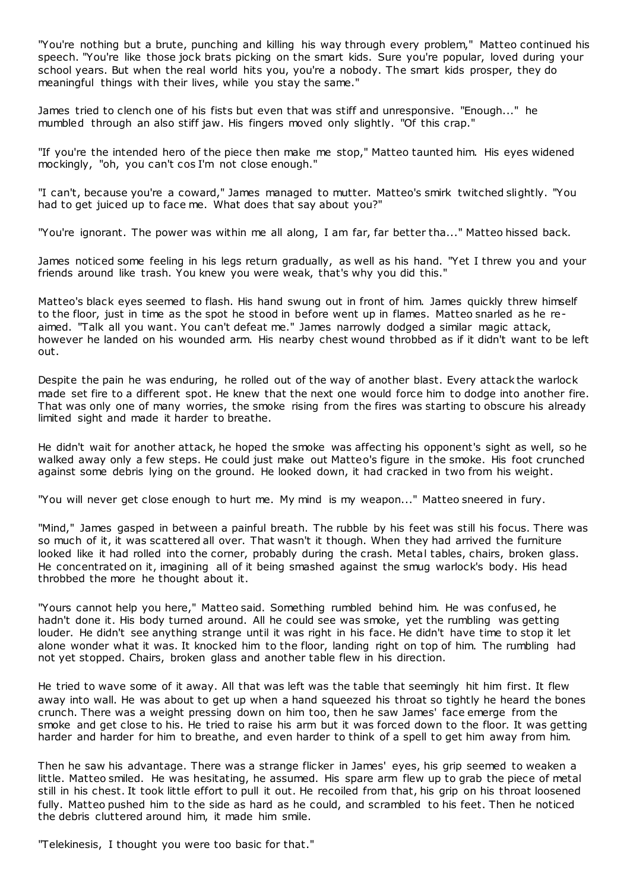"You're nothing but a brute, punching and killing his way through every problem," Matteo continued his speech. "You're like those jock brats picking on the smart kids. Sure you're popular, loved during your school years. But when the real world hits you, you're a nobody. The smart kids prosper, they do meaningful things with their lives, while you stay the same."

James tried to clench one of his fists but even that was stiff and unresponsive. "Enough..." he mumbled through an also stiff jaw. His fingers moved only slightly. "Of this crap."

"If you're the intended hero of the piece then make me stop," Matteo taunted him. His eyes widened mockingly, "oh, you can't cos I'm not close enough."

"I can't, because you're a coward," James managed to mutter. Matteo's smirk twitched slightly. "You had to get juiced up to face me. What does that say about you?"

"You're ignorant. The power was within me all along, I am far, far better tha..." Matteo hissed back.

James noticed some feeling in his legs return gradually, as well as his hand. "Yet I threw you and your friends around like trash. You knew you were weak, that's why you did this."

Matteo's black eyes seemed to flash. His hand swung out in front of him. James quickly threw himself to the floor, just in time as the spot he stood in before went up in flames. Matteo snarled as he re-aimed. "Talk all you want. You can't defeat me." James narrowly dodged a similar magic attack, however he landed on his wounded arm. His nearby chest wound throbbed as if it didn't want to be left out.

Despite the pain he was enduring, he rolled out of the way of another blast. Every attack the warlock made set fire to a different spot. He knew that the next one would force him to dodge into another fire. That was only one of many worries, the smoke rising from the fires was starting to obscure his already limited sight and made it harder to breathe.

He didn't wait for another attack, he hoped the smoke was affecting his opponent's sight as well, so he walked away only a few steps. He could just make out Matteo's figure in the smoke. His foot crunched against some debris lying on the ground. He looked down, it had cracked in two from his weight.

"You will never get close enough to hurt me. My mind is my weapon..." Matteo sneered in fury.

"Mind," James gasped in between a painful breath. The rubble by his feet was still his focus. There was so much of it, it was scattered all over. That wasn't it though. When they had arrived the furniture looked like it had rolled into the corner, probably during the crash. Metal tables, chairs, broken glass. He concentrated on it, imagining all of it being smashed against the smug warlock's body. His head throbbed the more he thought about it.

"Yours cannot help you here," Matteo said. Something rumbled behind him. He was confused, he hadn't done it. His body turned around. All he could see was smoke, yet the rumbling was getting louder. He didn't see anything strange until it was right in his face. He didn't have time to stop it let alone wonder what it was. It knocked him to the floor, landing right on top of him. The rumbling had not yet stopped. Chairs, broken glass and another table flew in his direction.

He tried to wave some of it away. All that was left was the table that seemingly hit him first. It flew away into wall. He was about to get up when a hand squeezed his throat so tightly he heard the bones crunch. There was a weight pressing down on him too, then he saw James' face emerge from the smoke and get close to his. He tried to raise his arm but it was forced down to the floor. It was getting harder and harder for him to breathe, and even harder to think of a spell to get him away from him.

Then he saw his advantage. There was a strange flicker in James' eyes, his grip seemed to weaken a little. Matteo smiled. He was hesitating, he assumed. His spare arm flew up to grab the piece of metal still in his chest. It took little effort to pull it out. He recoiled from that, his grip on his throat loosened fully. Matteo pushed him to the side as hard as he could, and scrambled to his feet. Then he noticed the debris cluttered around him, it made him smile.

"Telekinesis, I thought you were too basic for that."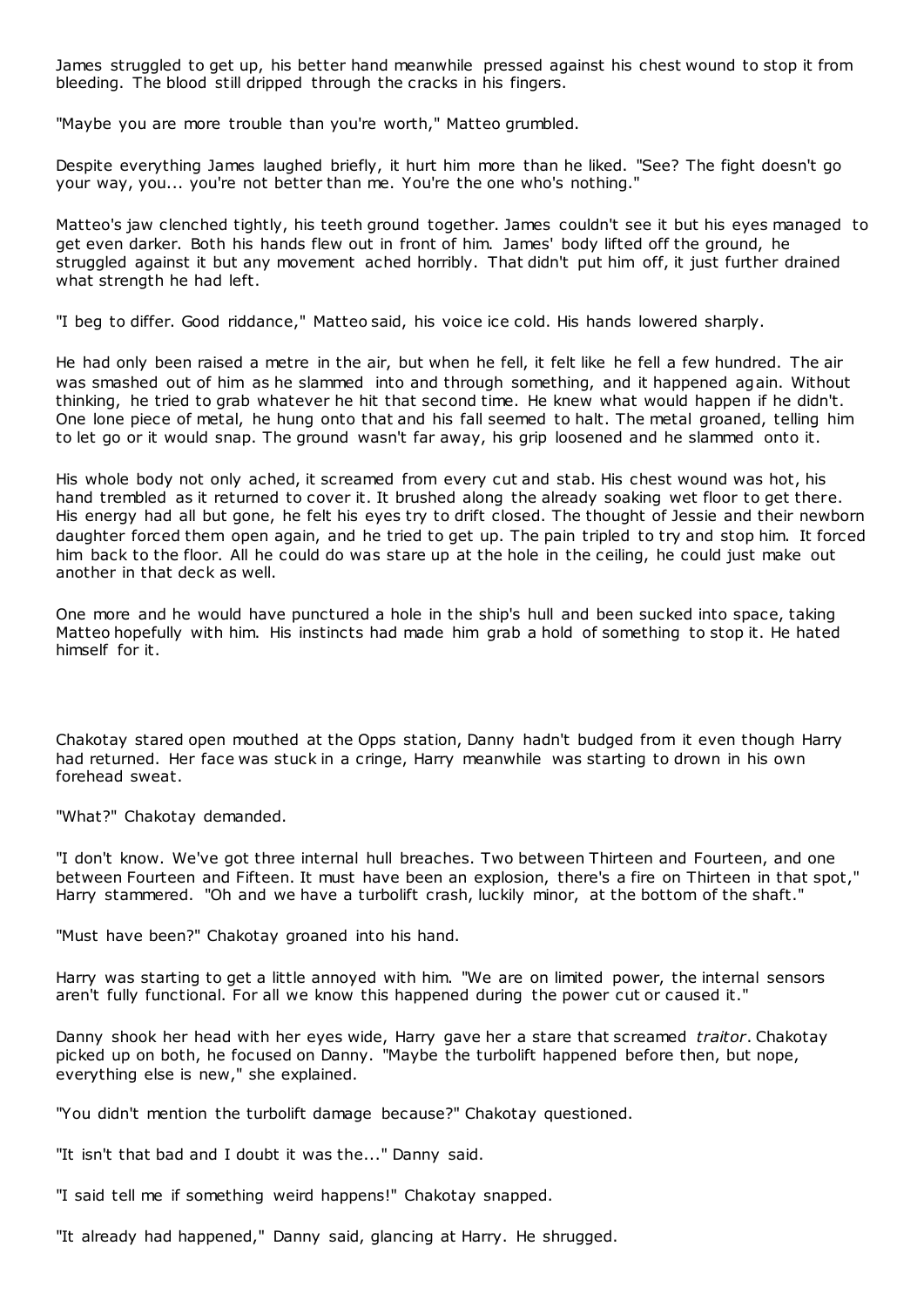James struggled to get up, his better hand meanwhile pressed against his chest wound to stop it from bleeding. The blood still dripped through the cracks in his fingers.

"Maybe you are more trouble than you're worth," Matteo grumbled.

Despite everything James laughed briefly, it hurt him more than he liked. "See? The fight doesn't go your way, you... you're not better than me. You're the one who's nothing."

Matteo's jaw clenched tightly, his teeth ground together. James couldn't see it but his eyes managed to get even darker. Both his hands flew out in front of him. James' body lifted off the ground, he struggled against it but any movement ached horribly. That didn't put him off, it just further drained what strength he had left.

"I beg to differ. Good riddance," Matteo said, his voice ice cold. His hands lowered sharply.

He had only been raised a metre in the air, but when he fell, it felt like he fell a few hundred. The air was smashed out of him as he slammed into and through something, and it happened again. Without thinking, he tried to grab whatever he hit that second time. He knew what would happen if he didn't. One lone piece of metal, he hung onto that and his fall seemed to halt. The metal groaned, telling him to let go or it would snap. The ground wasn't far away, his grip loosened and he slammed onto it.

His whole body not only ached, it screamed from every cut and stab. His chest wound was hot, his hand trembled as it returned to cover it. It brushed along the already soaking wet floor to get there. His energy had all but gone, he felt his eyes try to drift closed. The thought of Jessie and their newborn daughter forced them open again, and he tried to get up. The pain tripled to try and stop him. It forced him back to the floor. All he could do was stare up at the hole in the ceiling, he could just make out another in that deck as well.

One more and he would have punctured a hole in the ship's hull and been sucked into space, taking Matteo hopefully with him. His instincts had made him grab a hold of something to stop it. He hated himself for it.

Chakotay stared open mouthed at the Opps station, Danny hadn't budged from it even though Harry had returned. Her face was stuck in a cringe, Harry meanwhile was starting to drown in his own forehead sweat.

"What?" Chakotay demanded.

"I don't know. We've got three internal hull breaches. Two between Thirteen and Fourteen, and one between Fourteen and Fifteen. It must have been an explosion, there's a fire on Thirteen in that spot," Harry stammered. "Oh and we have a turbolift crash, luckily minor, at the bottom of the shaft."

"Must have been?" Chakotay groaned into his hand.

Harry was starting to get a little annoyed with him. "We are on limited power, the internal sensors aren't fully functional. For all we know this happened during the power cut or caused it."

Danny shook her head with her eyes wide, Harry gave her a stare that screamed *traitor*. Chakotay picked up on both, he focused on Danny. "Maybe the turbolift happened before then, but nope, everything else is new," she explained.

"You didn't mention the turbolift damage because?" Chakotay questioned.

"It isn't that bad and I doubt it was the..." Danny said.

"I said tell me if something weird happens!" Chakotay snapped.

"It already had happened," Danny said, glancing at Harry. He shrugged.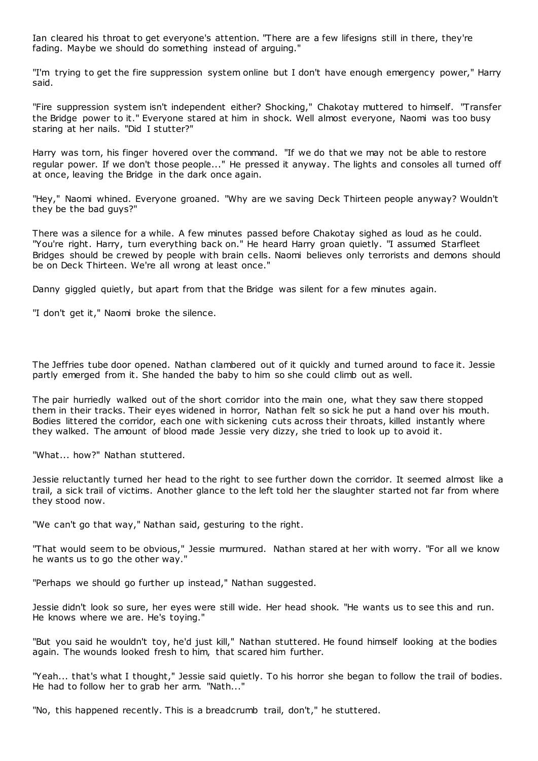Ian cleared his throat to get everyone's attention. "There are a few lifesigns still in there, they're fading. Maybe we should do something instead of arguing."

"I'm trying to get the fire suppression system online but I don't have enough emergency power," Harry said.

"Fire suppression system isn't independent either? Shocking," Chakotay muttered to himself. "Transfer the Bridge power to it." Everyone stared at him in shock. Well almost everyone, Naomi was too busy staring at her nails. "Did I stutter?"

Harry was torn, his finger hovered over the command. "If we do that we may not be able to restore regular power. If we don't those people..." He pressed it anyway. The lights and consoles all turned off at once, leaving the Bridge in the dark once again.

"Hey," Naomi whined. Everyone groaned. "Why are we saving Deck Thirteen people anyway? Wouldn't they be the bad guys?"

There was a silence for a while. A few minutes passed before Chakotay sighed as loud as he could. "You're right. Harry, turn everything back on." He heard Harry groan quietly. "I assumed Starfleet Bridges should be crewed by people with brain cells. Naomi believes only terrorists and demons should be on Deck Thirteen. We're all wrong at least once."

Danny giggled quietly, but apart from that the Bridge was silent for a few minutes again.

"I don't get it," Naomi broke the silence.

The Jeffries tube door opened. Nathan clambered out of it quickly and turned around to face it. Jessie partly emerged from it. She handed the baby to him so she could climb out as well.

The pair hurriedly walked out of the short corridor into the main one, what they saw there stopped them in their tracks. Their eyes widened in horror, Nathan felt so sick he put a hand over his mouth. Bodies littered the corridor, each one with sickening cuts across their throats, killed instantly where they walked. The amount of blood made Jessie very dizzy, she tried to look up to avoid it.

"What... how?" Nathan stuttered.

Jessie reluctantly turned her head to the right to see further down the corridor. It seemed almost like a trail, a sick trail of victims. Another glance to the left told her the slaughter started not far from where they stood now.

"We can't go that way," Nathan said, gesturing to the right.

"That would seem to be obvious," Jessie murmured. Nathan stared at her with worry. "For all we know he wants us to go the other way."

"Perhaps we should go further up instead," Nathan suggested.

Jessie didn't look so sure, her eyes were still wide. Her head shook. "He wants us to see this and run. He knows where we are. He's toying."

"But you said he wouldn't toy, he'd just kill," Nathan stuttered. He found himself looking at the bodies again. The wounds looked fresh to him, that scared him further.

"Yeah... that's what I thought," Jessie said quietly. To his horror she began to follow the trail of bodies. He had to follow her to grab her arm. "Nath..."

"No, this happened recently. This is a breadcrumb trail, don't," he stuttered.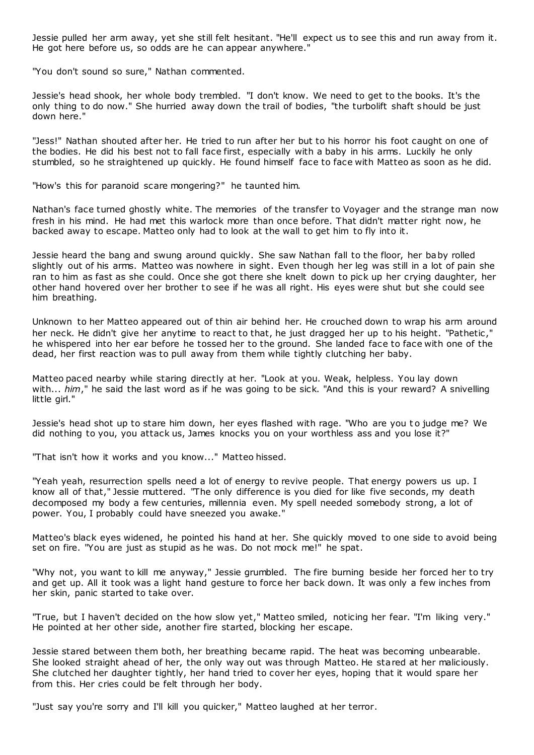Jessie pulled her arm away, yet she still felt hesitant. "He'll expect us to see this and run away from it. He got here before us, so odds are he can appear anywhere."

"You don't sound so sure," Nathan commented.

Jessie's head shook, her whole body trembled. "I don't know. We need to get to the books. It's the only thing to do now." She hurried away down the trail of bodies, "the turbolift shaft should be just down here."

"Jess!" Nathan shouted after her. He tried to run after her but to his horror his foot caught on one of the bodies. He did his best not to fall face first, especially with a baby in his arms. Luckily he only stumbled, so he straightened up quickly. He found himself face to face with Matteo as soon as he did.

"How's this for paranoid scare mongering?" he taunted him.

Nathan's face turned ghostly white. The memories of the transfer to Voyager and the strange man now fresh in his mind. He had met this warlock more than once before. That didn't matter right now, he backed away to escape. Matteo only had to look at the wall to get him to fly into it.

Jessie heard the bang and swung around quickly. She saw Nathan fall to the floor, her baby rolled slightly out of his arms. Matteo was nowhere in sight. Even though her leg was still in a lot of pain she ran to him as fast as she could. Once she got there she knelt down to pick up her crying daughter, her other hand hovered over her brother to see if he was all right. His eyes were shut but she could see him breathing.

Unknown to her Matteo appeared out of thin air behind her. He crouched down to wrap his arm around her neck. He didn't give her anytime to react to that, he just dragged her up to his height. "Pathetic," he whispered into her ear before he tossed her to the ground. She landed face to face with one of the dead, her first reaction was to pull away from them while tightly clutching her baby.

Matteo paced nearby while staring directly at her. "Look at you. Weak, helpless. You lay down with... *him*," he said the last word as if he was going to be sick. "And this is your reward? A snivelling little girl."

Jessie's head shot up to stare him down, her eyes flashed with rage. "Who are you to judge me? We did nothing to you, you attack us, James knocks you on your worthless ass and you lose it?"

"That isn't how it works and you know..." Matteo hissed.

"Yeah yeah, resurrection spells need a lot of energy to revive people. That energy powers us up. I know all of that," Jessie muttered. "The only difference is you died for like five seconds, my death decomposed my body a few centuries, millennia even. My spell needed somebody strong, a lot of power. You, I probably could have sneezed you awake."

Matteo's black eyes widened, he pointed his hand at her. She quickly moved to one side to avoid being set on fire. "You are just as stupid as he was. Do not mock me!" he spat.

"Why not, you want to kill me anyway," Jessie grumbled. The fire burning beside her forced her to try and get up. All it took was a light hand gesture to force her back down. It was only a few inches from her skin, panic started to take over.

"True, but I haven't decided on the how slow yet," Matteo smiled, noticing her fear. "I'm liking very." He pointed at her other side, another fire started, blocking her escape.

Jessie stared between them both, her breathing became rapid. The heat was becoming unbearable. She looked straight ahead of her, the only way out was through Matteo. He stared at her maliciously. She clutched her daughter tightly, her hand tried to cover her eyes, hoping that it would spare her from this. Her cries could be felt through her body.

"Just say you're sorry and I'll kill you quicker," Matteo laughed at her terror.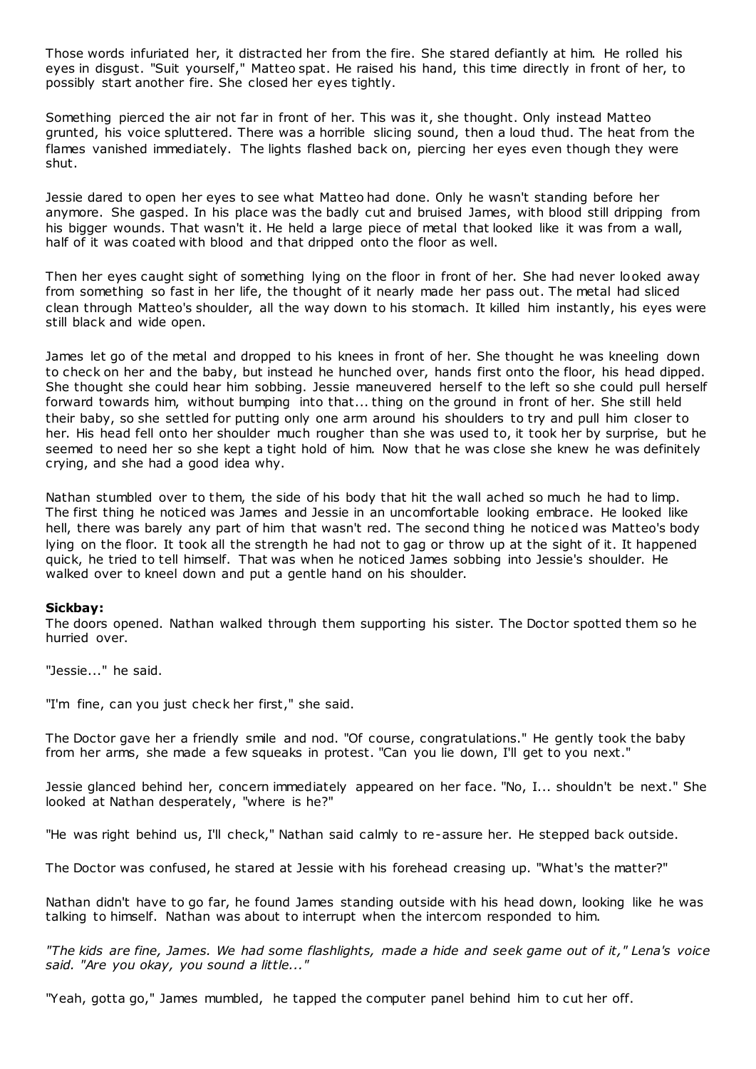Those words infuriated her, it distracted her from the fire. She stared defiantly at him. He rolled his eyes in disgust. "Suit yourself," Matteo spat. He raised his hand, this time directly in front of her, to possibly start another fire. She closed her eyes tightly.

Something pierced the air not far in front of her. This was it, she thought. Only instead Matteo grunted, his voice spluttered. There was a horrible slicing sound, then a loud thud. The heat from the flames vanished immediately. The lights flashed back on, piercing her eyes even though they were shut.

Jessie dared to open her eyes to see what Matteo had done. Only he wasn't standing before her anymore. She gasped. In his place was the badly cut and bruised James, with blood still dripping from his bigger wounds. That wasn't it. He held a large piece of metal that looked like it was from a wall, half of it was coated with blood and that dripped onto the floor as well.

Then her eyes caught sight of something lying on the floor in front of her. She had never looked away from something so fast in her life, the thought of it nearly made her pass out. The metal had sliced clean through Matteo's shoulder, all the way down to his stomach. It killed him instantly, his eyes were still black and wide open.

James let go of the metal and dropped to his knees in front of her. She thought he was kneeling down to check on her and the baby, but instead he hunched over, hands first onto the floor, his head dipped. She thought she could hear him sobbing. Jessie maneuvered herself to the left so she could pull herself forward towards him, without bumping into that... thing on the ground in front of her. She still held their baby, so she settled for putting only one arm around his shoulders to try and pull him closer to her. His head fell onto her shoulder much rougher than she was used to, it took her by surprise, but he seemed to need her so she kept a tight hold of him. Now that he was close she knew he was definitely crying, and she had a good idea why.

Nathan stumbled over to them, the side of his body that hit the wall ached so much he had to limp. The first thing he noticed was James and Jessie in an uncomfortable looking embrace. He looked like hell, there was barely any part of him that wasn't red. The second thing he noticed was Matteo's body lying on the floor. It took all the strength he had not to gag or throw up at the sight of it. It happened quick, he tried to tell himself. That was when he noticed James sobbing into Jessie's shoulder. He walked over to kneel down and put a gentle hand on his shoulder.

**Sickbay:**

The doors opened. Nathan walked through them supporting his sister. The Doctor spotted them so he hurried over.

"Jessie..." he said.

"I'm fine, can you just check her first," she said.

The Doctor gave her a friendly smile and nod. "Of course, congratulations." He gently took the baby from her arms, she made a few squeaks in protest. "Can you lie down, I'll get to you next."

Jessie glanced behind her, concern immediately appeared on her face. "No, I... shouldn't be next." She looked at Nathan desperately, "where is he?"

"He was right behind us, I'll check," Nathan said calmly to re-assure her. He stepped back outside.

The Doctor was confused, he stared at Jessie with his forehead creasing up. "What's the matter?"

Nathan didn't have to go far, he found James standing outside with his head down, looking like he was talking to himself. Nathan was about to interrupt when the intercom responded to him.

*"The kids are fine, James. We had some flashlights, made a hide and seek game out of it," Lena's voice said. "Are you okay, you sound a little..."*

"Yeah, gotta go," James mumbled, he tapped the computer panel behind him to cut her off.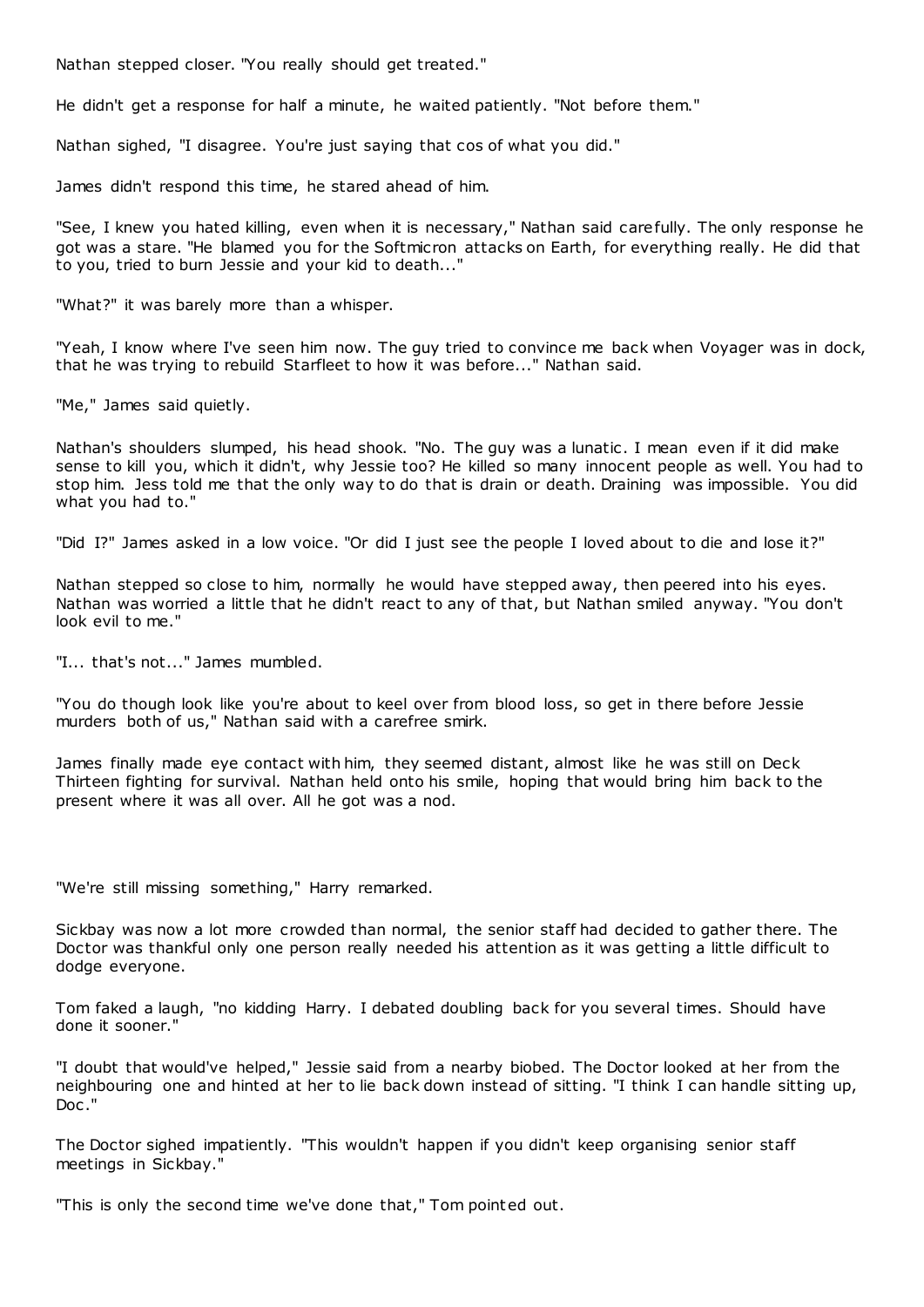Nathan stepped closer. "You really should get treated."

He didn't get a response for half a minute, he waited patiently. "Not before them."

Nathan sighed, "I disagree. You're just saying that cos of what you did."

James didn't respond this time, he stared ahead of him.

"See, I knew you hated killing, even when it is necessary," Nathan said carefully. The only response he got was a stare. "He blamed you for the Softmicron attacks on Earth, for everything really. He did that to you, tried to burn Jessie and your kid to death..."

"What?" it was barely more than a whisper.

"Yeah, I know where I've seen him now. The guy tried to convince me back when Voyager was in dock, that he was trying to rebuild Starfleet to how it was before..." Nathan said.

"Me," James said quietly.

Nathan's shoulders slumped, his head shook. "No. The guy was a lunatic. I mean even if it did make sense to kill you, which it didn't, why Jessie too? He killed so many innocent people as well. You had to stop him. Jess told me that the only way to do that is drain or death. Draining was impossible. You did what you had to."

"Did I?" James asked in a low voice. "Or did I just see the people I loved about to die and lose it?"

Nathan stepped so close to him, normally he would have stepped away, then peered into his eyes. Nathan was worried a little that he didn't react to any of that, but Nathan smiled anyway. "You don't look evil to me."

"I... that's not..." James mumbled.

"You do though look like you're about to keel over from blood loss, so get in there before Jessie murders both of us," Nathan said with a carefree smirk.

James finally made eye contact with him, they seemed distant, almost like he was still on Deck Thirteen fighting for survival. Nathan held onto his smile, hoping that would bring him back to the present where it was all over. All he got was a nod.

"We're still missing something," Harry remarked.

Sickbay was now a lot more crowded than normal, the senior staff had decided to gather there. The Doctor was thankful only one person really needed his attention as it was getting a little difficult to dodge everyone.

Tom faked a laugh, "no kidding Harry. I debated doubling back for you several times. Should have done it sooner."

"I doubt that would've helped," Jessie said from a nearby biobed. The Doctor looked at her from the neighbouring one and hinted at her to lie back down instead of sitting. "I think I can handle sitting up, Doc."

The Doctor sighed impatiently. "This wouldn't happen if you didn't keep organising senior staff meetings in Sickbay."

"This is only the second time we've done that," Tom pointed out.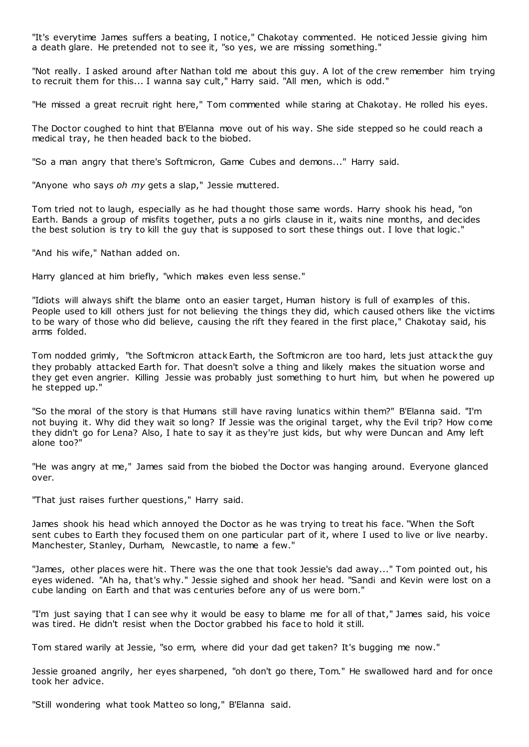"It's everytime James suffers a beating, I notice," Chakotay commented. He noticed Jessie giving him a death glare. He pretended not to see it, "so yes, we are missing something."

"Not really. I asked around after Nathan told me about this guy. A lot of the crew remember him trying to recruit them for this... I wanna say cult," Harry said. "All men, which is odd."

"He missed a great recruit right here," Tom commented while staring at Chakotay. He rolled his eyes.

The Doctor coughed to hint that B'Elanna move out of his way. She side stepped so he could reach a medical tray, he then headed back to the biobed.

"So a man angry that there's Softmicron, Game Cubes and demons..." Harry said.

"Anyone who says *oh my* gets a slap," Jessie muttered.

Tom tried not to laugh, especially as he had thought those same words. Harry shook his head, "on Earth. Bands a group of misfits together, puts a no girls clause in it, waits nine months, and decides the best solution is try to kill the guy that is supposed to sort these things out. I love that logic."

"And his wife," Nathan added on.

Harry glanced at him briefly, "which makes even less sense."

"Idiots will always shift the blame onto an easier target, Human history is full of examples of this. People used to kill others just for not believing the things they did, which caused others like the victims to be wary of those who did believe, causing the rift they feared in the first place," Chakotay said, his arms folded.

Tom nodded grimly, "the Softmicron attack Earth, the Softmicron are too hard, lets just attack the guy they probably attacked Earth for. That doesn't solve a thing and likely makes the situation worse and they get even angrier. Killing Jessie was probably just something to hurt him, but when he powered up he stepped up."

"So the moral of the story is that Humans still have raving lunatics within them?" B'Elanna said. "I'm not buying it. Why did they wait so long? If Jessie was the original target, why the Evil trip? How come they didn't go for Lena? Also, I hate to say it as they're just kids, but why were Duncan and Amy left alone too?"

"He was angry at me," James said from the biobed the Doctor was hanging around. Everyone glanced over.

"That just raises further questions," Harry said.

James shook his head which annoyed the Doctor as he was trying to treat his face. "When the Soft sent cubes to Earth they focused them on one particular part of it, where I used to live or live nearby. Manchester, Stanley, Durham, Newcastle, to name a few."

"James, other places were hit. There was the one that took Jessie's dad away..." Tom pointed out, his eyes widened. "Ah ha, that's why." Jessie sighed and shook her head. "Sandi and Kevin were lost on a cube landing on Earth and that was centuries before any of us were born."

"I'm just saying that I can see why it would be easy to blame me for all of that," James said, his voice was tired. He didn't resist when the Doctor grabbed his face to hold it still.

Tom stared warily at Jessie, "so erm, where did your dad get taken? It's bugging me now."

Jessie groaned angrily, her eyes sharpened, "oh don't go there, Tom." He swallowed hard and for once took her advice.

"Still wondering what took Matteo so long," B'Elanna said.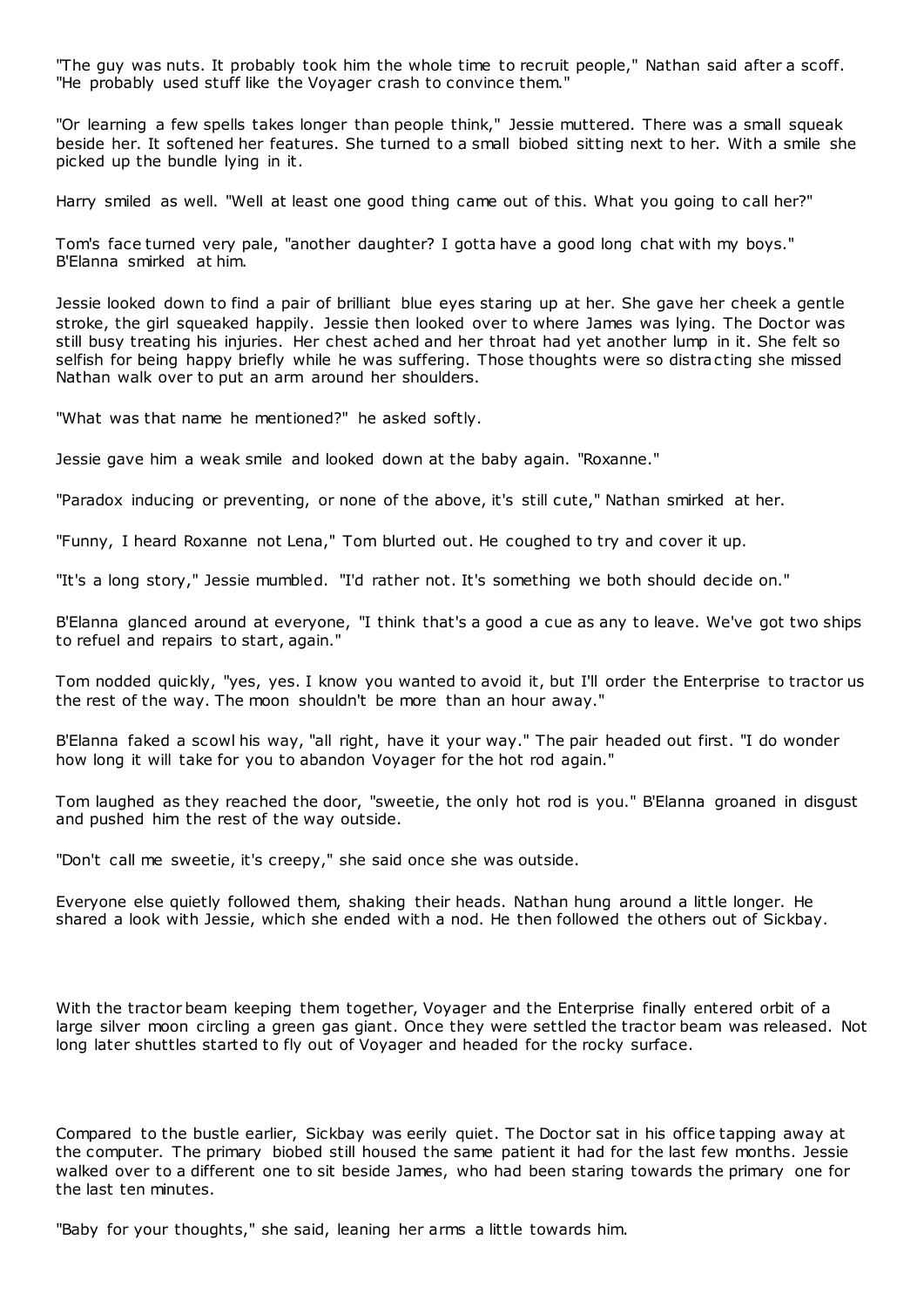"The guy was nuts. It probably took him the whole time to recruit people," Nathan said after a scoff. "He probably used stuff like the Voyager crash to convince them."

"Or learning a few spells takes longer than people think," Jessie muttered. There was a small squeak beside her. It softened her features. She turned to a small biobed sitting next to her. With a smile she picked up the bundle lying in it.

Harry smiled as well. "Well at least one good thing came out of this. What you going to call her?"

Tom's face turned very pale, "another daughter? I gotta have a good long chat with my boys." B'Elanna smirked at him.

Jessie looked down to find a pair of brilliant blue eyes staring up at her. She gave her cheek a gentle stroke, the girl squeaked happily. Jessie then looked over to where James was lying. The Doctor was still busy treating his injuries. Her chest ached and her throat had yet another lump in it. She felt so selfish for being happy briefly while he was suffering. Those thoughts were so distracting she missed Nathan walk over to put an arm around her shoulders.

"What was that name he mentioned?" he asked softly.

Jessie gave him a weak smile and looked down at the baby again. "Roxanne."

"Paradox inducing or preventing, or none of the above, it's still cute," Nathan smirked at her.

"Funny, I heard Roxanne not Lena," Tom blurted out. He coughed to try and cover it up.

"It's a long story," Jessie mumbled. "I'd rather not. It's something we both should decide on."

B'Elanna glanced around at everyone, "I think that's a good a cue as any to leave. We've got two ships to refuel and repairs to start, again."

Tom nodded quickly, "yes, yes. I know you wanted to avoid it, but I'll order the Enterprise to tractor us the rest of the way. The moon shouldn't be more than an hour away."

B'Elanna faked a scowl his way, "all right, have it your way." The pair headed out first. "I do wonder how long it will take for you to abandon Voyager for the hot rod again."

Tom laughed as they reached the door, "sweetie, the only hot rod is you." B'Elanna groaned in disgust and pushed him the rest of the way outside.

"Don't call me sweetie, it's creepy," she said once she was outside.

Everyone else quietly followed them, shaking their heads. Nathan hung around a little longer. He shared a look with Jessie, which she ended with a nod. He then followed the others out of Sickbay.

With the tractor beam keeping them together, Voyager and the Enterprise finally entered orbit of a large silver moon circling a green gas giant. Once they were settled the tractor beam was released. Not long later shuttles started to fly out of Voyager and headed for the rocky surface.

Compared to the bustle earlier, Sickbay was eerily quiet. The Doctor sat in his office tapping away at the computer. The primary biobed still housed the same patient it had for the last few months. Jessie walked over to a different one to sit beside James, who had been staring towards the primary one for the last ten minutes.

"Baby for your thoughts," she said, leaning her arms a little towards him.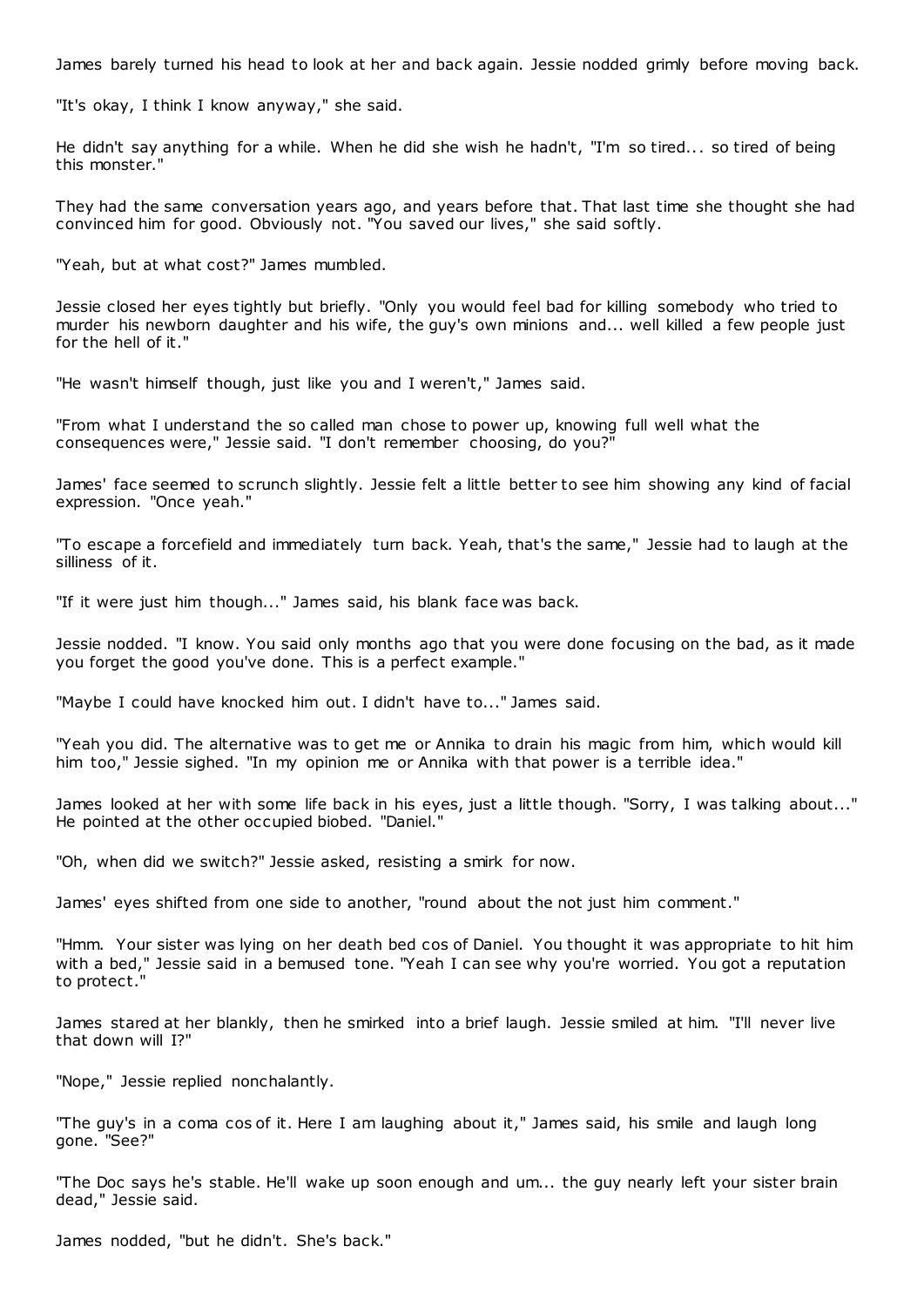James barely turned his head to look at her and back again. Jessie nodded grimly before moving back.

"It's okay, I think I know anyway," she said.

He didn't say anything for a while. When he did she wish he hadn't, "I'm so tired... so tired of being this monster."

They had the same conversation years ago, and years before that. That last time she thought she had convinced him for good. Obviously not. "You saved our lives," she said softly.

"Yeah, but at what cost?" James mumbled.

Jessie closed her eyes tightly but briefly. "Only you would feel bad for killing somebody who tried to murder his newborn daughter and his wife, the guy's own minions and... well killed a few people just for the hell of it."

"He wasn't himself though, just like you and I weren't," James said.

"From what I understand the so called man chose to power up, knowing full well what the consequences were," Jessie said. "I don't remember choosing, do you?"

James' face seemed to scrunch slightly. Jessie felt a little better to see him showing any kind of facial expression. "Once yeah."

"To escape a forcefield and immediately turn back. Yeah, that's the same," Jessie had to laugh at the silliness of it.

"If it were just him though..." James said, his blank face was back.

Jessie nodded. "I know. You said only months ago that you were done focusing on the bad, as it made you forget the good you've done. This is a perfect example."

"Maybe I could have knocked him out. I didn't have to..." James said.

"Yeah you did. The alternative was to get me or Annika to drain his magic from him, which would kill him too," Jessie sighed. "In my opinion me or Annika with that power is a terrible idea."

James looked at her with some life back in his eyes, just a little though. "Sorry, I was talking about..." He pointed at the other occupied biobed. "Daniel."

"Oh, when did we switch?" Jessie asked, resisting a smirk for now.

James' eyes shifted from one side to another, "round about the not just him comment."

"Hmm. Your sister was lying on her death bed cos of Daniel. You thought it was appropriate to hit him with a bed," Jessie said in a bemused tone. "Yeah I can see why you're worried. You got a reputation to protect."

James stared at her blankly, then he smirked into a brief laugh. Jessie smiled at him. "I'll never live that down will I?"

"Nope," Jessie replied nonchalantly.

"The guy's in a coma cos of it. Here I am laughing about it," James said, his smile and laugh long gone. "See?"

"The Doc says he's stable. He'll wake up soon enough and um... the guy nearly left your sister brain dead," Jessie said.

James nodded, "but he didn't. She's back."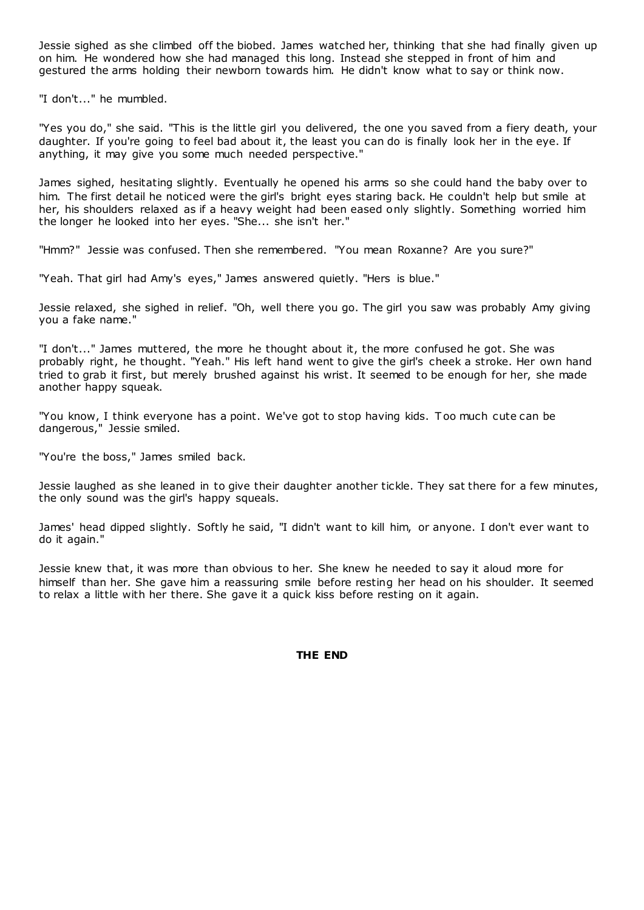Jessie sighed as she climbed off the biobed. James watched her, thinking that she had finally given up on him. He wondered how she had managed this long. Instead she stepped in front of him and gestured the arms holding their newborn towards him. He didn't know what to say or think now.

"I don't..." he mumbled.

"Yes you do," she said. "This is the little girl you delivered, the one you saved from a fiery death, your daughter. If you're going to feel bad about it, the least you can do is finally look her in the eye. If anything, it may give you some much needed perspective."

James sighed, hesitating slightly. Eventually he opened his arms so she could hand the baby over to him. The first detail he noticed were the girl's bright eyes staring back. He couldn't help but smile at her, his shoulders relaxed as if a heavy weight had been eased only slightly. Something worried him the longer he looked into her eyes. "She... she isn't her."

"Hmm?" Jessie was confused. Then she remembered. "You mean Roxanne? Are you sure?"

"Yeah. That girl had Amy's eyes," James answered quietly. "Hers is blue."

Jessie relaxed, she sighed in relief. "Oh, well there you go. The girl you saw was probably Amy giving you a fake name."

"I don't..." James muttered, the more he thought about it, the more confused he got. She was probably right, he thought. "Yeah." His left hand went to give the girl's cheek a stroke. Her own hand tried to grab it first, but merely brushed against his wrist. It seemed to be enough for her, she made another happy squeak.

"You know, I think everyone has a point. We've got to stop having kids. Too much cute can be dangerous," Jessie smiled.

"You're the boss," James smiled back.

Jessie laughed as she leaned in to give their daughter another tickle. They sat there for a few minutes, the only sound was the girl's happy squeals.

James' head dipped slightly. Softly he said, "I didn't want to kill him, or anyone. I don't ever want to do it again."

Jessie knew that, it was more than obvious to her. She knew he needed to say it aloud more for himself than her. She gave him a reassuring smile before resting her head on his shoulder. It seemed to relax a little with her there. She gave it a quick kiss before resting on it again.

**THE END**